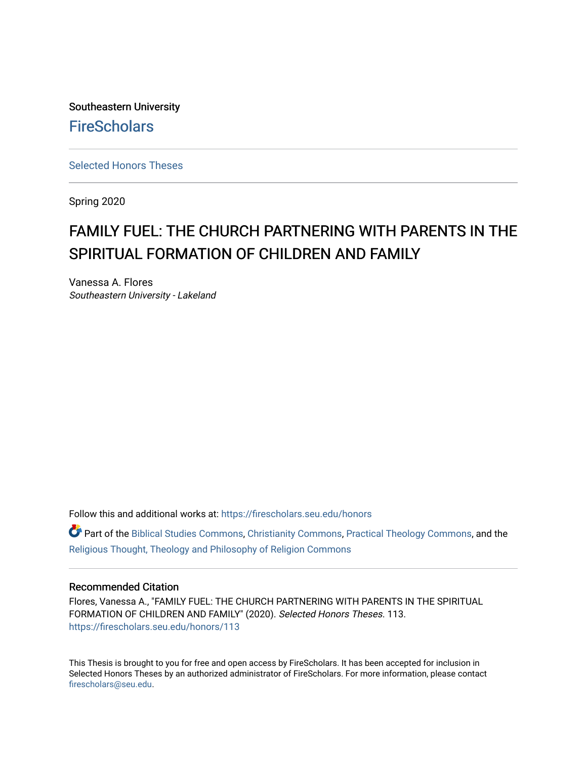Southeastern University

FireScholars

Selected Honors Theses

Spring 2020

# FAMILY FUEL: THE CHURCH PARTNERING WITH PARENTS IN THE SPIRITUAL FORMATION OF CHILDREN AND FAMILY

Vanessa A. Flores
*Southeastern University - Lakeland*

Follow this and additional works at: https://firescholars.seu.edu/honors

Part of the Biblical Studies Commons, Christianity Commons, Practical Theology Commons, and the Religious Thought, Theology and Philosophy of Religion Commons

### Recommended Citation

Flores, Vanessa A., "FAMILY FUEL: THE CHURCH PARTNERING WITH PARENTS IN THE SPIRITUAL FORMATION OF CHILDREN AND FAMILY" (2020). *Selected Honors Theses*. 113.
https://firescholars.seu.edu/honors/113

This Thesis is brought to you for free and open access by FireScholars. It has been accepted for inclusion in Selected Honors Theses by an authorized administrator of FireScholars. For more information, please contact firescholars@seu.edu.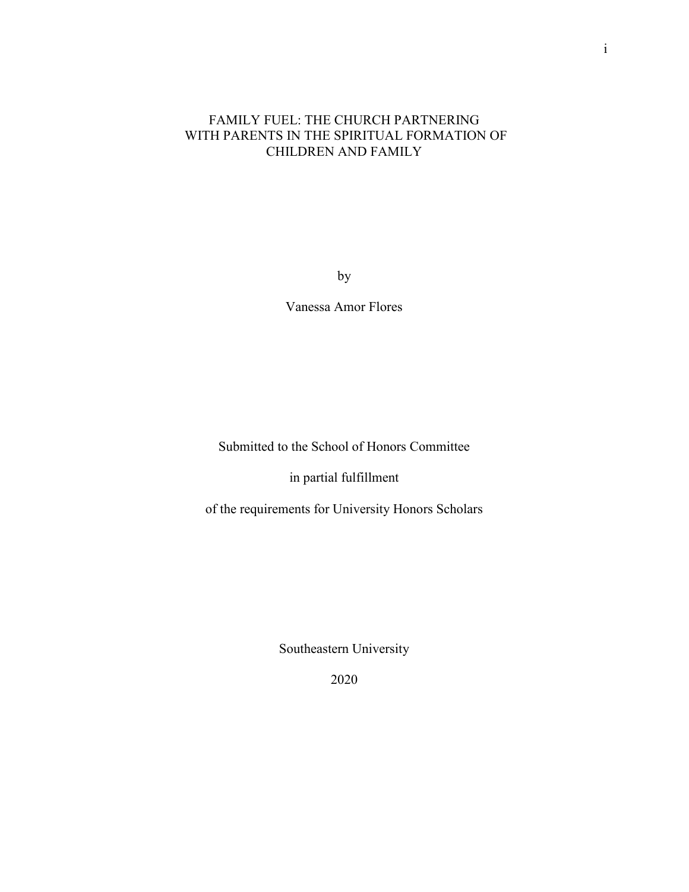# FAMILY FUEL: THE CHURCH PARTNERING WITH PARENTS IN THE SPIRITUAL FORMATION OF CHILDREN AND FAMILY

by

Vanessa Amor Flores

Submitted to the School of Honors Committee

in partial fulfillment

of the requirements for University Honors Scholars

Southeastern University

2020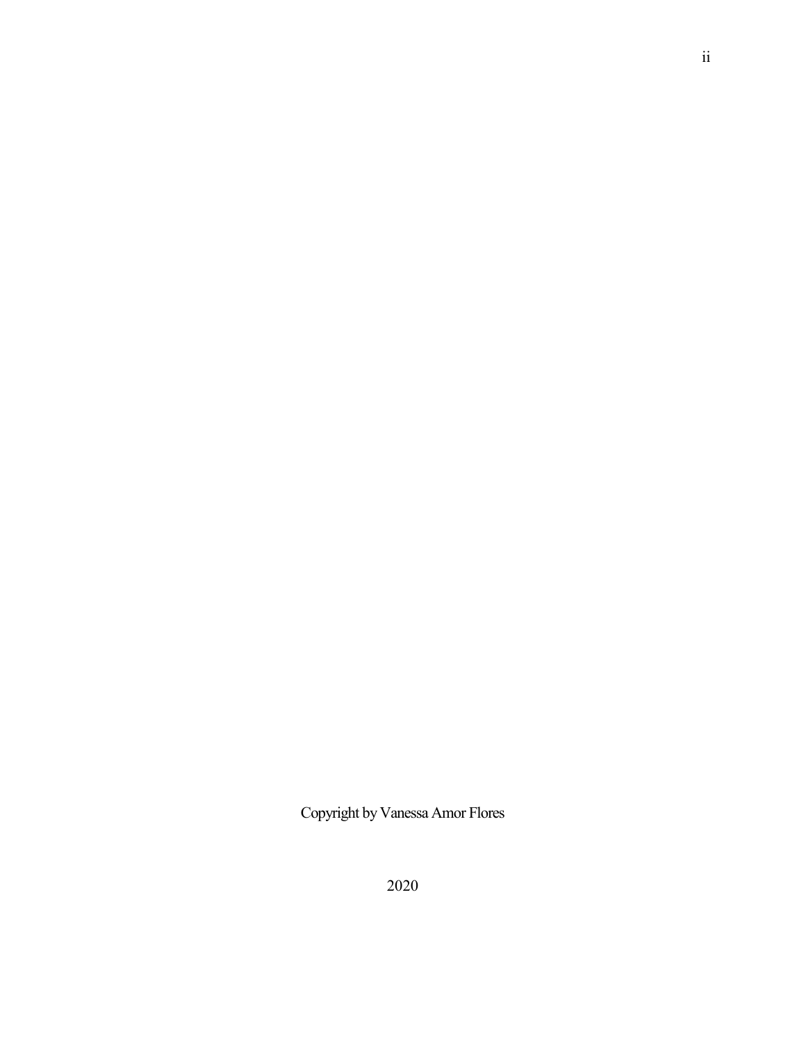Copyright by Vanessa Amor Flores

2020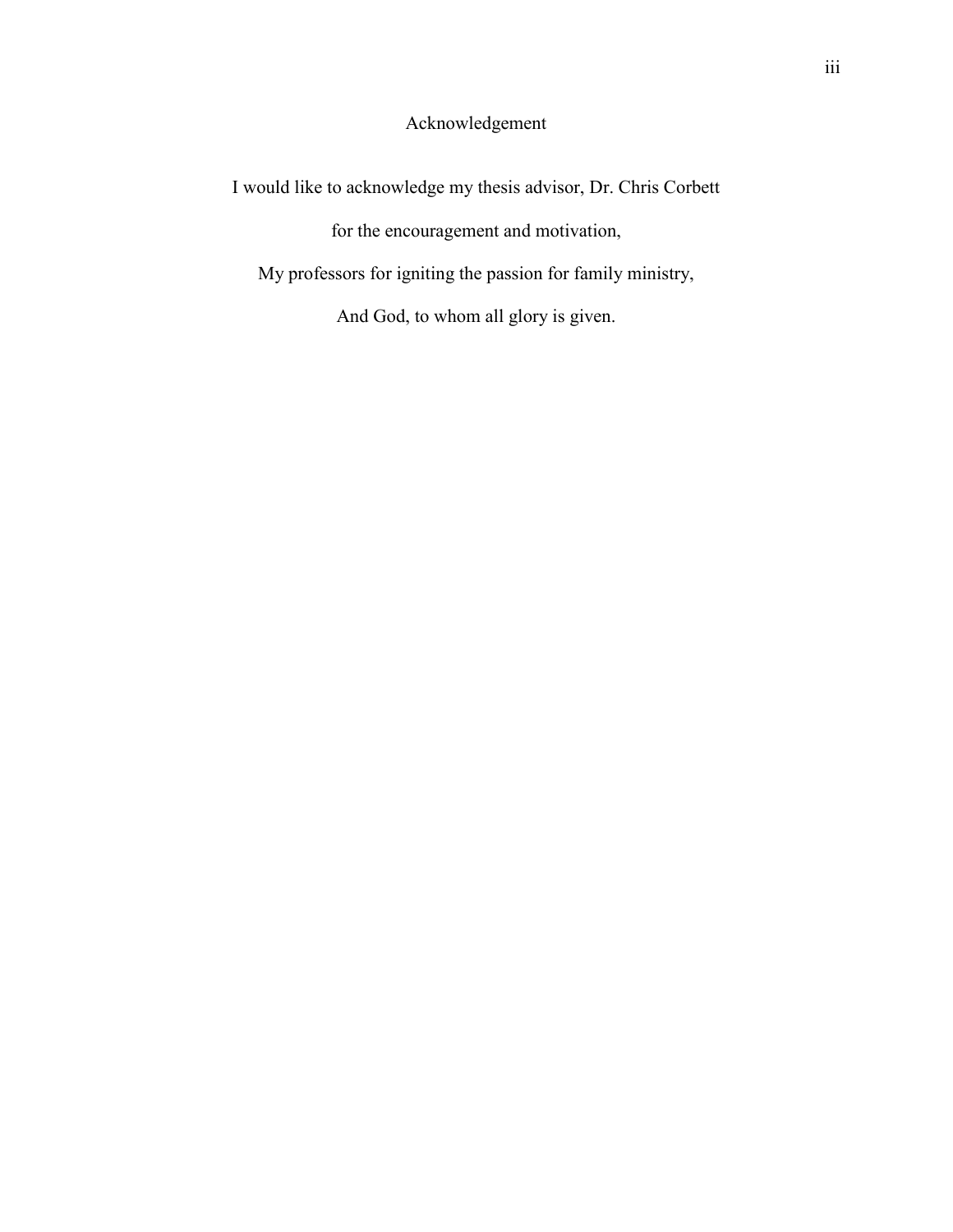# Acknowledgement

I would like to acknowledge my thesis advisor, Dr. Chris Corbett

for the encouragement and motivation,

My professors for igniting the passion for family ministry,

And God, to whom all glory is given.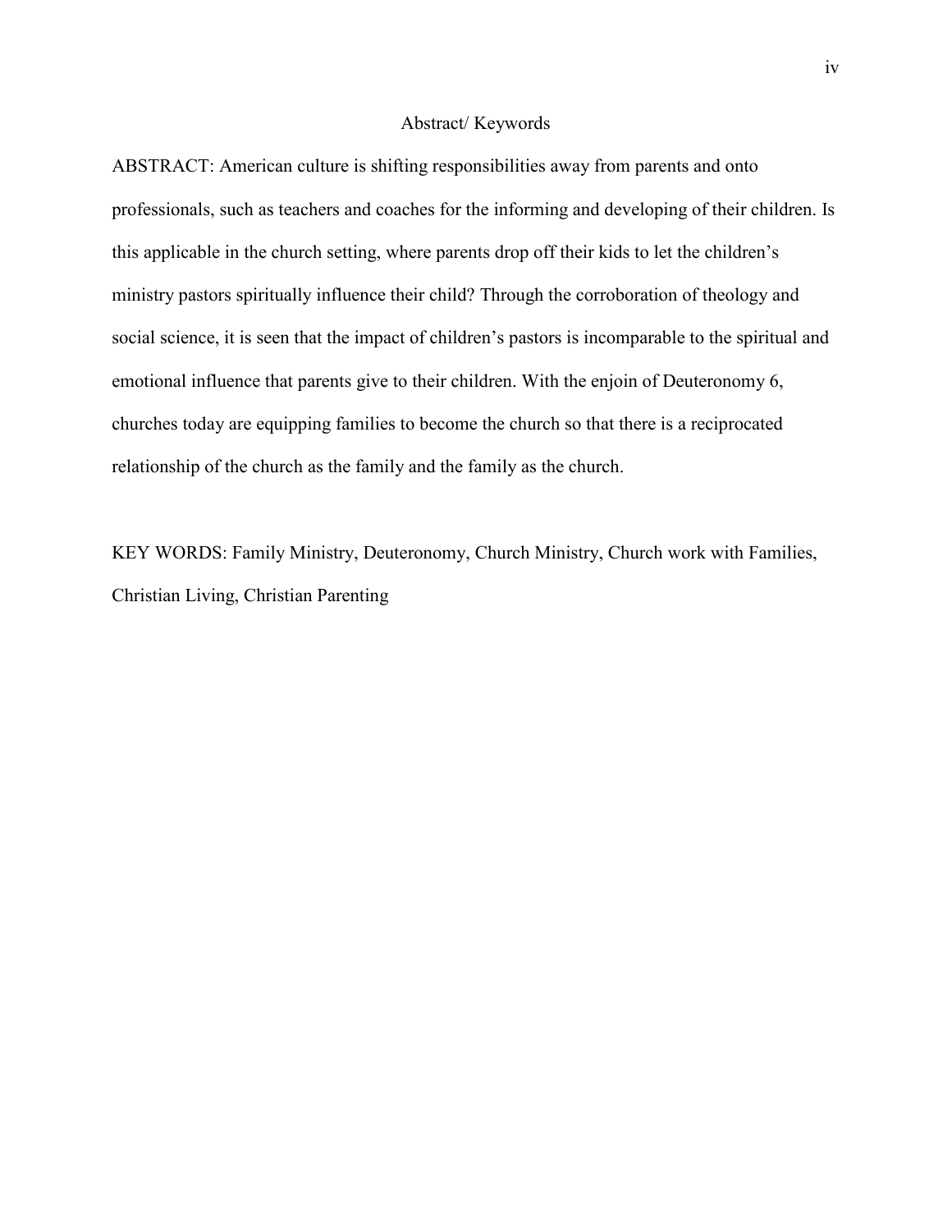## Abstract/ Keywords

ABSTRACT: American culture is shifting responsibilities away from parents and onto professionals, such as teachers and coaches for the informing and developing of their children. Is this applicable in the church setting, where parents drop off their kids to let the children's ministry pastors spiritually influence their child? Through the corroboration of theology and social science, it is seen that the impact of children's pastors is incomparable to the spiritual and emotional influence that parents give to their children. With the enjoin of Deuteronomy 6, churches today are equipping families to become the church so that there is a reciprocated relationship of the church as the family and the family as the church.

KEY WORDS: Family Ministry, Deuteronomy, Church Ministry, Church work with Families, Christian Living, Christian Parenting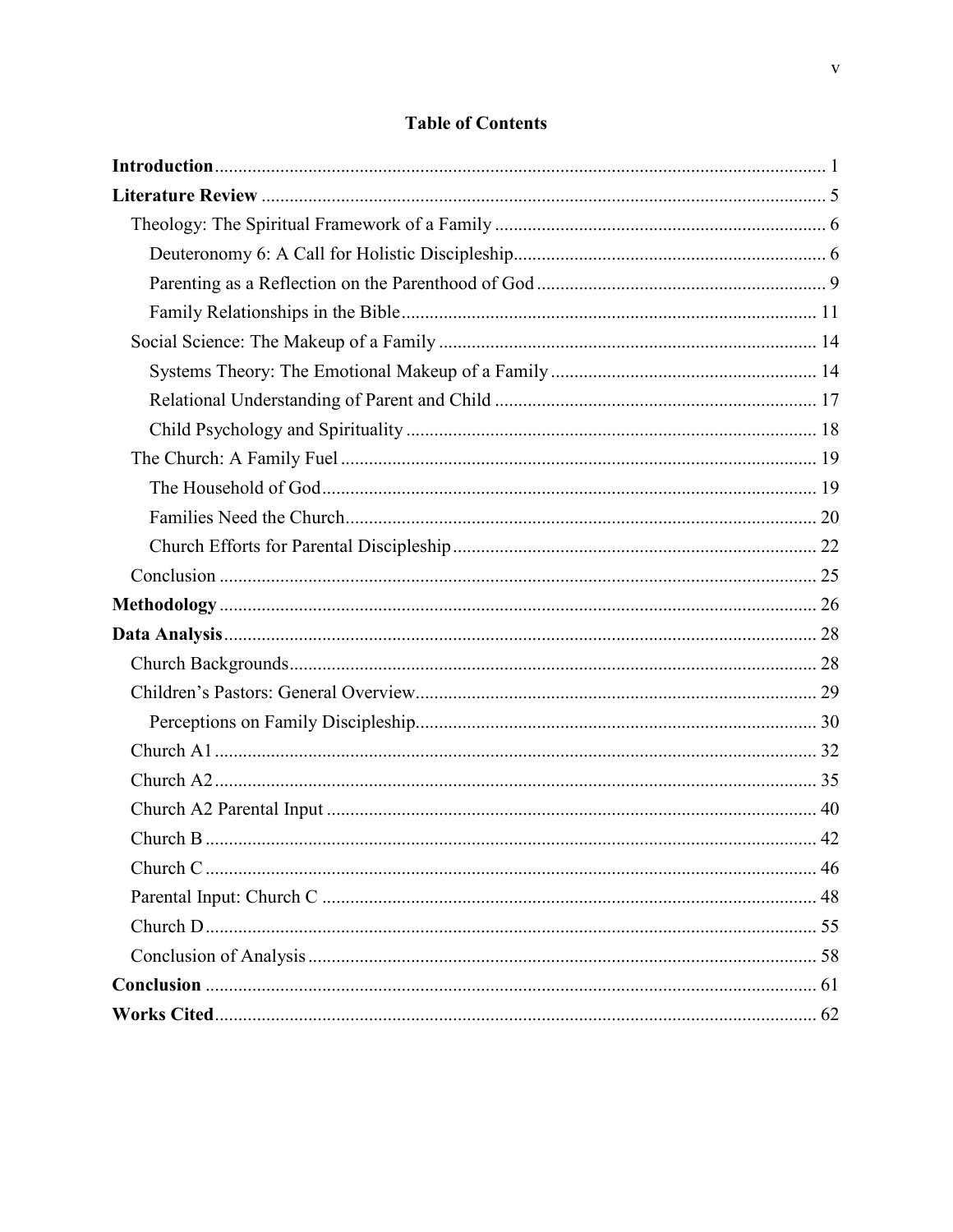# Table of Contents

**Introduction** .... 1
**Literature Review** .... 5
- Theology: The Spiritual Framework of a Family .... 6
  - Deuteronomy 6: A Call for Holistic Discipleship .... 6
  - Parenting as a Reflection on the Parenthood of God .... 9
  - Family Relationships in the Bible .... 11
- Social Science: The Makeup of a Family .... 14
  - Systems Theory: The Emotional Makeup of a Family .... 14
  - Relational Understanding of Parent and Child .... 17
  - Child Psychology and Spirituality .... 18
- The Church: A Family Fuel .... 19
  - The Household of God .... 19
  - Families Need the Church .... 20
  - Church Efforts for Parental Discipleship .... 22
- Conclusion .... 25

**Methodology** .... 26
**Data Analysis** .... 28
- Church Backgrounds .... 28
- Children's Pastors: General Overview .... 29
  - Perceptions on Family Discipleship .... 30
- Church A1 .... 32
- Church A2 .... 35
- Church A2 Parental Input .... 40
- Church B .... 42
- Church C .... 46
- Parental Input: Church C .... 48
- Church D .... 55
- Conclusion of Analysis .... 58

**Conclusion** .... 61
**Works Cited** .... 62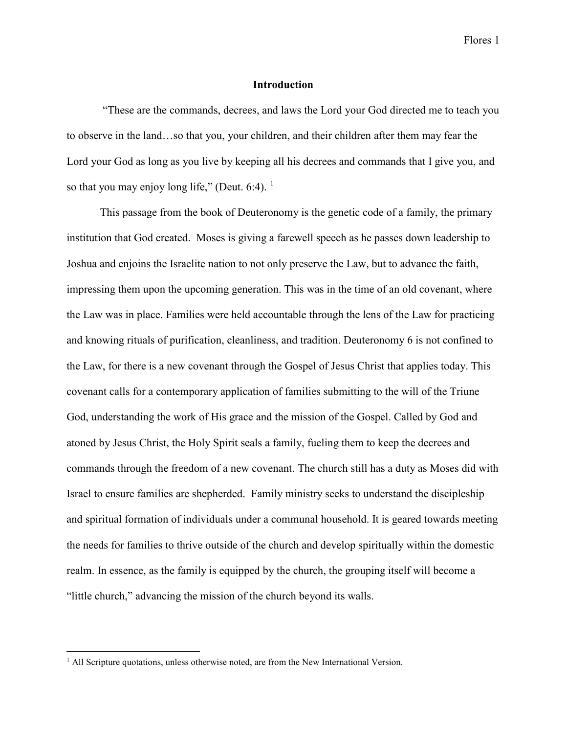# Introduction

"These are the commands, decrees, and laws the Lord your God directed me to teach you to observe in the land…so that you, your children, and their children after them may fear the Lord your God as long as you live by keeping all his decrees and commands that I give you, and so that you may enjoy long life," (Deut. 6:4). [1]

This passage from the book of Deuteronomy is the genetic code of a family, the primary institution that God created. Moses is giving a farewell speech as he passes down leadership to Joshua and enjoins the Israelite nation to not only preserve the Law, but to advance the faith, impressing them upon the upcoming generation. This was in the time of an old covenant, where the Law was in place. Families were held accountable through the lens of the Law for practicing and knowing rituals of purification, cleanliness, and tradition. Deuteronomy 6 is not confined to the Law, for there is a new covenant through the Gospel of Jesus Christ that applies today. This covenant calls for a contemporary application of families submitting to the will of the Triune God, understanding the work of His grace and the mission of the Gospel. Called by God and atoned by Jesus Christ, the Holy Spirit seals a family, fueling them to keep the decrees and commands through the freedom of a new covenant. The church still has a duty as Moses did with Israel to ensure families are shepherded. Family ministry seeks to understand the discipleship and spiritual formation of individuals under a communal household. It is geared towards meeting the needs for families to thrive outside of the church and develop spiritually within the domestic realm. In essence, as the family is equipped by the church, the grouping itself will become a "little church," advancing the mission of the church beyond its walls.

---

[1] All Scripture quotations, unless otherwise noted, are from the New International Version.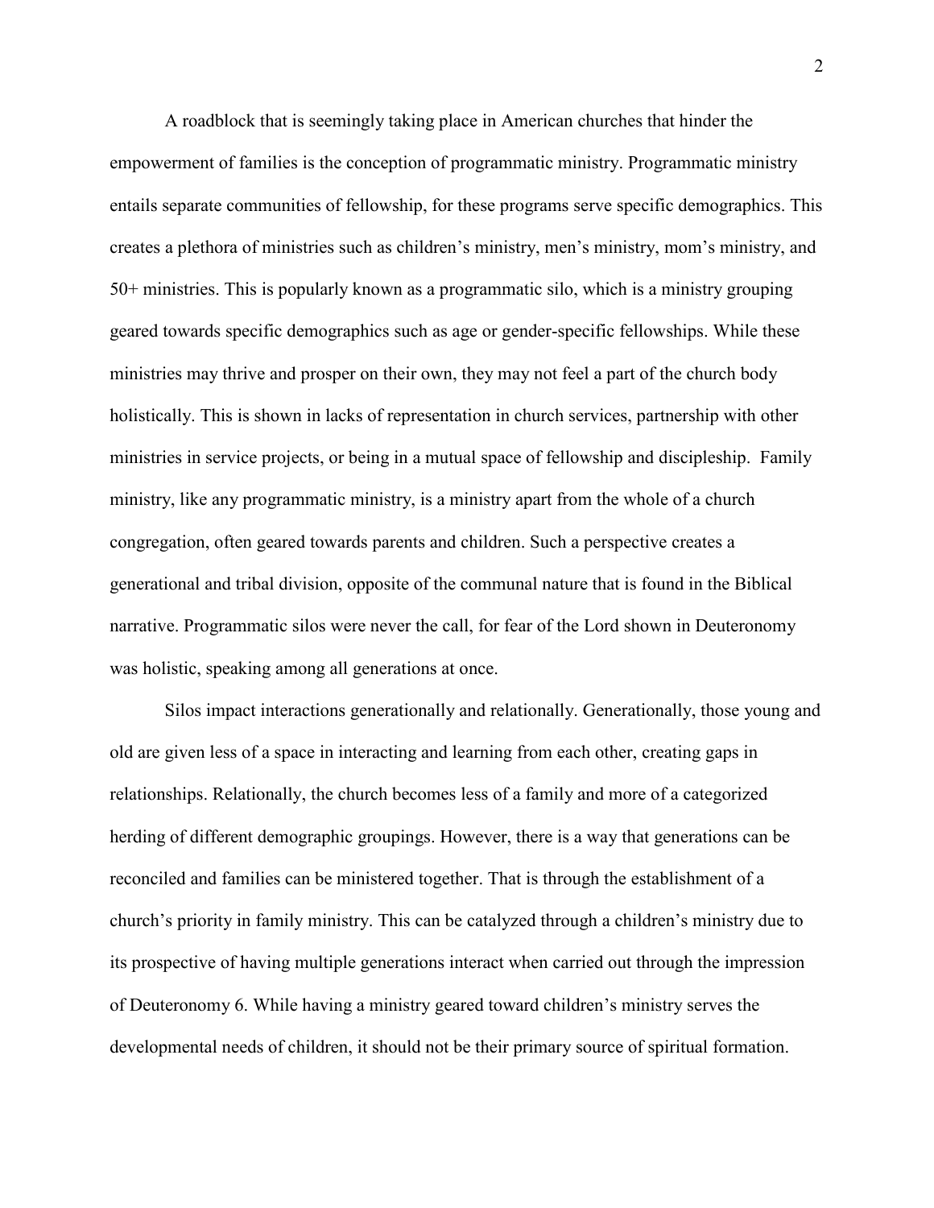A roadblock that is seemingly taking place in American churches that hinder the empowerment of families is the conception of programmatic ministry. Programmatic ministry entails separate communities of fellowship, for these programs serve specific demographics. This creates a plethora of ministries such as children's ministry, men's ministry, mom's ministry, and 50+ ministries. This is popularly known as a programmatic silo, which is a ministry grouping geared towards specific demographics such as age or gender-specific fellowships. While these ministries may thrive and prosper on their own, they may not feel a part of the church body holistically. This is shown in lacks of representation in church services, partnership with other ministries in service projects, or being in a mutual space of fellowship and discipleship. Family ministry, like any programmatic ministry, is a ministry apart from the whole of a church congregation, often geared towards parents and children. Such a perspective creates a generational and tribal division, opposite of the communal nature that is found in the Biblical narrative. Programmatic silos were never the call, for fear of the Lord shown in Deuteronomy was holistic, speaking among all generations at once.

Silos impact interactions generationally and relationally. Generationally, those young and old are given less of a space in interacting and learning from each other, creating gaps in relationships. Relationally, the church becomes less of a family and more of a categorized herding of different demographic groupings. However, there is a way that generations can be reconciled and families can be ministered together. That is through the establishment of a church's priority in family ministry. This can be catalyzed through a children's ministry due to its prospective of having multiple generations interact when carried out through the impression of Deuteronomy 6. While having a ministry geared toward children's ministry serves the developmental needs of children, it should not be their primary source of spiritual formation.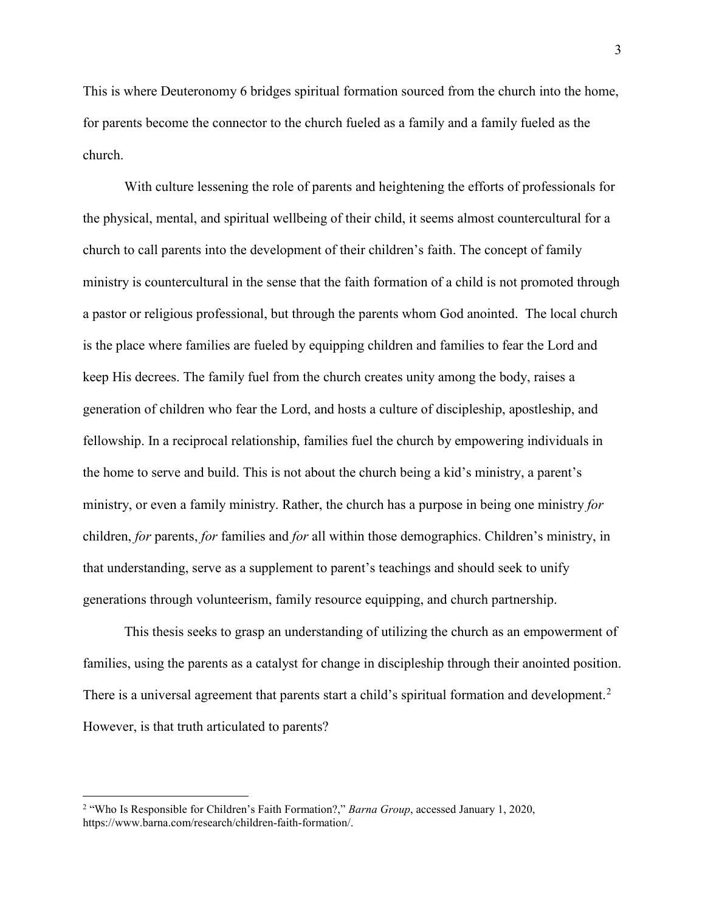This is where Deuteronomy 6 bridges spiritual formation sourced from the church into the home, for parents become the connector to the church fueled as a family and a family fueled as the church.

With culture lessening the role of parents and heightening the efforts of professionals for the physical, mental, and spiritual wellbeing of their child, it seems almost countercultural for a church to call parents into the development of their children's faith. The concept of family ministry is countercultural in the sense that the faith formation of a child is not promoted through a pastor or religious professional, but through the parents whom God anointed. The local church is the place where families are fueled by equipping children and families to fear the Lord and keep His decrees. The family fuel from the church creates unity among the body, raises a generation of children who fear the Lord, and hosts a culture of discipleship, apostleship, and fellowship. In a reciprocal relationship, families fuel the church by empowering individuals in the home to serve and build. This is not about the church being a kid's ministry, a parent's ministry, or even a family ministry. Rather, the church has a purpose in being one ministry *for* children, *for* parents, *for* families and *for* all within those demographics. Children's ministry, in that understanding, serve as a supplement to parent's teachings and should seek to unify generations through volunteerism, family resource equipping, and church partnership.

This thesis seeks to grasp an understanding of utilizing the church as an empowerment of families, using the parents as a catalyst for change in discipleship through their anointed position. There is a universal agreement that parents start a child's spiritual formation and development.[2] However, is that truth articulated to parents?

---

[2] "Who Is Responsible for Children's Faith Formation?," *Barna Group*, accessed January 1, 2020, https://www.barna.com/research/children-faith-formation/.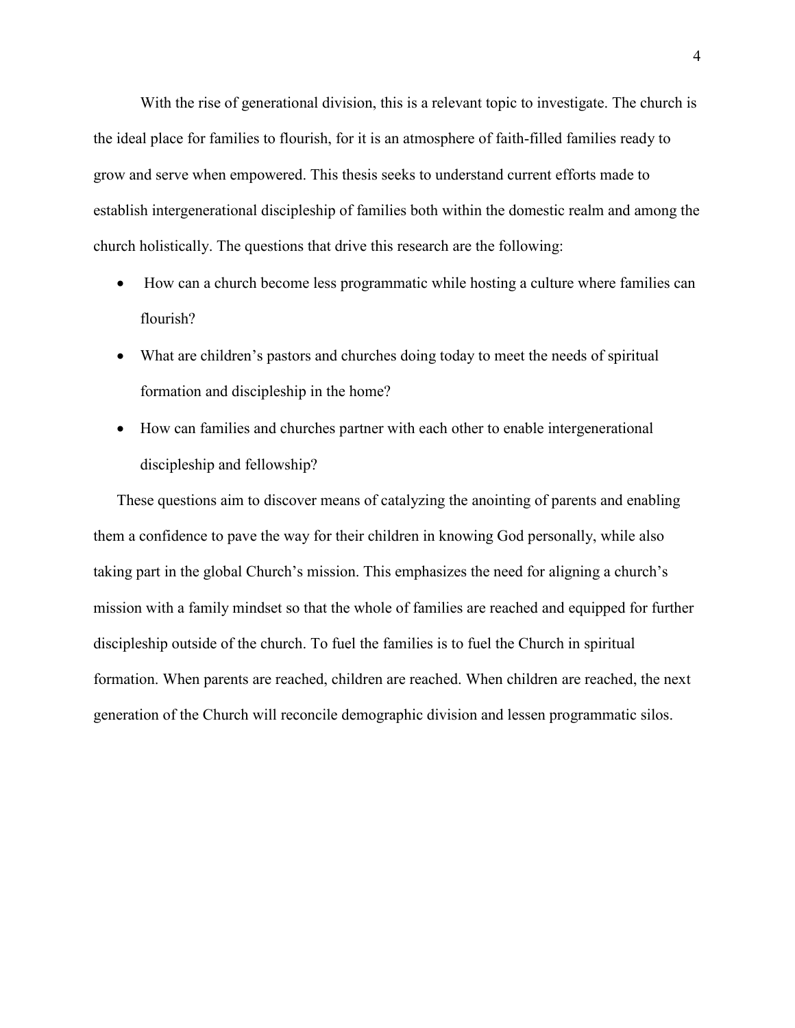With the rise of generational division, this is a relevant topic to investigate. The church is the ideal place for families to flourish, for it is an atmosphere of faith-filled families ready to grow and serve when empowered. This thesis seeks to understand current efforts made to establish intergenerational discipleship of families both within the domestic realm and among the church holistically. The questions that drive this research are the following:

- How can a church become less programmatic while hosting a culture where families can flourish?
- What are children's pastors and churches doing today to meet the needs of spiritual formation and discipleship in the home?
- How can families and churches partner with each other to enable intergenerational discipleship and fellowship?

These questions aim to discover means of catalyzing the anointing of parents and enabling them a confidence to pave the way for their children in knowing God personally, while also taking part in the global Church's mission. This emphasizes the need for aligning a church's mission with a family mindset so that the whole of families are reached and equipped for further discipleship outside of the church. To fuel the families is to fuel the Church in spiritual formation. When parents are reached, children are reached. When children are reached, the next generation of the Church will reconcile demographic division and lessen programmatic silos.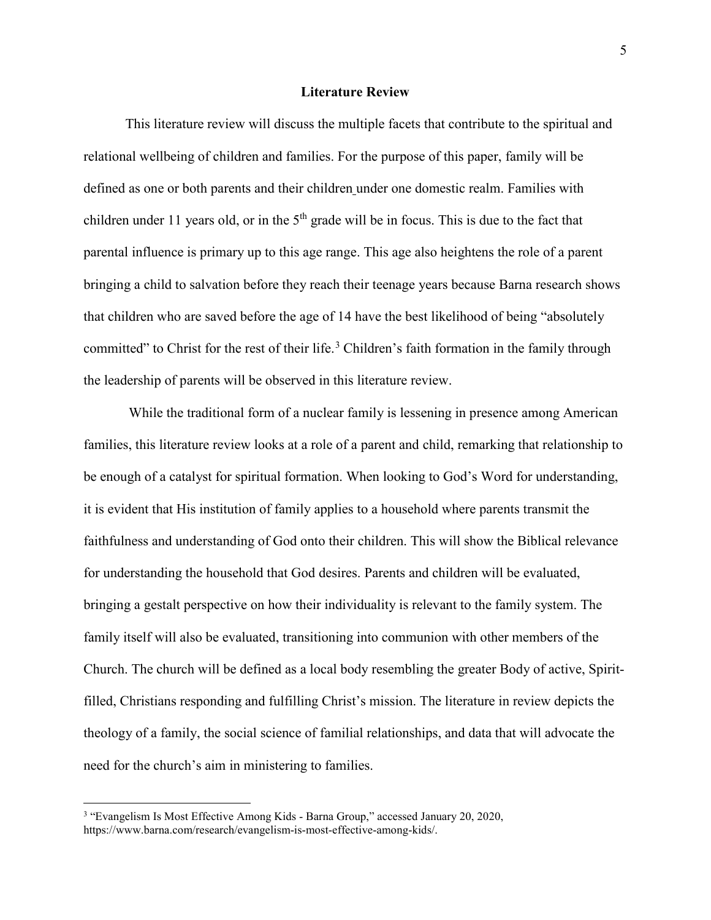## Literature Review

This literature review will discuss the multiple facets that contribute to the spiritual and relational wellbeing of children and families. For the purpose of this paper, family will be defined as one or both parents and their children under one domestic realm. Families with children under 11 years old, or in the 5th grade will be in focus. This is due to the fact that parental influence is primary up to this age range. This age also heightens the role of a parent bringing a child to salvation before they reach their teenage years because Barna research shows that children who are saved before the age of 14 have the best likelihood of being "absolutely committed" to Christ for the rest of their life.[3] Children's faith formation in the family through the leadership of parents will be observed in this literature review.

While the traditional form of a nuclear family is lessening in presence among American families, this literature review looks at a role of a parent and child, remarking that relationship to be enough of a catalyst for spiritual formation. When looking to God's Word for understanding, it is evident that His institution of family applies to a household where parents transmit the faithfulness and understanding of God onto their children. This will show the Biblical relevance for understanding the household that God desires. Parents and children will be evaluated, bringing a gestalt perspective on how their individuality is relevant to the family system. The family itself will also be evaluated, transitioning into communion with other members of the Church. The church will be defined as a local body resembling the greater Body of active, Spirit-filled, Christians responding and fulfilling Christ's mission. The literature in review depicts the theology of a family, the social science of familial relationships, and data that will advocate the need for the church's aim in ministering to families.

---

[3] "Evangelism Is Most Effective Among Kids - Barna Group," accessed January 20, 2020, https://www.barna.com/research/evangelism-is-most-effective-among-kids/.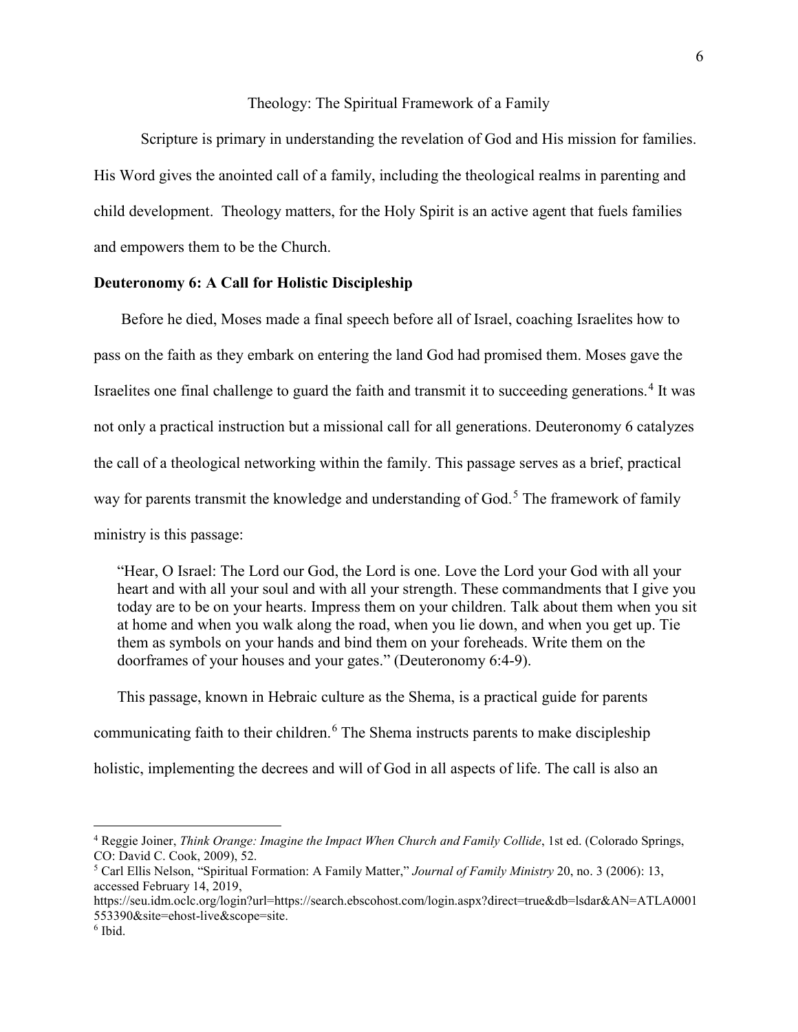## Theology: The Spiritual Framework of a Family

Scripture is primary in understanding the revelation of God and His mission for families. His Word gives the anointed call of a family, including the theological realms in parenting and child development. Theology matters, for the Holy Spirit is an active agent that fuels families and empowers them to be the Church.

### Deuteronomy 6: A Call for Holistic Discipleship

Before he died, Moses made a final speech before all of Israel, coaching Israelites how to pass on the faith as they embark on entering the land God had promised them. Moses gave the Israelites one final challenge to guard the faith and transmit it to succeeding generations.[4] It was not only a practical instruction but a missional call for all generations. Deuteronomy 6 catalyzes the call of a theological networking within the family. This passage serves as a brief, practical way for parents transmit the knowledge and understanding of God.[5] The framework of family ministry is this passage:

> "Hear, O Israel: The Lord our God, the Lord is one. Love the Lord your God with all your heart and with all your soul and with all your strength. These commandments that I give you today are to be on your hearts. Impress them on your children. Talk about them when you sit at home and when you walk along the road, when you lie down, and when you get up. Tie them as symbols on your hands and bind them on your foreheads. Write them on the doorframes of your houses and your gates." (Deuteronomy 6:4-9).

This passage, known in Hebraic culture as the Shema, is a practical guide for parents communicating faith to their children.[6] The Shema instructs parents to make discipleship holistic, implementing the decrees and will of God in all aspects of life. The call is also an

---

[4] Reggie Joiner, *Think Orange: Imagine the Impact When Church and Family Collide*, 1st ed. (Colorado Springs, CO: David C. Cook, 2009), 52.

[5] Carl Ellis Nelson, "Spiritual Formation: A Family Matter," *Journal of Family Ministry* 20, no. 3 (2006): 13, accessed February 14, 2019, https://seu.idm.oclc.org/login?url=https://search.ebscohost.com/login.aspx?direct=true&db=lsdar&AN=ATLA0001553390&site=ehost-live&scope=site.

[6] Ibid.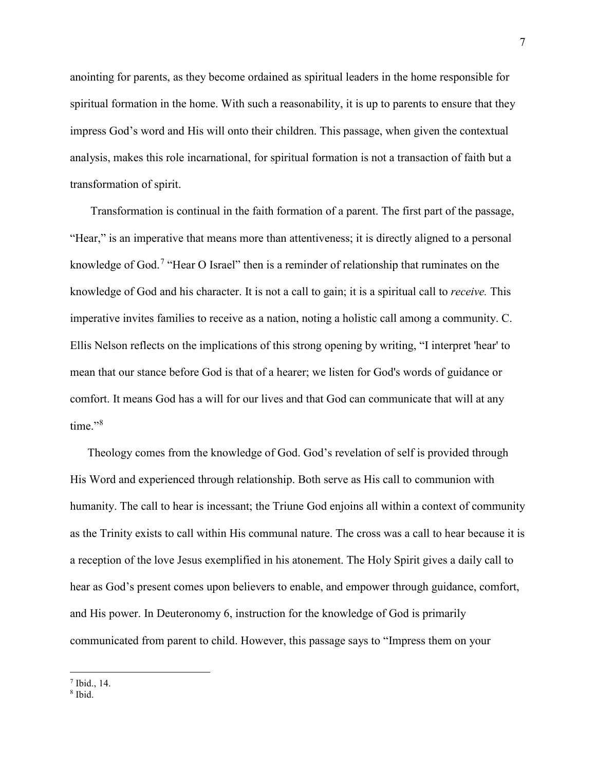anointing for parents, as they become ordained as spiritual leaders in the home responsible for spiritual formation in the home. With such a reasonability, it is up to parents to ensure that they impress God's word and His will onto their children. This passage, when given the contextual analysis, makes this role incarnational, for spiritual formation is not a transaction of faith but a transformation of spirit.

Transformation is continual in the faith formation of a parent. The first part of the passage, "Hear," is an imperative that means more than attentiveness; it is directly aligned to a personal knowledge of God.[7] "Hear O Israel" then is a reminder of relationship that ruminates on the knowledge of God and his character. It is not a call to gain; it is a spiritual call to *receive.* This imperative invites families to receive as a nation, noting a holistic call among a community. C. Ellis Nelson reflects on the implications of this strong opening by writing, "I interpret 'hear' to mean that our stance before God is that of a hearer; we listen for God's words of guidance or comfort. It means God has a will for our lives and that God can communicate that will at any time."[8]

Theology comes from the knowledge of God. God's revelation of self is provided through His Word and experienced through relationship. Both serve as His call to communion with humanity. The call to hear is incessant; the Triune God enjoins all within a context of community as the Trinity exists to call within His communal nature. The cross was a call to hear because it is a reception of the love Jesus exemplified in his atonement. The Holy Spirit gives a daily call to hear as God's present comes upon believers to enable, and empower through guidance, comfort, and His power. In Deuteronomy 6, instruction for the knowledge of God is primarily communicated from parent to child. However, this passage says to "Impress them on your

---

[7] Ibid., 14.

[8] Ibid.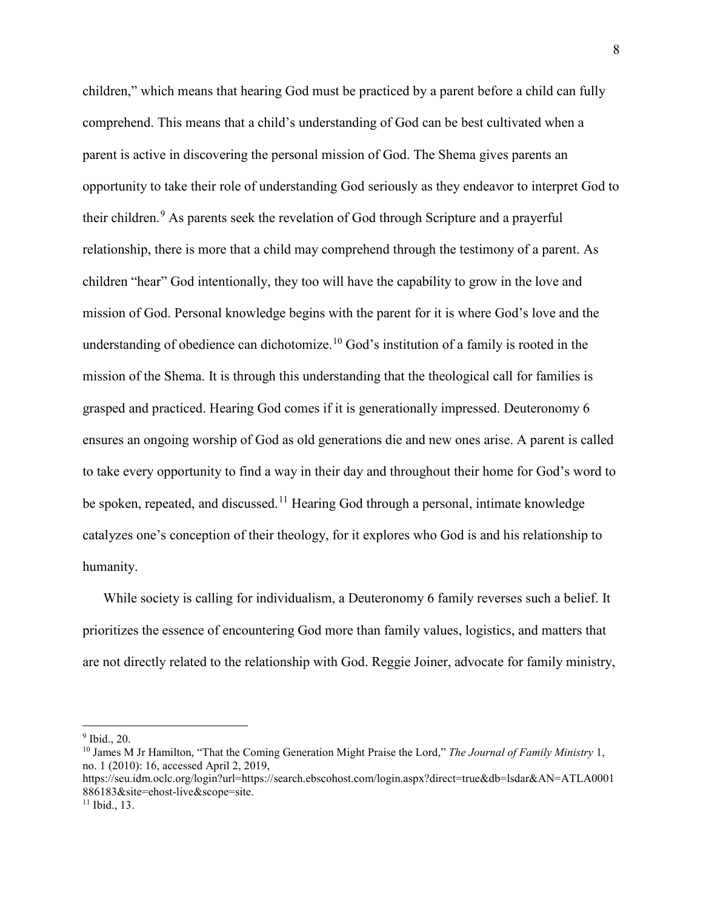children," which means that hearing God must be practiced by a parent before a child can fully comprehend. This means that a child's understanding of God can be best cultivated when a parent is active in discovering the personal mission of God. The Shema gives parents an opportunity to take their role of understanding God seriously as they endeavor to interpret God to their children.[9] As parents seek the revelation of God through Scripture and a prayerful relationship, there is more that a child may comprehend through the testimony of a parent. As children "hear" God intentionally, they too will have the capability to grow in the love and mission of God. Personal knowledge begins with the parent for it is where God's love and the understanding of obedience can dichotomize.[10] God's institution of a family is rooted in the mission of the Shema. It is through this understanding that the theological call for families is grasped and practiced. Hearing God comes if it is generationally impressed. Deuteronomy 6 ensures an ongoing worship of God as old generations die and new ones arise. A parent is called to take every opportunity to find a way in their day and throughout their home for God's word to be spoken, repeated, and discussed.[11] Hearing God through a personal, intimate knowledge catalyzes one's conception of their theology, for it explores who God is and his relationship to humanity.

While society is calling for individualism, a Deuteronomy 6 family reverses such a belief. It prioritizes the essence of encountering God more than family values, logistics, and matters that are not directly related to the relationship with God. Reggie Joiner, advocate for family ministry,

---

[9] Ibid., 20.

[10] James M Jr Hamilton, "That the Coming Generation Might Praise the Lord," *The Journal of Family Ministry* 1, no. 1 (2010): 16, accessed April 2, 2019, https://seu.idm.oclc.org/login?url=https://search.ebscohost.com/login.aspx?direct=true&db=lsdar&AN=ATLA0001886183&site=ehost-live&scope=site.

[11] Ibid., 13.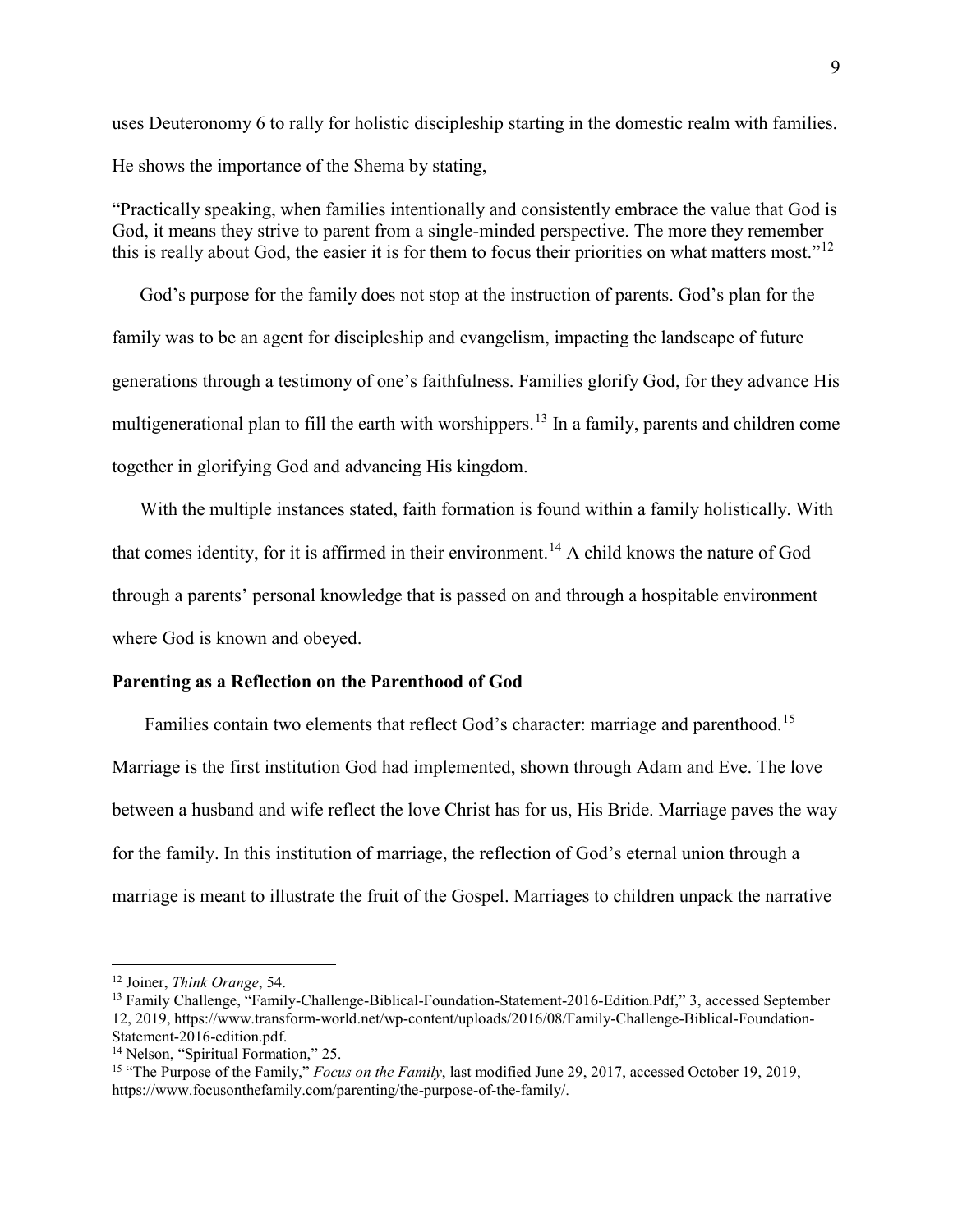uses Deuteronomy 6 to rally for holistic discipleship starting in the domestic realm with families. He shows the importance of the Shema by stating,

> "Practically speaking, when families intentionally and consistently embrace the value that God is God, it means they strive to parent from a single-minded perspective. The more they remember this is really about God, the easier it is for them to focus their priorities on what matters most."[12]

God's purpose for the family does not stop at the instruction of parents. God's plan for the family was to be an agent for discipleship and evangelism, impacting the landscape of future generations through a testimony of one's faithfulness. Families glorify God, for they advance His multigenerational plan to fill the earth with worshippers.[13] In a family, parents and children come together in glorifying God and advancing His kingdom.

With the multiple instances stated, faith formation is found within a family holistically. With that comes identity, for it is affirmed in their environment.[14] A child knows the nature of God through a parents' personal knowledge that is passed on and through a hospitable environment where God is known and obeyed.

**Parenting as a Reflection on the Parenthood of God**

Families contain two elements that reflect God's character: marriage and parenthood.[15] Marriage is the first institution God had implemented, shown through Adam and Eve. The love between a husband and wife reflect the love Christ has for us, His Bride. Marriage paves the way for the family. In this institution of marriage, the reflection of God's eternal union through a marriage is meant to illustrate the fruit of the Gospel. Marriages to children unpack the narrative

---

[12] Joiner, *Think Orange*, 54.

[13] Family Challenge, "Family-Challenge-Biblical-Foundation-Statement-2016-Edition.Pdf," 3, accessed September 12, 2019, https://www.transform-world.net/wp-content/uploads/2016/08/Family-Challenge-Biblical-Foundation-Statement-2016-edition.pdf.

[14] Nelson, "Spiritual Formation," 25.

[15] "The Purpose of the Family," *Focus on the Family*, last modified June 29, 2017, accessed October 19, 2019, https://www.focusonthefamily.com/parenting/the-purpose-of-the-family/.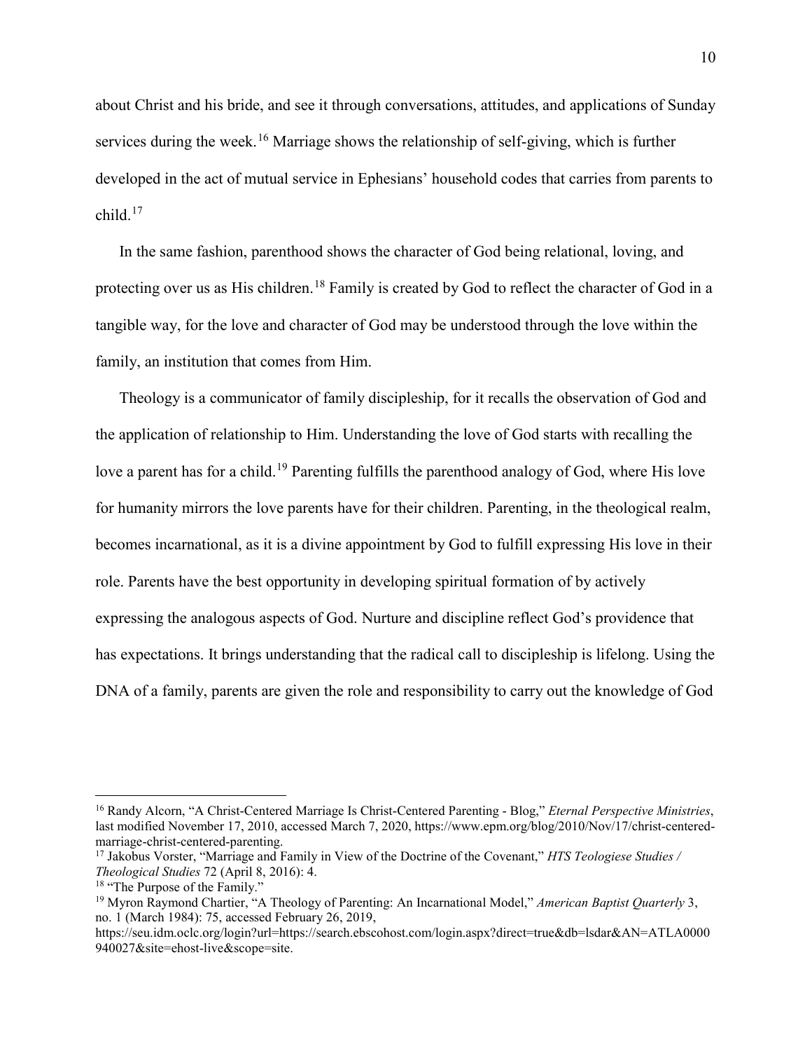about Christ and his bride, and see it through conversations, attitudes, and applications of Sunday services during the week.[16] Marriage shows the relationship of self-giving, which is further developed in the act of mutual service in Ephesians' household codes that carries from parents to child.[17]

In the same fashion, parenthood shows the character of God being relational, loving, and protecting over us as His children.[18] Family is created by God to reflect the character of God in a tangible way, for the love and character of God may be understood through the love within the family, an institution that comes from Him.

Theology is a communicator of family discipleship, for it recalls the observation of God and the application of relationship to Him. Understanding the love of God starts with recalling the love a parent has for a child.[19] Parenting fulfills the parenthood analogy of God, where His love for humanity mirrors the love parents have for their children. Parenting, in the theological realm, becomes incarnational, as it is a divine appointment by God to fulfill expressing His love in their role. Parents have the best opportunity in developing spiritual formation of by actively expressing the analogous aspects of God. Nurture and discipline reflect God's providence that has expectations. It brings understanding that the radical call to discipleship is lifelong. Using the DNA of a family, parents are given the role and responsibility to carry out the knowledge of God

---

[16] Randy Alcorn, "A Christ-Centered Marriage Is Christ-Centered Parenting - Blog," *Eternal Perspective Ministries*, last modified November 17, 2010, accessed March 7, 2020, https://www.epm.org/blog/2010/Nov/17/christ-centered-marriage-christ-centered-parenting.

[17] Jakobus Vorster, "Marriage and Family in View of the Doctrine of the Covenant," *HTS Teologiese Studies / Theological Studies* 72 (April 8, 2016): 4.

[18] "The Purpose of the Family."

[19] Myron Raymond Chartier, "A Theology of Parenting: An Incarnational Model," *American Baptist Quarterly* 3, no. 1 (March 1984): 75, accessed February 26, 2019, https://seu.idm.oclc.org/login?url=https://search.ebscohost.com/login.aspx?direct=true&db=lsdar&AN=ATLA0000940027&site=ehost-live&scope=site.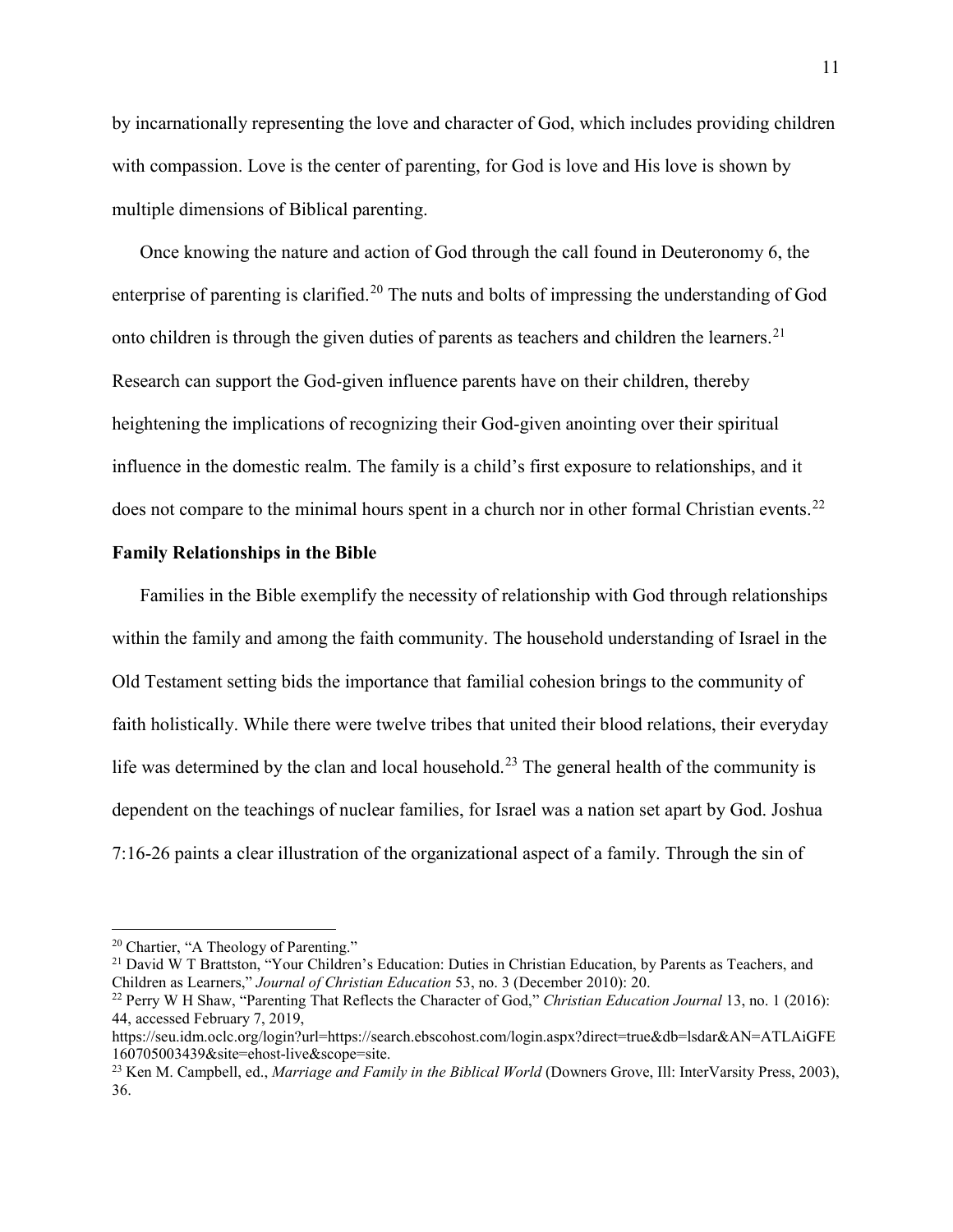by incarnationally representing the love and character of God, which includes providing children with compassion. Love is the center of parenting, for God is love and His love is shown by multiple dimensions of Biblical parenting.

Once knowing the nature and action of God through the call found in Deuteronomy 6, the enterprise of parenting is clarified.[20] The nuts and bolts of impressing the understanding of God onto children is through the given duties of parents as teachers and children the learners.[21] Research can support the God-given influence parents have on their children, thereby heightening the implications of recognizing their God-given anointing over their spiritual influence in the domestic realm. The family is a child's first exposure to relationships, and it does not compare to the minimal hours spent in a church nor in other formal Christian events.[22]

**Family Relationships in the Bible**

Families in the Bible exemplify the necessity of relationship with God through relationships within the family and among the faith community. The household understanding of Israel in the Old Testament setting bids the importance that familial cohesion brings to the community of faith holistically. While there were twelve tribes that united their blood relations, their everyday life was determined by the clan and local household.[23] The general health of the community is dependent on the teachings of nuclear families, for Israel was a nation set apart by God. Joshua 7:16-26 paints a clear illustration of the organizational aspect of a family. Through the sin of

---

[20] Chartier, "A Theology of Parenting."

[21] David W T Brattston, "Your Children's Education: Duties in Christian Education, by Parents as Teachers, and Children as Learners," *Journal of Christian Education* 53, no. 3 (December 2010): 20.

[22] Perry W H Shaw, "Parenting That Reflects the Character of God," *Christian Education Journal* 13, no. 1 (2016): 44, accessed February 7, 2019, https://seu.idm.oclc.org/login?url=https://search.ebscohost.com/login.aspx?direct=true&db=lsdar&AN=ATLAiGFE160705003439&site=ehost-live&scope=site.

[23] Ken M. Campbell, ed., *Marriage and Family in the Biblical World* (Downers Grove, Ill: InterVarsity Press, 2003), 36.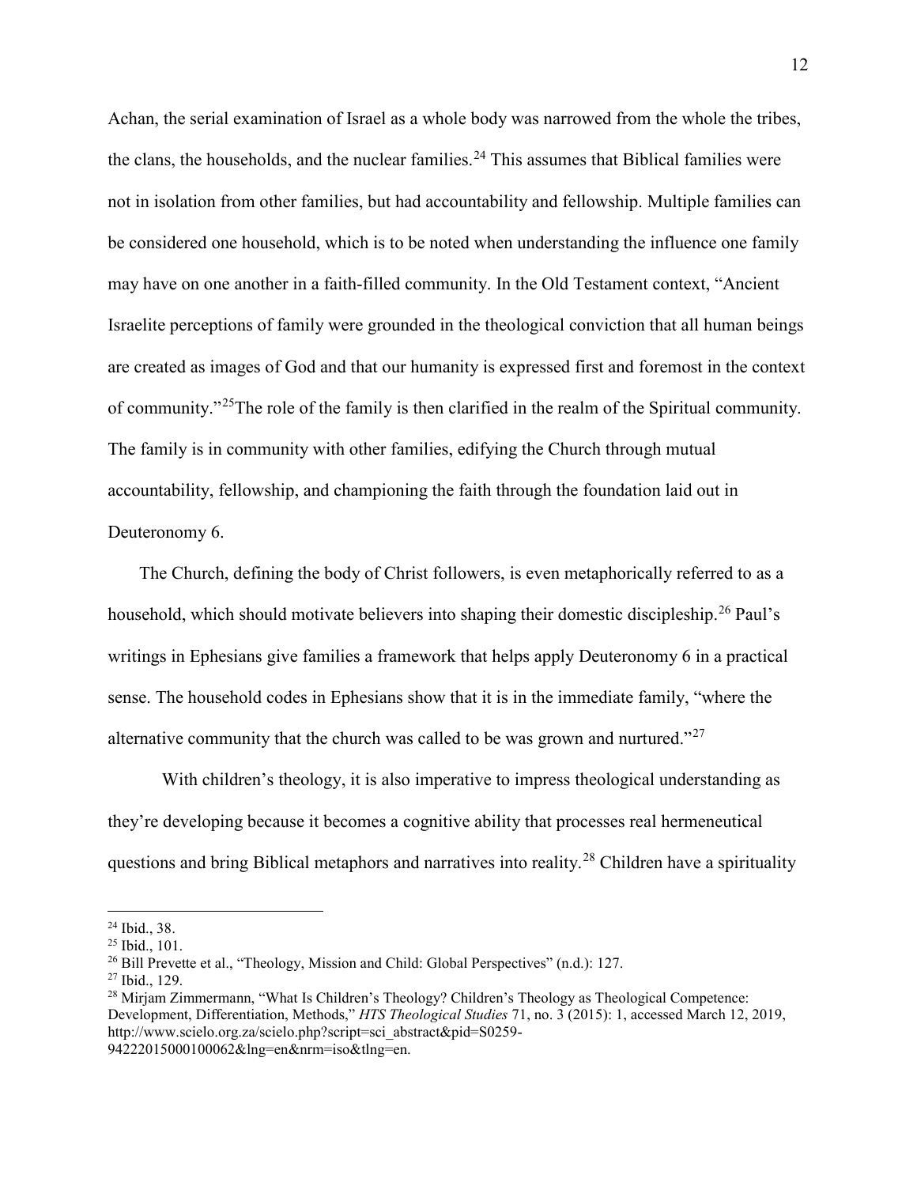Achan, the serial examination of Israel as a whole body was narrowed from the whole the tribes, the clans, the households, and the nuclear families.[24] This assumes that Biblical families were not in isolation from other families, but had accountability and fellowship. Multiple families can be considered one household, which is to be noted when understanding the influence one family may have on one another in a faith-filled community. In the Old Testament context, "Ancient Israelite perceptions of family were grounded in the theological conviction that all human beings are created as images of God and that our humanity is expressed first and foremost in the context of community."[25]The role of the family is then clarified in the realm of the Spiritual community. The family is in community with other families, edifying the Church through mutual accountability, fellowship, and championing the faith through the foundation laid out in Deuteronomy 6.

The Church, defining the body of Christ followers, is even metaphorically referred to as a household, which should motivate believers into shaping their domestic discipleship.[26] Paul's writings in Ephesians give families a framework that helps apply Deuteronomy 6 in a practical sense. The household codes in Ephesians show that it is in the immediate family, "where the alternative community that the church was called to be was grown and nurtured."[27]

With children's theology, it is also imperative to impress theological understanding as they're developing because it becomes a cognitive ability that processes real hermeneutical questions and bring Biblical metaphors and narratives into reality.[28] Children have a spirituality

---

[24] Ibid., 38.

[25] Ibid., 101.

[26] Bill Prevette et al., "Theology, Mission and Child: Global Perspectives" (n.d.): 127.

[27] Ibid., 129.

[28] Mirjam Zimmermann, "What Is Children's Theology? Children's Theology as Theological Competence: Development, Differentiation, Methods," *HTS Theological Studies* 71, no. 3 (2015): 1, accessed March 12, 2019, http://www.scielo.org.za/scielo.php?script=sci_abstract&pid=S0259-94222015000100062&lng=en&nrm=iso&tlng=en.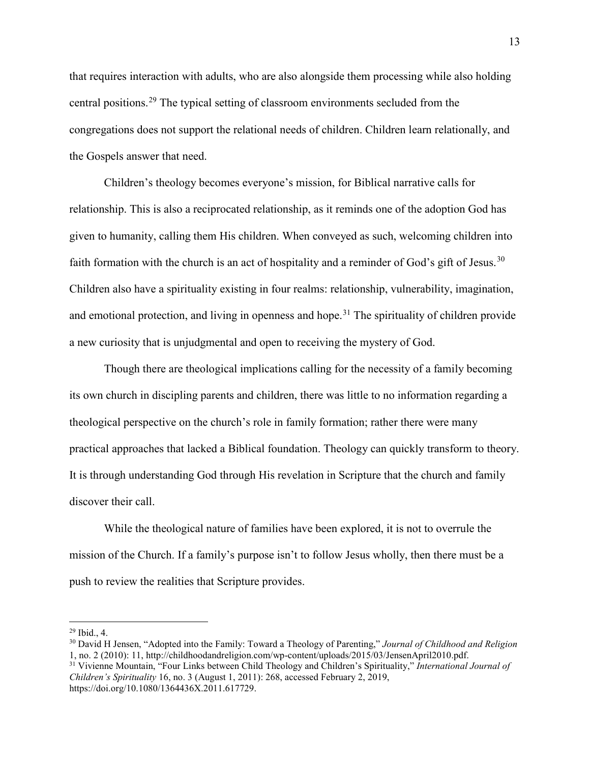that requires interaction with adults, who are also alongside them processing while also holding central positions.[29] The typical setting of classroom environments secluded from the congregations does not support the relational needs of children. Children learn relationally, and the Gospels answer that need.

Children's theology becomes everyone's mission, for Biblical narrative calls for relationship. This is also a reciprocated relationship, as it reminds one of the adoption God has given to humanity, calling them His children. When conveyed as such, welcoming children into faith formation with the church is an act of hospitality and a reminder of God's gift of Jesus.[30] Children also have a spirituality existing in four realms: relationship, vulnerability, imagination, and emotional protection, and living in openness and hope.[31] The spirituality of children provide a new curiosity that is unjudgmental and open to receiving the mystery of God.

Though there are theological implications calling for the necessity of a family becoming its own church in discipling parents and children, there was little to no information regarding a theological perspective on the church's role in family formation; rather there were many practical approaches that lacked a Biblical foundation. Theology can quickly transform to theory. It is through understanding God through His revelation in Scripture that the church and family discover their call.

While the theological nature of families have been explored, it is not to overrule the mission of the Church. If a family's purpose isn't to follow Jesus wholly, then there must be a push to review the realities that Scripture provides.

---

[29] Ibid., 4.

[30] David H Jensen, "Adopted into the Family: Toward a Theology of Parenting," *Journal of Childhood and Religion* 1, no. 2 (2010): 11, http://childhoodandreligion.com/wp-content/uploads/2015/03/JensenApril2010.pdf.

[31] Vivienne Mountain, "Four Links between Child Theology and Children's Spirituality," *International Journal of Children's Spirituality* 16, no. 3 (August 1, 2011): 268, accessed February 2, 2019, https://doi.org/10.1080/1364436X.2011.617729.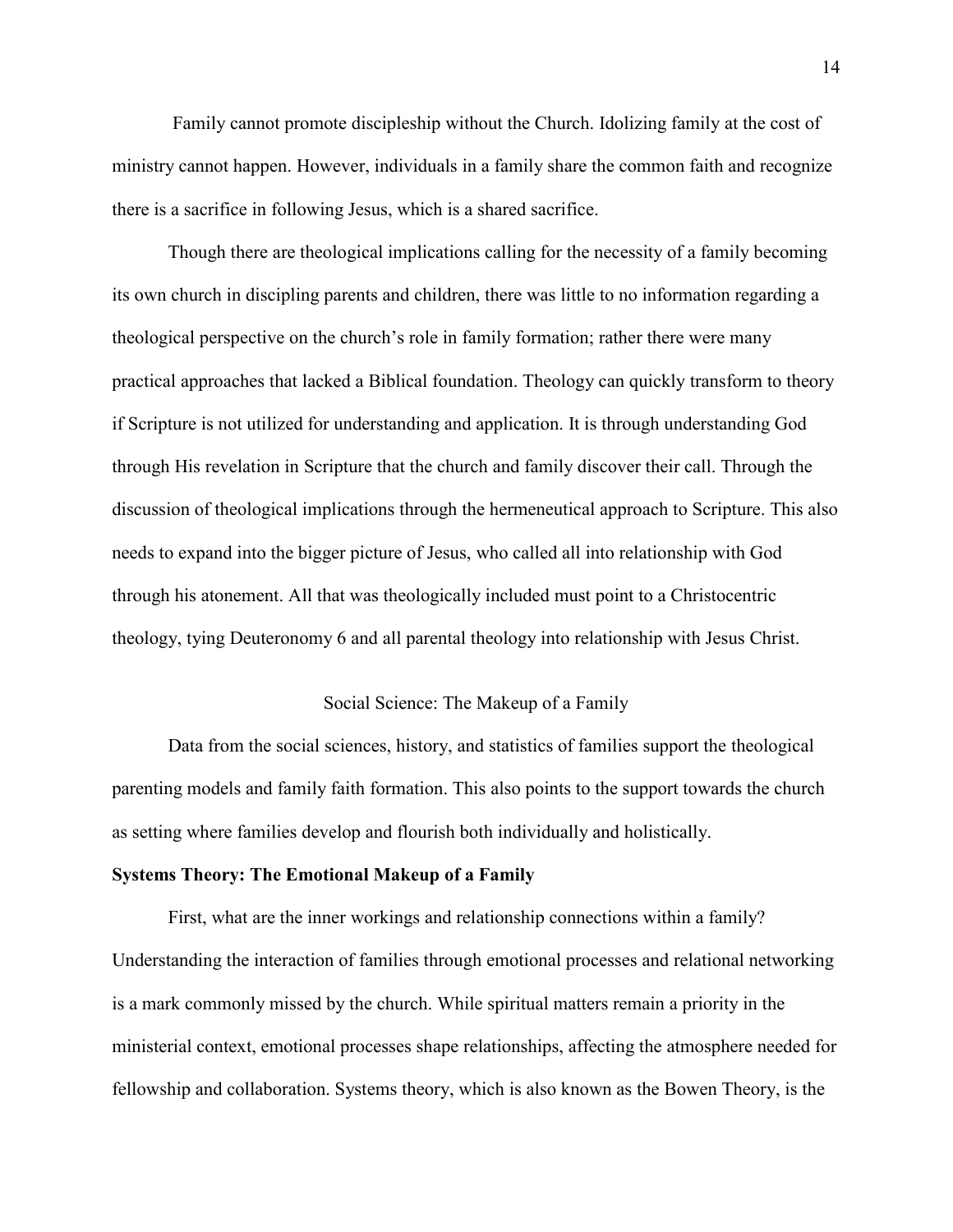Family cannot promote discipleship without the Church. Idolizing family at the cost of ministry cannot happen. However, individuals in a family share the common faith and recognize there is a sacrifice in following Jesus, which is a shared sacrifice.

Though there are theological implications calling for the necessity of a family becoming its own church in discipling parents and children, there was little to no information regarding a theological perspective on the church's role in family formation; rather there were many practical approaches that lacked a Biblical foundation. Theology can quickly transform to theory if Scripture is not utilized for understanding and application. It is through understanding God through His revelation in Scripture that the church and family discover their call. Through the discussion of theological implications through the hermeneutical approach to Scripture. This also needs to expand into the bigger picture of Jesus, who called all into relationship with God through his atonement. All that was theologically included must point to a Christocentric theology, tying Deuteronomy 6 and all parental theology into relationship with Jesus Christ.

## Social Science: The Makeup of a Family

Data from the social sciences, history, and statistics of families support the theological parenting models and family faith formation. This also points to the support towards the church as setting where families develop and flourish both individually and holistically.

### Systems Theory: The Emotional Makeup of a Family

First, what are the inner workings and relationship connections within a family? Understanding the interaction of families through emotional processes and relational networking is a mark commonly missed by the church. While spiritual matters remain a priority in the ministerial context, emotional processes shape relationships, affecting the atmosphere needed for fellowship and collaboration. Systems theory, which is also known as the Bowen Theory, is the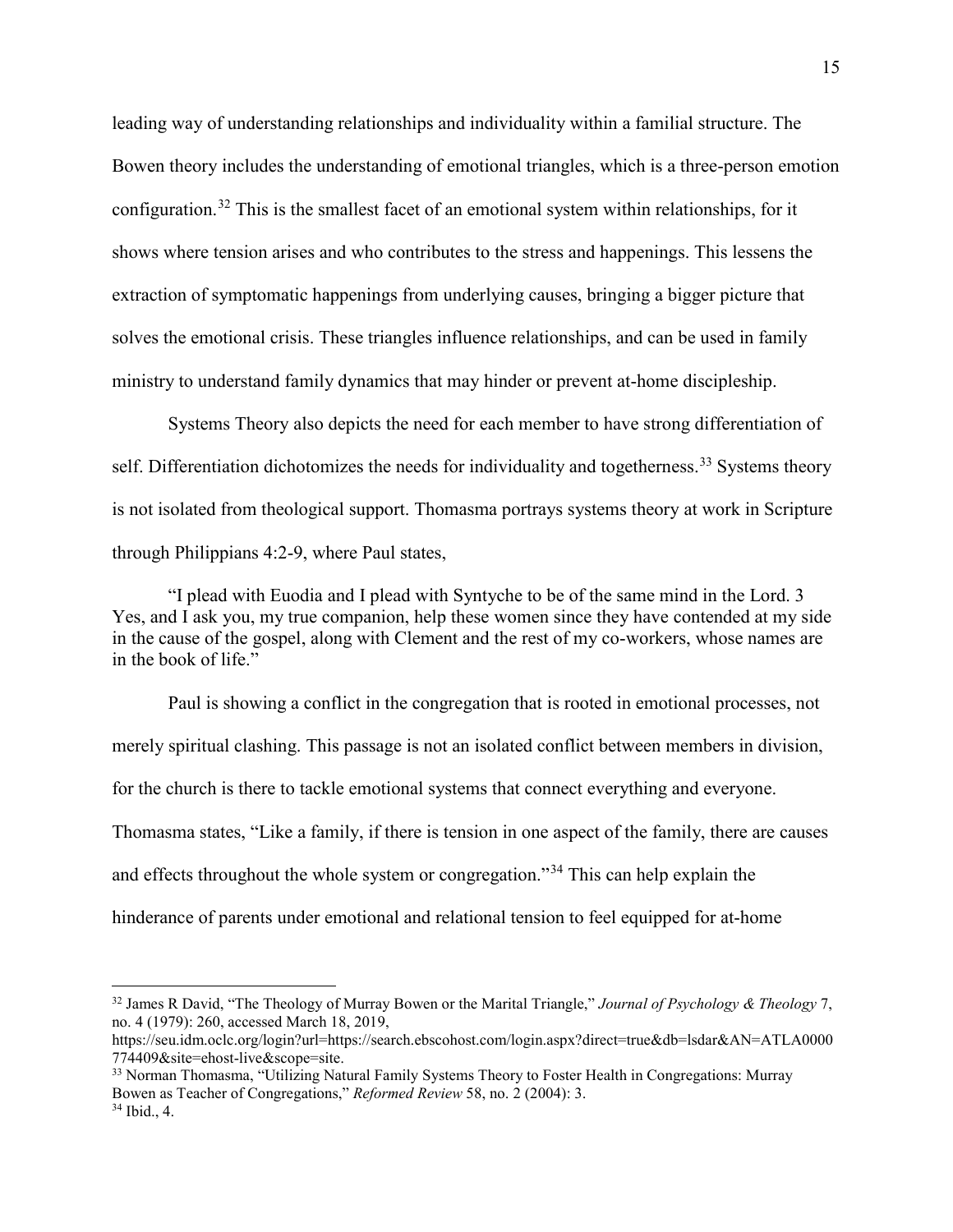leading way of understanding relationships and individuality within a familial structure. The Bowen theory includes the understanding of emotional triangles, which is a three-person emotion configuration.[32] This is the smallest facet of an emotional system within relationships, for it shows where tension arises and who contributes to the stress and happenings. This lessens the extraction of symptomatic happenings from underlying causes, bringing a bigger picture that solves the emotional crisis. These triangles influence relationships, and can be used in family ministry to understand family dynamics that may hinder or prevent at-home discipleship.

Systems Theory also depicts the need for each member to have strong differentiation of self. Differentiation dichotomizes the needs for individuality and togetherness.[33] Systems theory is not isolated from theological support. Thomasma portrays systems theory at work in Scripture through Philippians 4:2-9, where Paul states,

> "I plead with Euodia and I plead with Syntyche to be of the same mind in the Lord. 3 Yes, and I ask you, my true companion, help these women since they have contended at my side in the cause of the gospel, along with Clement and the rest of my co-workers, whose names are in the book of life."

Paul is showing a conflict in the congregation that is rooted in emotional processes, not merely spiritual clashing. This passage is not an isolated conflict between members in division, for the church is there to tackle emotional systems that connect everything and everyone. Thomasma states, "Like a family, if there is tension in one aspect of the family, there are causes and effects throughout the whole system or congregation."[34] This can help explain the hinderance of parents under emotional and relational tension to feel equipped for at-home

---

[32] James R David, "The Theology of Murray Bowen or the Marital Triangle," *Journal of Psychology & Theology* 7, no. 4 (1979): 260, accessed March 18, 2019, https://seu.idm.oclc.org/login?url=https://search.ebscohost.com/login.aspx?direct=true&db=lsdar&AN=ATLA0000774409&site=ehost-live&scope=site.

[33] Norman Thomasma, "Utilizing Natural Family Systems Theory to Foster Health in Congregations: Murray Bowen as Teacher of Congregations," *Reformed Review* 58, no. 2 (2004): 3.

[34] Ibid., 4.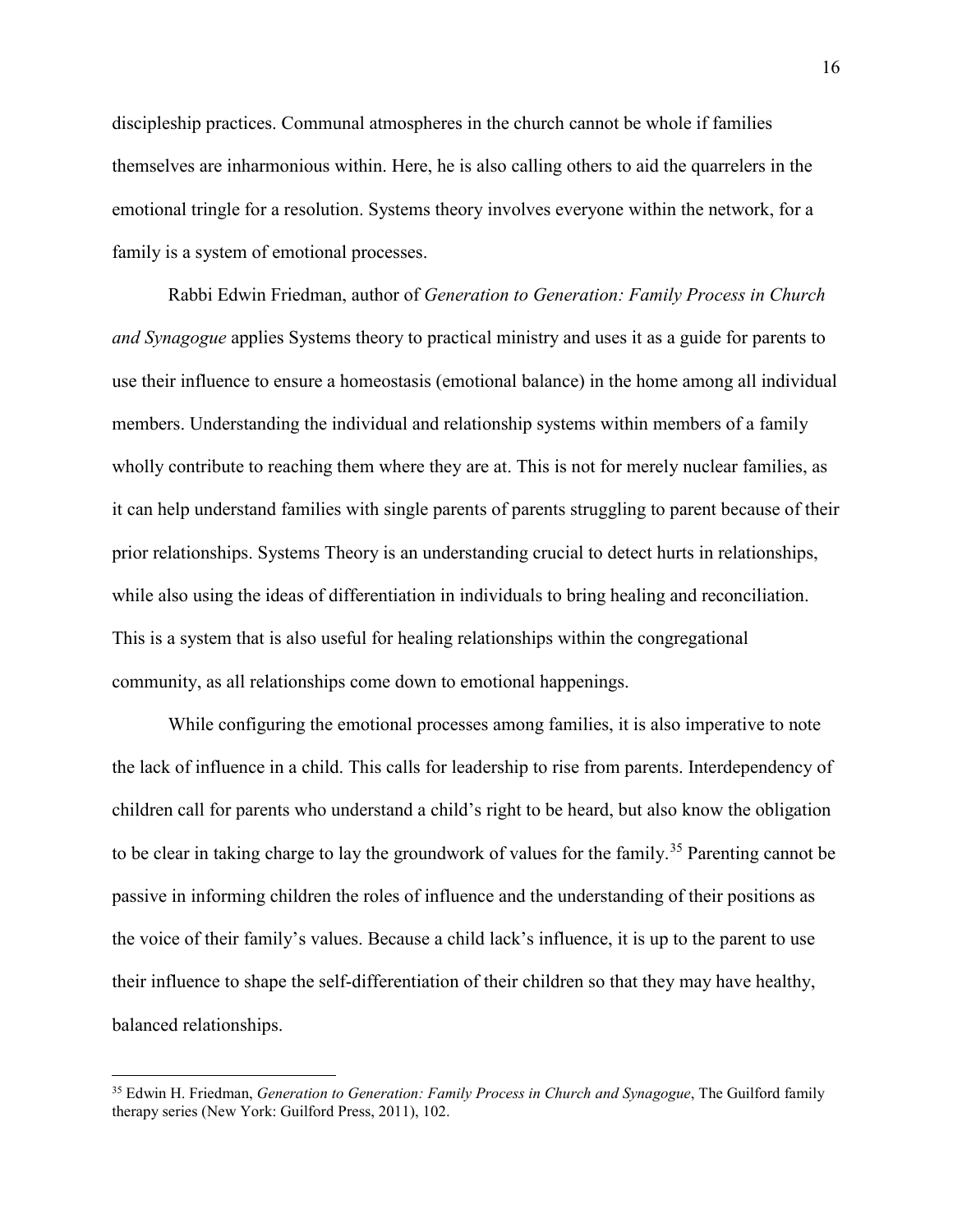discipleship practices. Communal atmospheres in the church cannot be whole if families themselves are inharmonious within. Here, he is also calling others to aid the quarrelers in the emotional tringle for a resolution. Systems theory involves everyone within the network, for a family is a system of emotional processes.

Rabbi Edwin Friedman, author of *Generation to Generation: Family Process in Church and Synagogue* applies Systems theory to practical ministry and uses it as a guide for parents to use their influence to ensure a homeostasis (emotional balance) in the home among all individual members. Understanding the individual and relationship systems within members of a family wholly contribute to reaching them where they are at. This is not for merely nuclear families, as it can help understand families with single parents of parents struggling to parent because of their prior relationships. Systems Theory is an understanding crucial to detect hurts in relationships, while also using the ideas of differentiation in individuals to bring healing and reconciliation. This is a system that is also useful for healing relationships within the congregational community, as all relationships come down to emotional happenings.

While configuring the emotional processes among families, it is also imperative to note the lack of influence in a child. This calls for leadership to rise from parents. Interdependency of children call for parents who understand a child's right to be heard, but also know the obligation to be clear in taking charge to lay the groundwork of values for the family.[35] Parenting cannot be passive in informing children the roles of influence and the understanding of their positions as the voice of their family's values. Because a child lack's influence, it is up to the parent to use their influence to shape the self-differentiation of their children so that they may have healthy, balanced relationships.

---

[35] Edwin H. Friedman, *Generation to Generation: Family Process in Church and Synagogue*, The Guilford family therapy series (New York: Guilford Press, 2011), 102.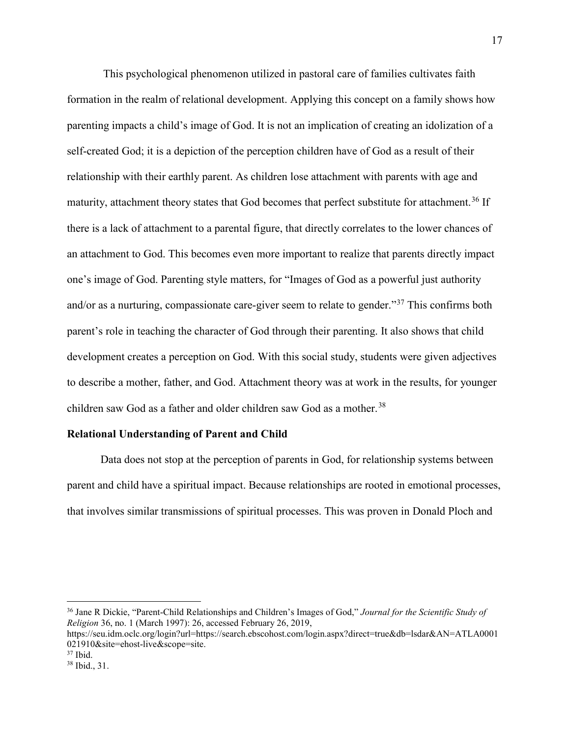This psychological phenomenon utilized in pastoral care of families cultivates faith formation in the realm of relational development. Applying this concept on a family shows how parenting impacts a child's image of God. It is not an implication of creating an idolization of a self-created God; it is a depiction of the perception children have of God as a result of their relationship with their earthly parent. As children lose attachment with parents with age and maturity, attachment theory states that God becomes that perfect substitute for attachment.[36] If there is a lack of attachment to a parental figure, that directly correlates to the lower chances of an attachment to God. This becomes even more important to realize that parents directly impact one's image of God. Parenting style matters, for "Images of God as a powerful just authority and/or as a nurturing, compassionate care-giver seem to relate to gender."[37] This confirms both parent's role in teaching the character of God through their parenting. It also shows that child development creates a perception on God. With this social study, students were given adjectives to describe a mother, father, and God. Attachment theory was at work in the results, for younger children saw God as a father and older children saw God as a mother.[38]

**Relational Understanding of Parent and Child**

Data does not stop at the perception of parents in God, for relationship systems between parent and child have a spiritual impact. Because relationships are rooted in emotional processes, that involves similar transmissions of spiritual processes. This was proven in Donald Ploch and

---

[36] Jane R Dickie, "Parent-Child Relationships and Children's Images of God," *Journal for the Scientific Study of Religion* 36, no. 1 (March 1997): 26, accessed February 26, 2019, https://seu.idm.oclc.org/login?url=https://search.ebscohost.com/login.aspx?direct=true&db=lsdar&AN=ATLA0001021910&site=ehost-live&scope=site.

[37] Ibid.

[38] Ibid., 31.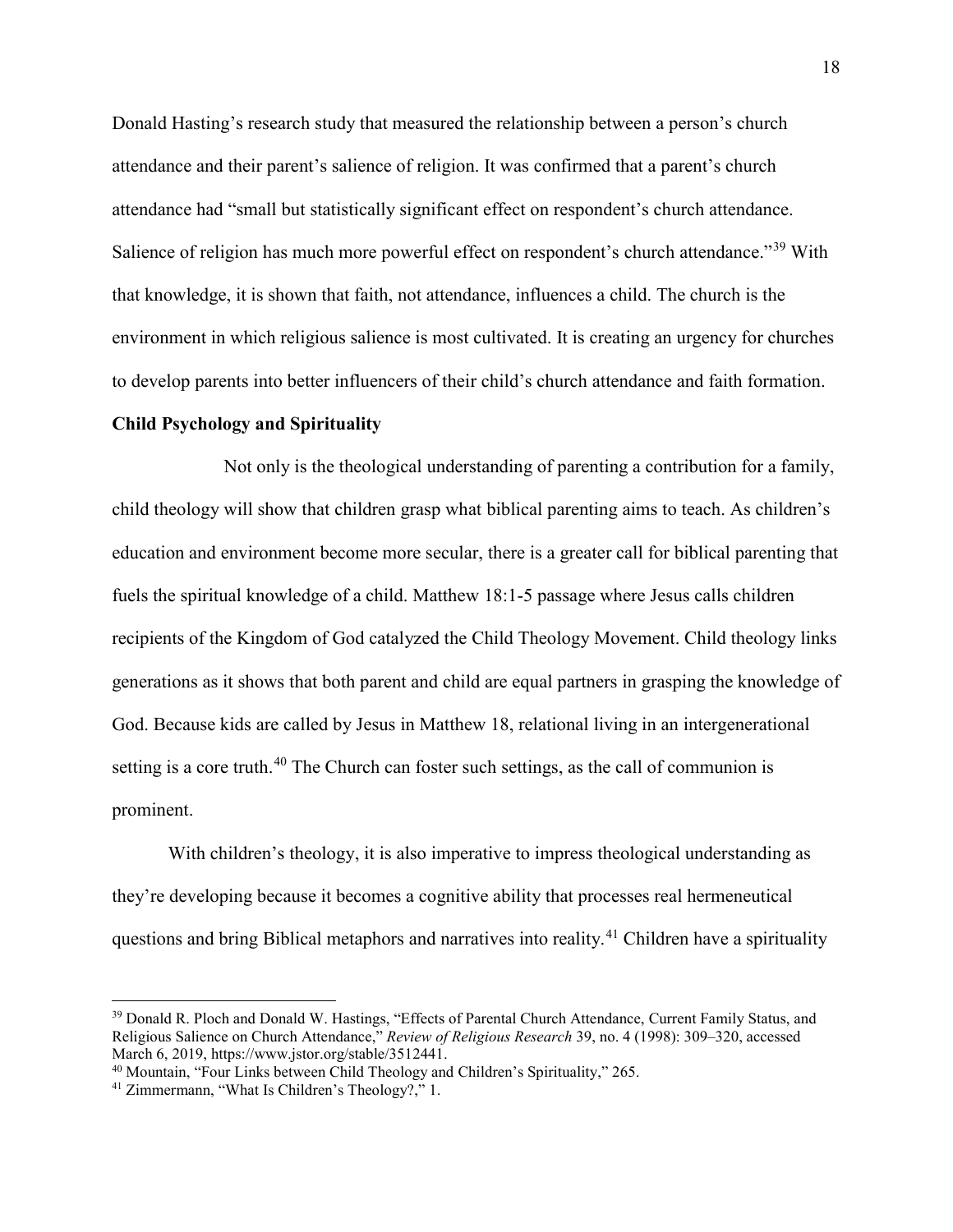Donald Hasting's research study that measured the relationship between a person's church attendance and their parent's salience of religion. It was confirmed that a parent's church attendance had "small but statistically significant effect on respondent's church attendance. Salience of religion has much more powerful effect on respondent's church attendance."[39] With that knowledge, it is shown that faith, not attendance, influences a child. The church is the environment in which religious salience is most cultivated. It is creating an urgency for churches to develop parents into better influencers of their child's church attendance and faith formation.

**Child Psychology and Spirituality**

Not only is the theological understanding of parenting a contribution for a family, child theology will show that children grasp what biblical parenting aims to teach. As children's education and environment become more secular, there is a greater call for biblical parenting that fuels the spiritual knowledge of a child. Matthew 18:1-5 passage where Jesus calls children recipients of the Kingdom of God catalyzed the Child Theology Movement. Child theology links generations as it shows that both parent and child are equal partners in grasping the knowledge of God. Because kids are called by Jesus in Matthew 18, relational living in an intergenerational setting is a core truth.[40] The Church can foster such settings, as the call of communion is prominent.

With children's theology, it is also imperative to impress theological understanding as they're developing because it becomes a cognitive ability that processes real hermeneutical questions and bring Biblical metaphors and narratives into reality.[41] Children have a spirituality

---

[39] Donald R. Ploch and Donald W. Hastings, "Effects of Parental Church Attendance, Current Family Status, and Religious Salience on Church Attendance," *Review of Religious Research* 39, no. 4 (1998): 309–320, accessed March 6, 2019, https://www.jstor.org/stable/3512441.

[40] Mountain, "Four Links between Child Theology and Children's Spirituality," 265.

[41] Zimmermann, "What Is Children's Theology?," 1.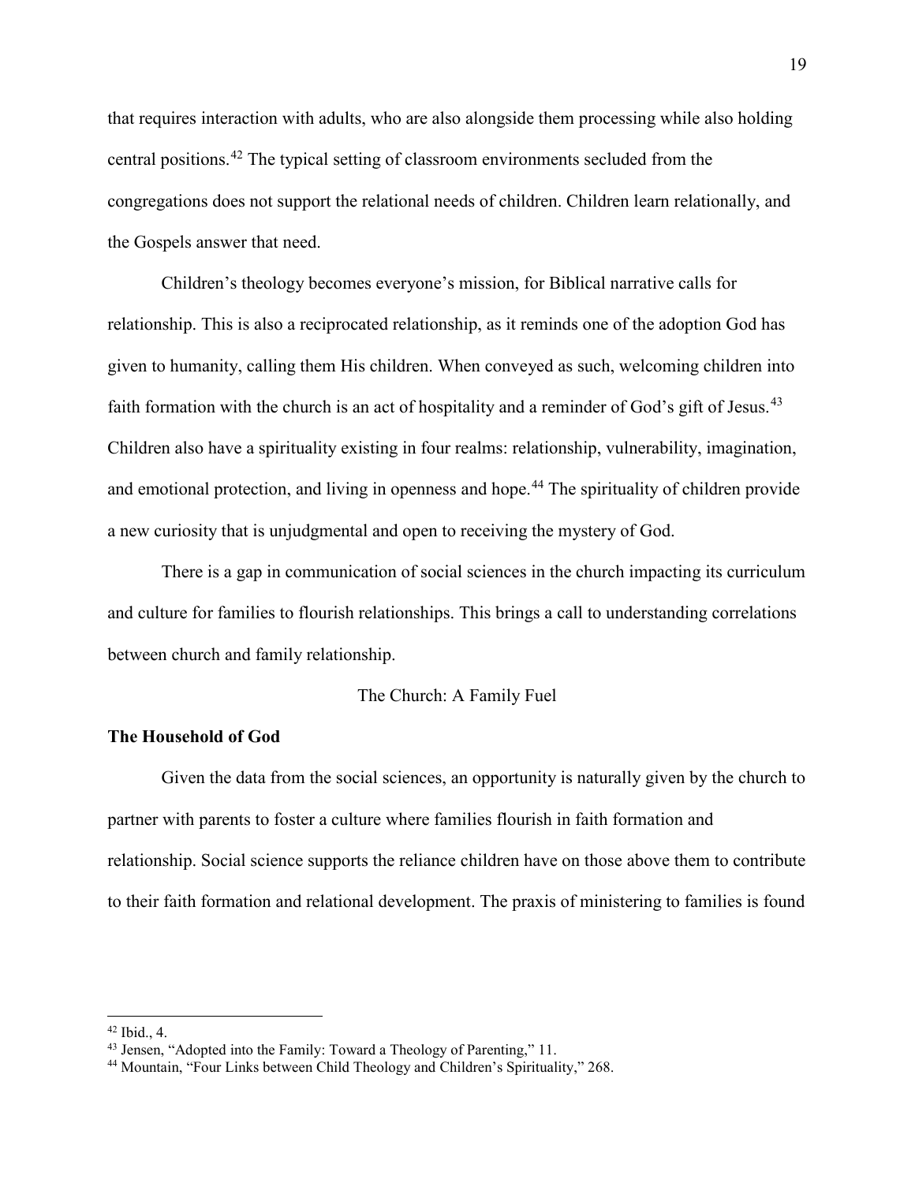that requires interaction with adults, who are also alongside them processing while also holding central positions.[42] The typical setting of classroom environments secluded from the congregations does not support the relational needs of children. Children learn relationally, and the Gospels answer that need.

Children's theology becomes everyone's mission, for Biblical narrative calls for relationship. This is also a reciprocated relationship, as it reminds one of the adoption God has given to humanity, calling them His children. When conveyed as such, welcoming children into faith formation with the church is an act of hospitality and a reminder of God's gift of Jesus.[43] Children also have a spirituality existing in four realms: relationship, vulnerability, imagination, and emotional protection, and living in openness and hope.[44] The spirituality of children provide a new curiosity that is unjudgmental and open to receiving the mystery of God.

There is a gap in communication of social sciences in the church impacting its curriculum and culture for families to flourish relationships. This brings a call to understanding correlations between church and family relationship.

## The Church: A Family Fuel

### The Household of God

Given the data from the social sciences, an opportunity is naturally given by the church to partner with parents to foster a culture where families flourish in faith formation and relationship. Social science supports the reliance children have on those above them to contribute to their faith formation and relational development. The praxis of ministering to families is found

---

[42] Ibid., 4.

[43] Jensen, "Adopted into the Family: Toward a Theology of Parenting," 11.

[44] Mountain, "Four Links between Child Theology and Children's Spirituality," 268.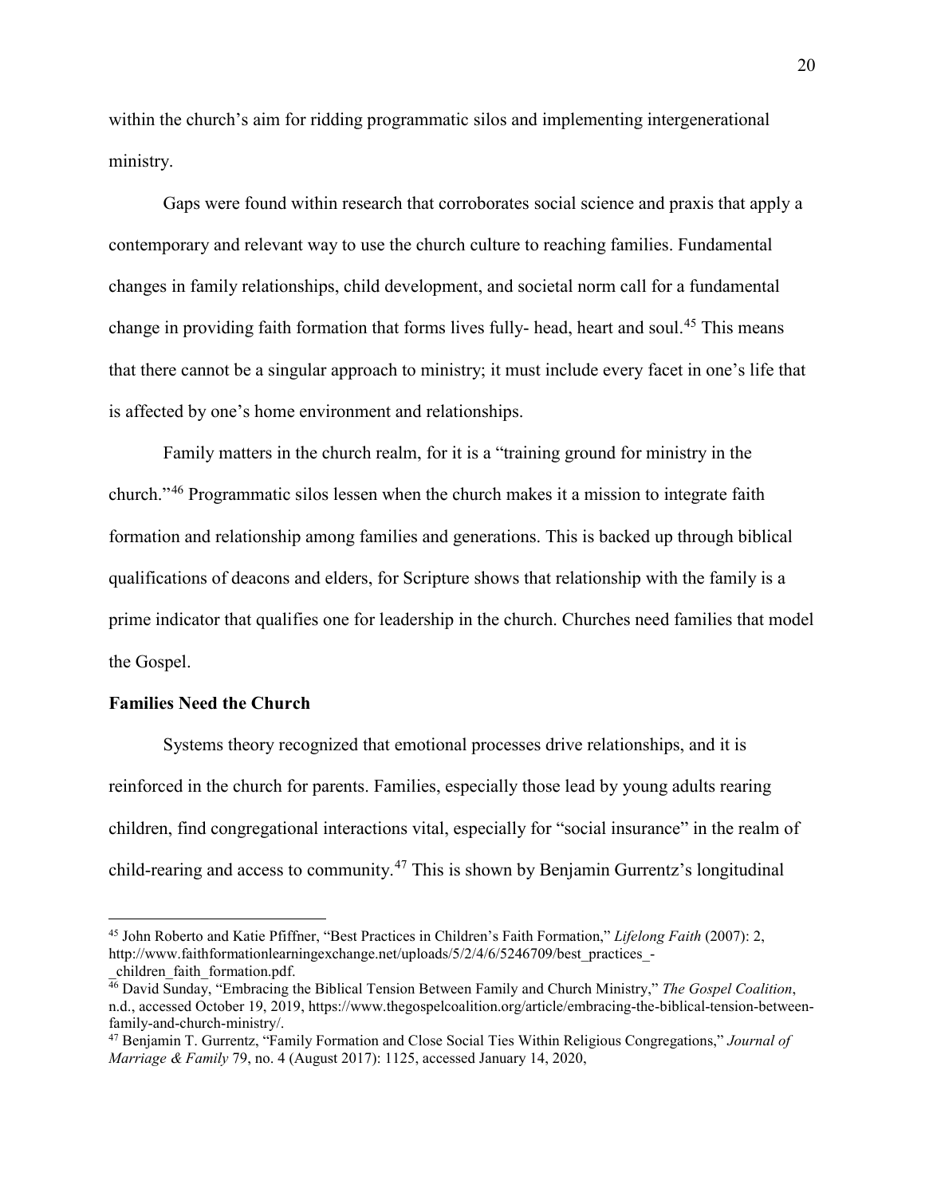within the church's aim for ridding programmatic silos and implementing intergenerational ministry.

Gaps were found within research that corroborates social science and praxis that apply a contemporary and relevant way to use the church culture to reaching families. Fundamental changes in family relationships, child development, and societal norm call for a fundamental change in providing faith formation that forms lives fully- head, heart and soul.[45] This means that there cannot be a singular approach to ministry; it must include every facet in one's life that is affected by one's home environment and relationships.

Family matters in the church realm, for it is a "training ground for ministry in the church."[46] Programmatic silos lessen when the church makes it a mission to integrate faith formation and relationship among families and generations. This is backed up through biblical qualifications of deacons and elders, for Scripture shows that relationship with the family is a prime indicator that qualifies one for leadership in the church. Churches need families that model the Gospel.

**Families Need the Church**

Systems theory recognized that emotional processes drive relationships, and it is reinforced in the church for parents. Families, especially those lead by young adults rearing children, find congregational interactions vital, especially for "social insurance" in the realm of child-rearing and access to community.[47] This is shown by Benjamin Gurrentz's longitudinal

---

[45] John Roberto and Katie Pfiffner, "Best Practices in Children's Faith Formation," *Lifelong Faith* (2007): 2, http://www.faithformationlearningexchange.net/uploads/5/2/4/6/5246709/best_practices_-_children_faith_formation.pdf.

[46] David Sunday, "Embracing the Biblical Tension Between Family and Church Ministry," *The Gospel Coalition*, n.d., accessed October 19, 2019, https://www.thegospelcoalition.org/article/embracing-the-biblical-tension-between-family-and-church-ministry/.

[47] Benjamin T. Gurrentz, "Family Formation and Close Social Ties Within Religious Congregations," *Journal of Marriage & Family* 79, no. 4 (August 2017): 1125, accessed January 14, 2020,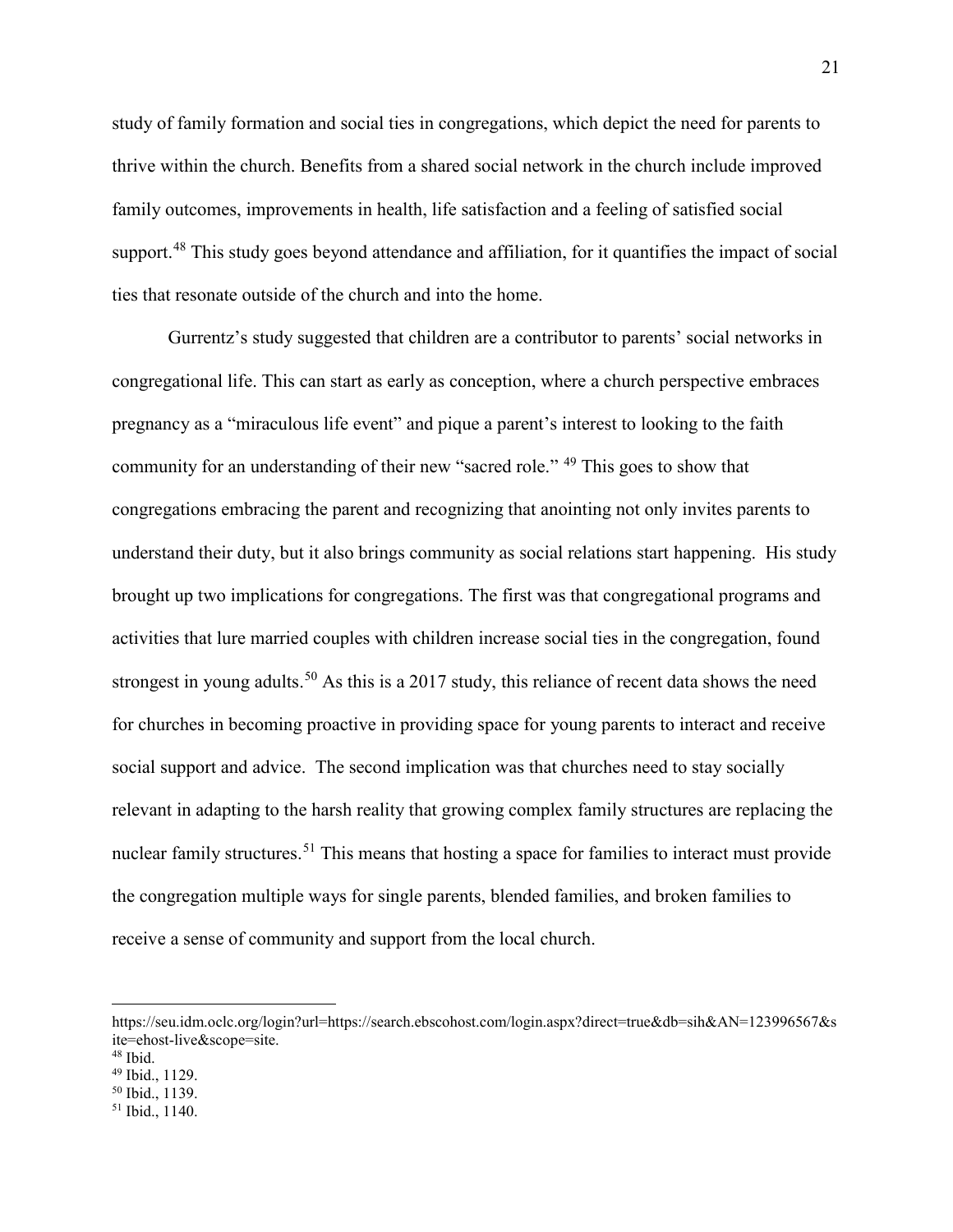study of family formation and social ties in congregations, which depict the need for parents to thrive within the church. Benefits from a shared social network in the church include improved family outcomes, improvements in health, life satisfaction and a feeling of satisfied social support.[48] This study goes beyond attendance and affiliation, for it quantifies the impact of social ties that resonate outside of the church and into the home.

Gurrentz's study suggested that children are a contributor to parents' social networks in congregational life. This can start as early as conception, where a church perspective embraces pregnancy as a "miraculous life event" and pique a parent's interest to looking to the faith community for an understanding of their new "sacred role." [49] This goes to show that congregations embracing the parent and recognizing that anointing not only invites parents to understand their duty, but it also brings community as social relations start happening. His study brought up two implications for congregations. The first was that congregational programs and activities that lure married couples with children increase social ties in the congregation, found strongest in young adults.[50] As this is a 2017 study, this reliance of recent data shows the need for churches in becoming proactive in providing space for young parents to interact and receive social support and advice. The second implication was that churches need to stay socially relevant in adapting to the harsh reality that growing complex family structures are replacing the nuclear family structures.[51] This means that hosting a space for families to interact must provide the congregation multiple ways for single parents, blended families, and broken families to receive a sense of community and support from the local church.

---

https://seu.idm.oclc.org/login?url=https://search.ebscohost.com/login.aspx?direct=true&db=sih&AN=123996567&site=ehost-live&scope=site.

[48] Ibid.

[49] Ibid., 1129.

[50] Ibid., 1139.

[51] Ibid., 1140.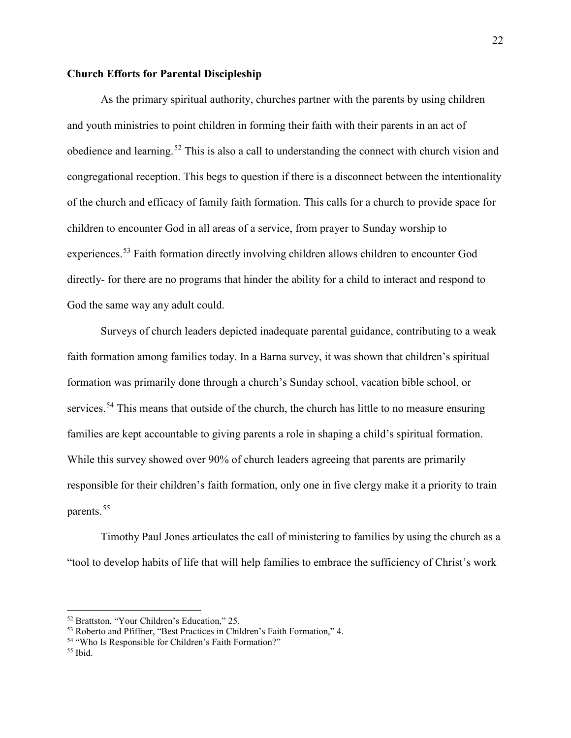**Church Efforts for Parental Discipleship**

As the primary spiritual authority, churches partner with the parents by using children and youth ministries to point children in forming their faith with their parents in an act of obedience and learning.[52] This is also a call to understanding the connect with church vision and congregational reception. This begs to question if there is a disconnect between the intentionality of the church and efficacy of family faith formation. This calls for a church to provide space for children to encounter God in all areas of a service, from prayer to Sunday worship to experiences.[53] Faith formation directly involving children allows children to encounter God directly- for there are no programs that hinder the ability for a child to interact and respond to God the same way any adult could.

Surveys of church leaders depicted inadequate parental guidance, contributing to a weak faith formation among families today. In a Barna survey, it was shown that children's spiritual formation was primarily done through a church's Sunday school, vacation bible school, or services.[54] This means that outside of the church, the church has little to no measure ensuring families are kept accountable to giving parents a role in shaping a child's spiritual formation. While this survey showed over 90% of church leaders agreeing that parents are primarily responsible for their children's faith formation, only one in five clergy make it a priority to train parents.[55]

Timothy Paul Jones articulates the call of ministering to families by using the church as a "tool to develop habits of life that will help families to embrace the sufficiency of Christ's work

---

[52] Brattston, "Your Children's Education," 25.

[53] Roberto and Pfiffner, "Best Practices in Children's Faith Formation," 4.

[54] "Who Is Responsible for Children's Faith Formation?"

[55] Ibid.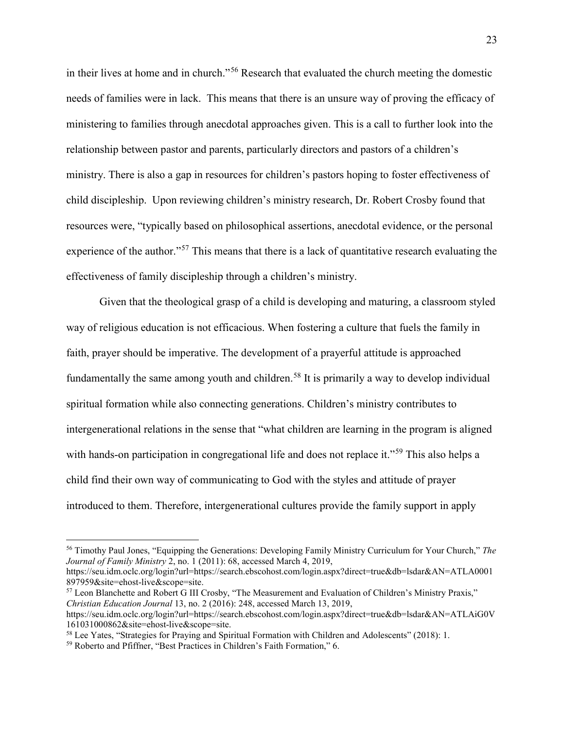in their lives at home and in church."[56] Research that evaluated the church meeting the domestic needs of families were in lack. This means that there is an unsure way of proving the efficacy of ministering to families through anecdotal approaches given. This is a call to further look into the relationship between pastor and parents, particularly directors and pastors of a children's ministry. There is also a gap in resources for children's pastors hoping to foster effectiveness of child discipleship. Upon reviewing children's ministry research, Dr. Robert Crosby found that resources were, "typically based on philosophical assertions, anecdotal evidence, or the personal experience of the author."[57] This means that there is a lack of quantitative research evaluating the effectiveness of family discipleship through a children's ministry.

Given that the theological grasp of a child is developing and maturing, a classroom styled way of religious education is not efficacious. When fostering a culture that fuels the family in faith, prayer should be imperative. The development of a prayerful attitude is approached fundamentally the same among youth and children.[58] It is primarily a way to develop individual spiritual formation while also connecting generations. Children's ministry contributes to intergenerational relations in the sense that "what children are learning in the program is aligned with hands-on participation in congregational life and does not replace it."[59] This also helps a child find their own way of communicating to God with the styles and attitude of prayer introduced to them. Therefore, intergenerational cultures provide the family support in apply

---

[56] Timothy Paul Jones, "Equipping the Generations: Developing Family Ministry Curriculum for Your Church," *The Journal of Family Ministry* 2, no. 1 (2011): 68, accessed March 4, 2019, https://seu.idm.oclc.org/login?url=https://search.ebscohost.com/login.aspx?direct=true&db=lsdar&AN=ATLA0001897959&site=ehost-live&scope=site.

[57] Leon Blanchette and Robert G III Crosby, "The Measurement and Evaluation of Children's Ministry Praxis," *Christian Education Journal* 13, no. 2 (2016): 248, accessed March 13, 2019, https://seu.idm.oclc.org/login?url=https://search.ebscohost.com/login.aspx?direct=true&db=lsdar&AN=ATLAiG0V161031000862&site=ehost-live&scope=site.

[58] Lee Yates, "Strategies for Praying and Spiritual Formation with Children and Adolescents" (2018): 1.

[59] Roberto and Pfiffner, "Best Practices in Children's Faith Formation," 6.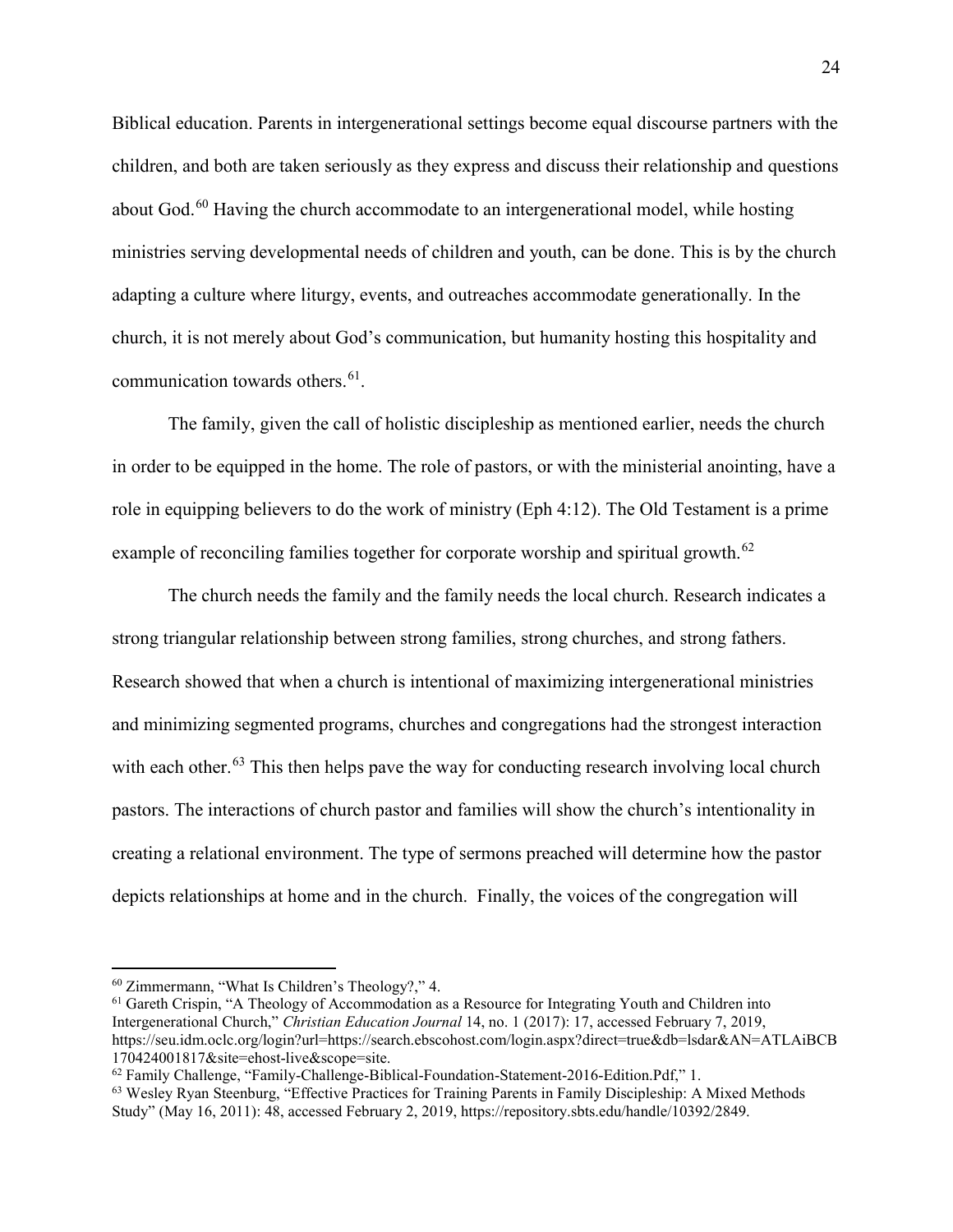Biblical education. Parents in intergenerational settings become equal discourse partners with the children, and both are taken seriously as they express and discuss their relationship and questions about God.[60] Having the church accommodate to an intergenerational model, while hosting ministries serving developmental needs of children and youth, can be done. This is by the church adapting a culture where liturgy, events, and outreaches accommodate generationally. In the church, it is not merely about God's communication, but humanity hosting this hospitality and communication towards others.[61].

The family, given the call of holistic discipleship as mentioned earlier, needs the church in order to be equipped in the home. The role of pastors, or with the ministerial anointing, have a role in equipping believers to do the work of ministry (Eph 4:12). The Old Testament is a prime example of reconciling families together for corporate worship and spiritual growth.[62]

The church needs the family and the family needs the local church. Research indicates a strong triangular relationship between strong families, strong churches, and strong fathers. Research showed that when a church is intentional of maximizing intergenerational ministries and minimizing segmented programs, churches and congregations had the strongest interaction with each other.[63] This then helps pave the way for conducting research involving local church pastors. The interactions of church pastor and families will show the church's intentionality in creating a relational environment. The type of sermons preached will determine how the pastor depicts relationships at home and in the church. Finally, the voices of the congregation will

---

[60] Zimmermann, "What Is Children's Theology?," 4.

[61] Gareth Crispin, "A Theology of Accommodation as a Resource for Integrating Youth and Children into Intergenerational Church," *Christian Education Journal* 14, no. 1 (2017): 17, accessed February 7, 2019, https://seu.idm.oclc.org/login?url=https://search.ebscohost.com/login.aspx?direct=true&db=lsdar&AN=ATLAiBCB170424001817&site=ehost-live&scope=site.

[62] Family Challenge, "Family-Challenge-Biblical-Foundation-Statement-2016-Edition.Pdf," 1.

[63] Wesley Ryan Steenburg, "Effective Practices for Training Parents in Family Discipleship: A Mixed Methods Study" (May 16, 2011): 48, accessed February 2, 2019, https://repository.sbts.edu/handle/10392/2849.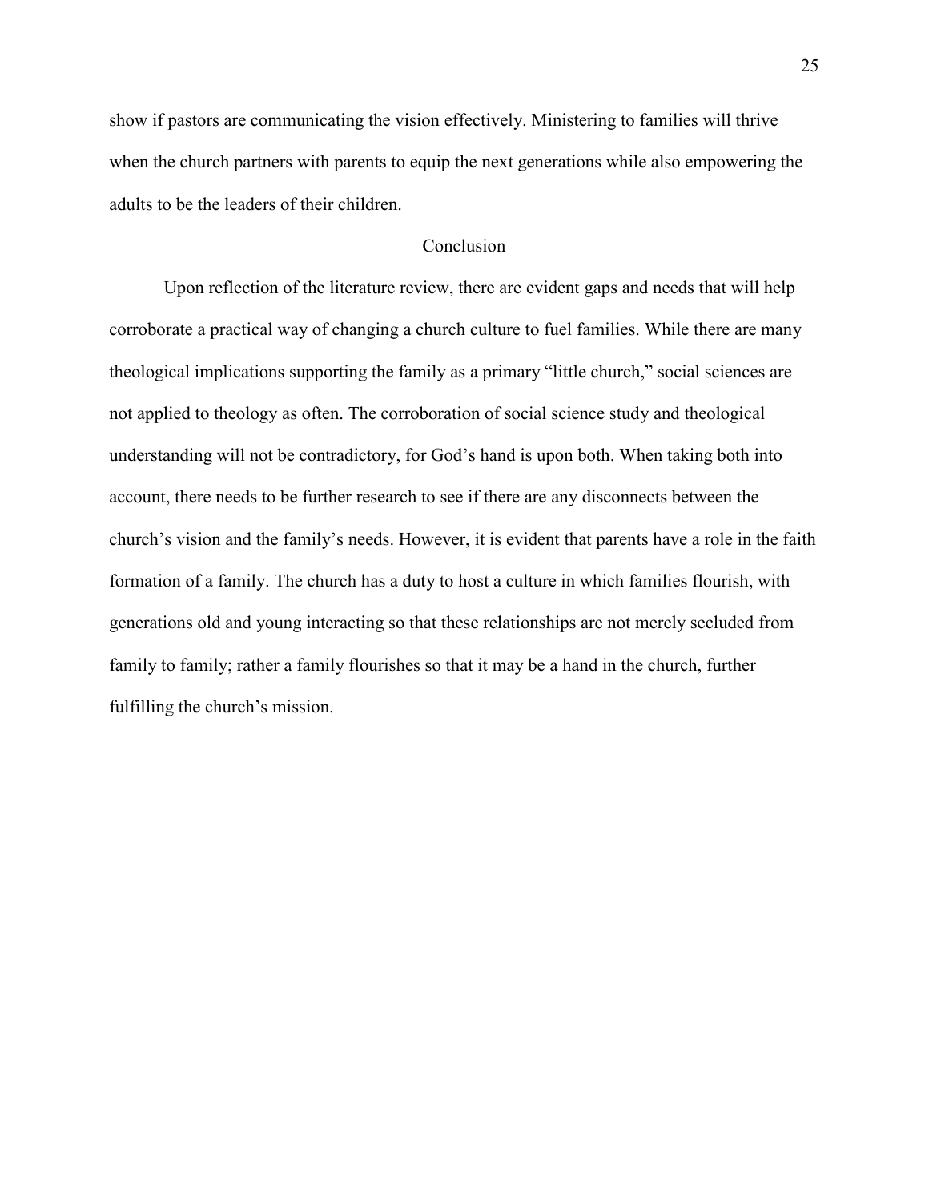show if pastors are communicating the vision effectively. Ministering to families will thrive when the church partners with parents to equip the next generations while also empowering the adults to be the leaders of their children.

## Conclusion

Upon reflection of the literature review, there are evident gaps and needs that will help corroborate a practical way of changing a church culture to fuel families. While there are many theological implications supporting the family as a primary "little church," social sciences are not applied to theology as often. The corroboration of social science study and theological understanding will not be contradictory, for God's hand is upon both. When taking both into account, there needs to be further research to see if there are any disconnects between the church's vision and the family's needs. However, it is evident that parents have a role in the faith formation of a family. The church has a duty to host a culture in which families flourish, with generations old and young interacting so that these relationships are not merely secluded from family to family; rather a family flourishes so that it may be a hand in the church, further fulfilling the church's mission.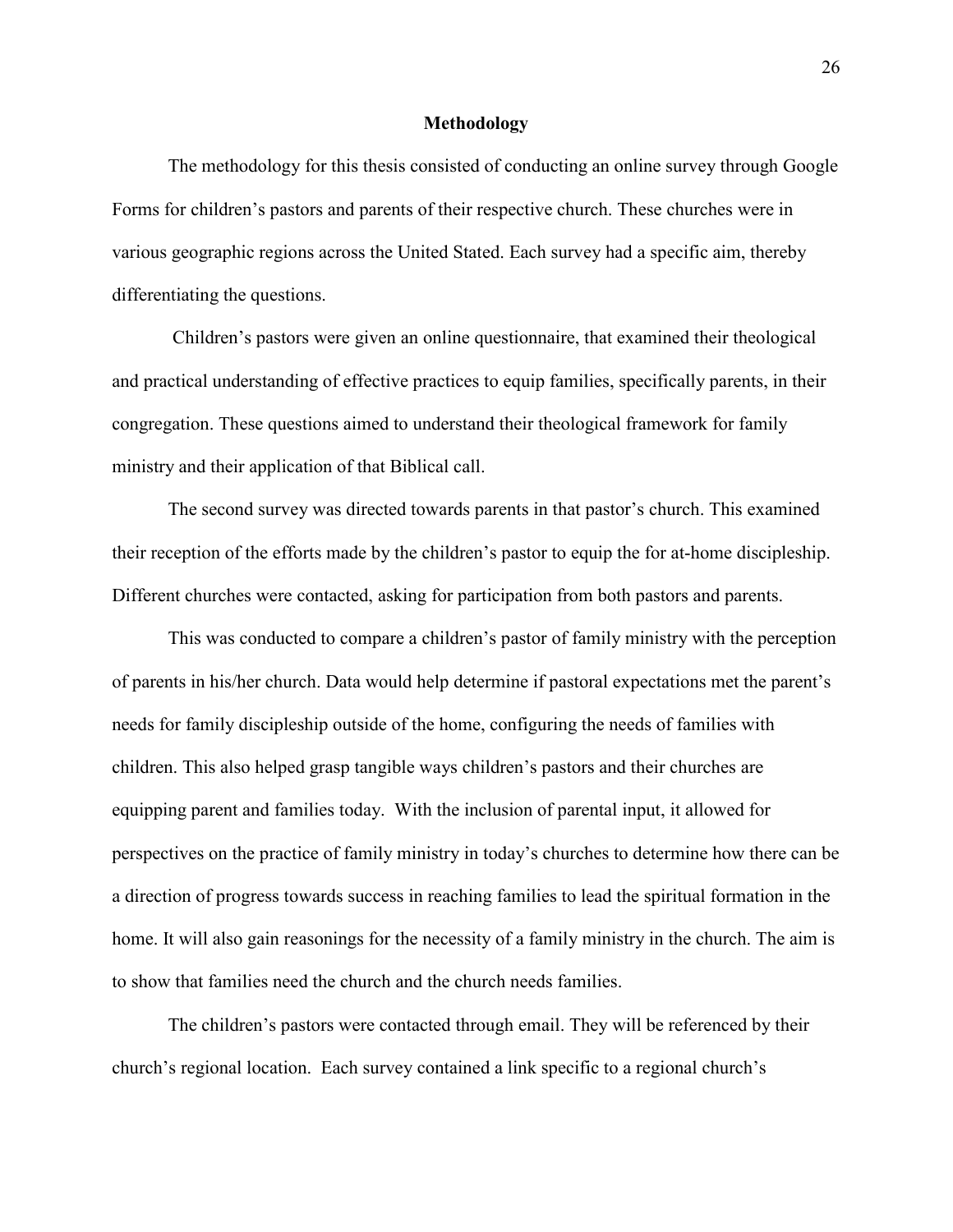## Methodology

The methodology for this thesis consisted of conducting an online survey through Google Forms for children's pastors and parents of their respective church. These churches were in various geographic regions across the United Stated. Each survey had a specific aim, thereby differentiating the questions.

Children's pastors were given an online questionnaire, that examined their theological and practical understanding of effective practices to equip families, specifically parents, in their congregation. These questions aimed to understand their theological framework for family ministry and their application of that Biblical call.

The second survey was directed towards parents in that pastor's church. This examined their reception of the efforts made by the children's pastor to equip the for at-home discipleship. Different churches were contacted, asking for participation from both pastors and parents.

This was conducted to compare a children's pastor of family ministry with the perception of parents in his/her church. Data would help determine if pastoral expectations met the parent's needs for family discipleship outside of the home, configuring the needs of families with children. This also helped grasp tangible ways children's pastors and their churches are equipping parent and families today. With the inclusion of parental input, it allowed for perspectives on the practice of family ministry in today's churches to determine how there can be a direction of progress towards success in reaching families to lead the spiritual formation in the home. It will also gain reasonings for the necessity of a family ministry in the church. The aim is to show that families need the church and the church needs families.

The children's pastors were contacted through email. They will be referenced by their church's regional location. Each survey contained a link specific to a regional church's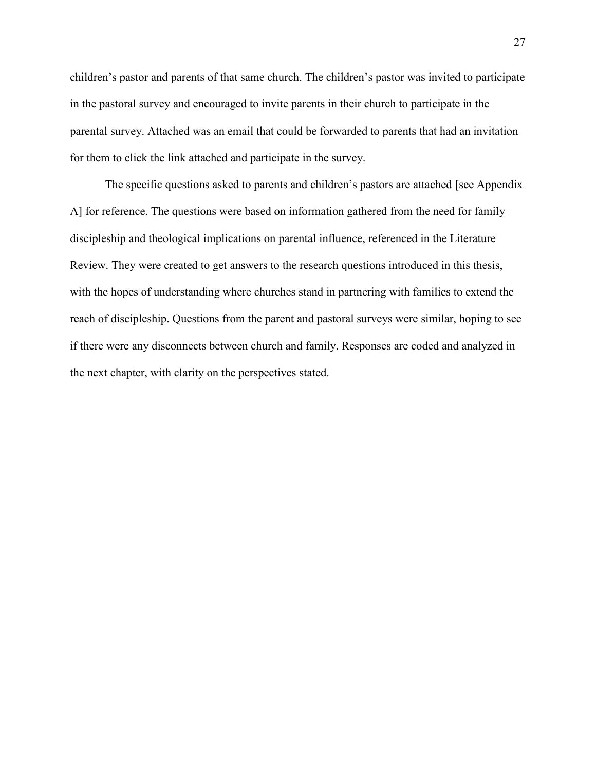children's pastor and parents of that same church. The children's pastor was invited to participate in the pastoral survey and encouraged to invite parents in their church to participate in the parental survey. Attached was an email that could be forwarded to parents that had an invitation for them to click the link attached and participate in the survey.

The specific questions asked to parents and children's pastors are attached [see Appendix A] for reference. The questions were based on information gathered from the need for family discipleship and theological implications on parental influence, referenced in the Literature Review. They were created to get answers to the research questions introduced in this thesis, with the hopes of understanding where churches stand in partnering with families to extend the reach of discipleship. Questions from the parent and pastoral surveys were similar, hoping to see if there were any disconnects between church and family. Responses are coded and analyzed in the next chapter, with clarity on the perspectives stated.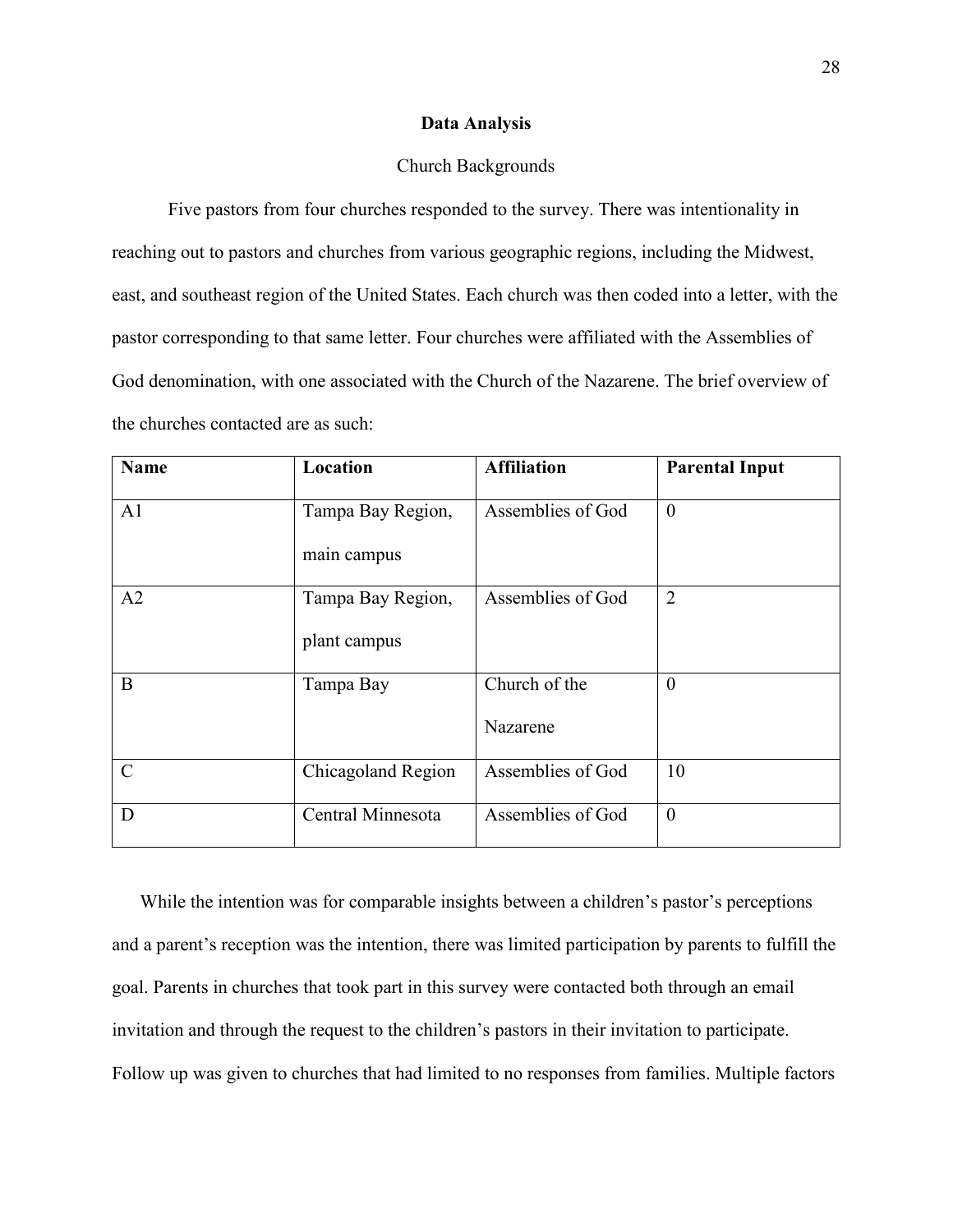**Data Analysis**

Church Backgrounds

Five pastors from four churches responded to the survey. There was intentionality in reaching out to pastors and churches from various geographic regions, including the Midwest, east, and southeast region of the United States. Each church was then coded into a letter, with the pastor corresponding to that same letter. Four churches were affiliated with the Assemblies of God denomination, with one associated with the Church of the Nazarene. The brief overview of the churches contacted are as such:

| **Name** | **Location** | **Affiliation** | **Parental Input** |
| --- | --- | --- | --- |
| A1 | Tampa Bay Region, main campus | Assemblies of God | 0 |
| A2 | Tampa Bay Region, plant campus | Assemblies of God | 2 |
| B | Tampa Bay | Church of the Nazarene | 0 |
| C | Chicagoland Region | Assemblies of God | 10 |
| D | Central Minnesota | Assemblies of God | 0 |

While the intention was for comparable insights between a children's pastor's perceptions and a parent's reception was the intention, there was limited participation by parents to fulfill the goal. Parents in churches that took part in this survey were contacted both through an email invitation and through the request to the children's pastors in their invitation to participate. Follow up was given to churches that had limited to no responses from families. Multiple factors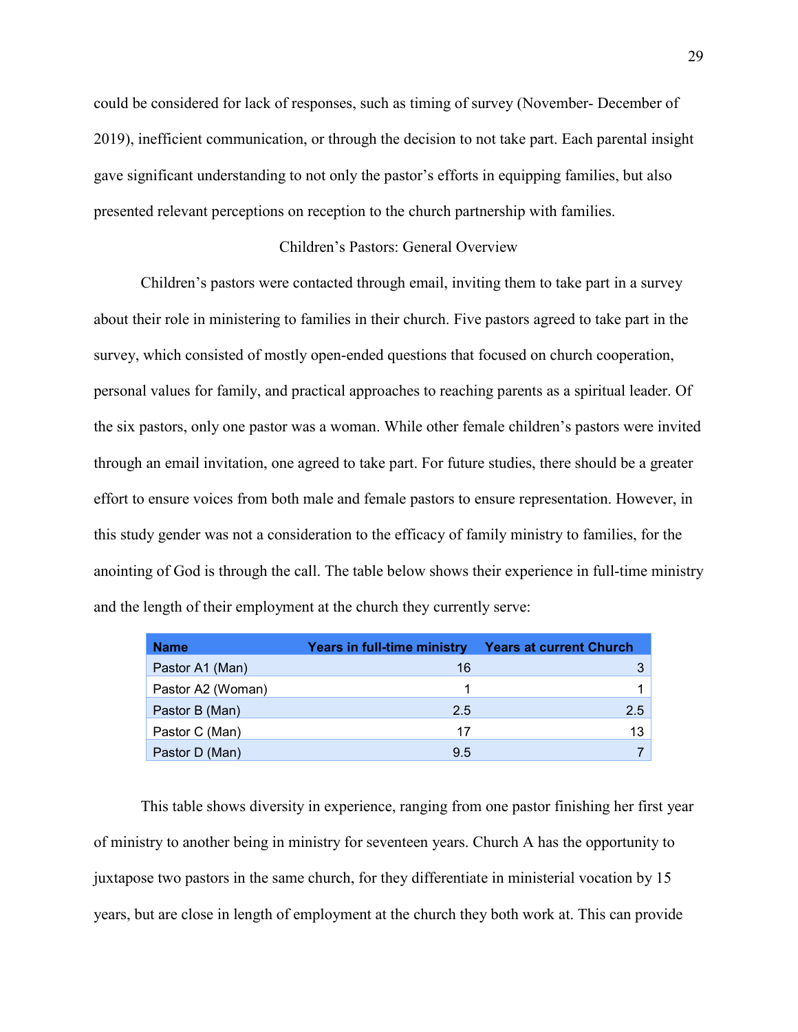could be considered for lack of responses, such as timing of survey (November- December of 2019), inefficient communication, or through the decision to not take part. Each parental insight gave significant understanding to not only the pastor's efforts in equipping families, but also presented relevant perceptions on reception to the church partnership with families.

## Children's Pastors: General Overview

Children's pastors were contacted through email, inviting them to take part in a survey about their role in ministering to families in their church. Five pastors agreed to take part in the survey, which consisted of mostly open-ended questions that focused on church cooperation, personal values for family, and practical approaches to reaching parents as a spiritual leader. Of the six pastors, only one pastor was a woman. While other female children's pastors were invited through an email invitation, one agreed to take part. For future studies, there should be a greater effort to ensure voices from both male and female pastors to ensure representation. However, in this study gender was not a consideration to the efficacy of family ministry to families, for the anointing of God is through the call. The table below shows their experience in full-time ministry and the length of their employment at the church they currently serve:

| Name | Years in full-time ministry | Years at current Church |
|---|---:|---:|
| Pastor A1 (Man) | 16 | 3 |
| Pastor A2 (Woman) | 1 | 1 |
| Pastor B (Man) | 2.5 | 2.5 |
| Pastor C (Man) | 17 | 13 |
| Pastor D (Man) | 9.5 | 7 |

This table shows diversity in experience, ranging from one pastor finishing her first year of ministry to another being in ministry for seventeen years. Church A has the opportunity to juxtapose two pastors in the same church, for they differentiate in ministerial vocation by 15 years, but are close in length of employment at the church they both work at. This can provide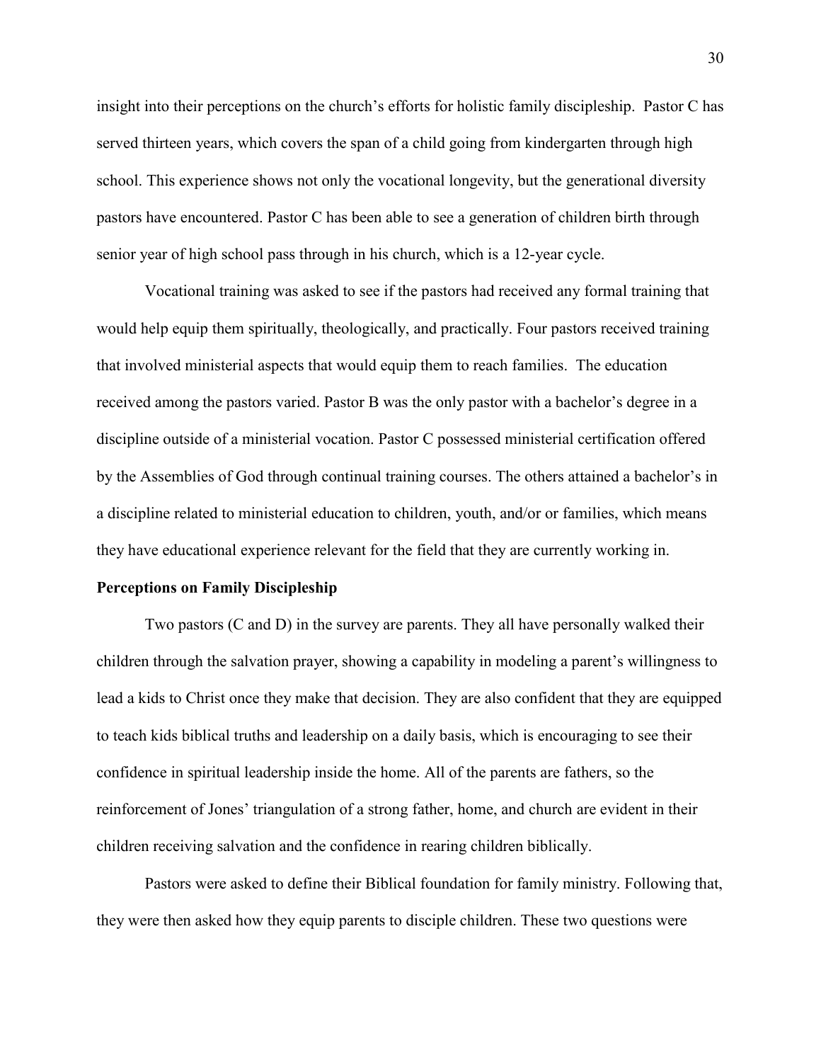insight into their perceptions on the church's efforts for holistic family discipleship. Pastor C has served thirteen years, which covers the span of a child going from kindergarten through high school. This experience shows not only the vocational longevity, but the generational diversity pastors have encountered. Pastor C has been able to see a generation of children birth through senior year of high school pass through in his church, which is a 12-year cycle.

Vocational training was asked to see if the pastors had received any formal training that would help equip them spiritually, theologically, and practically. Four pastors received training that involved ministerial aspects that would equip them to reach families. The education received among the pastors varied. Pastor B was the only pastor with a bachelor's degree in a discipline outside of a ministerial vocation. Pastor C possessed ministerial certification offered by the Assemblies of God through continual training courses. The others attained a bachelor's in a discipline related to ministerial education to children, youth, and/or or families, which means they have educational experience relevant for the field that they are currently working in.

**Perceptions on Family Discipleship**

Two pastors (C and D) in the survey are parents. They all have personally walked their children through the salvation prayer, showing a capability in modeling a parent's willingness to lead a kids to Christ once they make that decision. They are also confident that they are equipped to teach kids biblical truths and leadership on a daily basis, which is encouraging to see their confidence in spiritual leadership inside the home. All of the parents are fathers, so the reinforcement of Jones' triangulation of a strong father, home, and church are evident in their children receiving salvation and the confidence in rearing children biblically.

Pastors were asked to define their Biblical foundation for family ministry. Following that, they were then asked how they equip parents to disciple children. These two questions were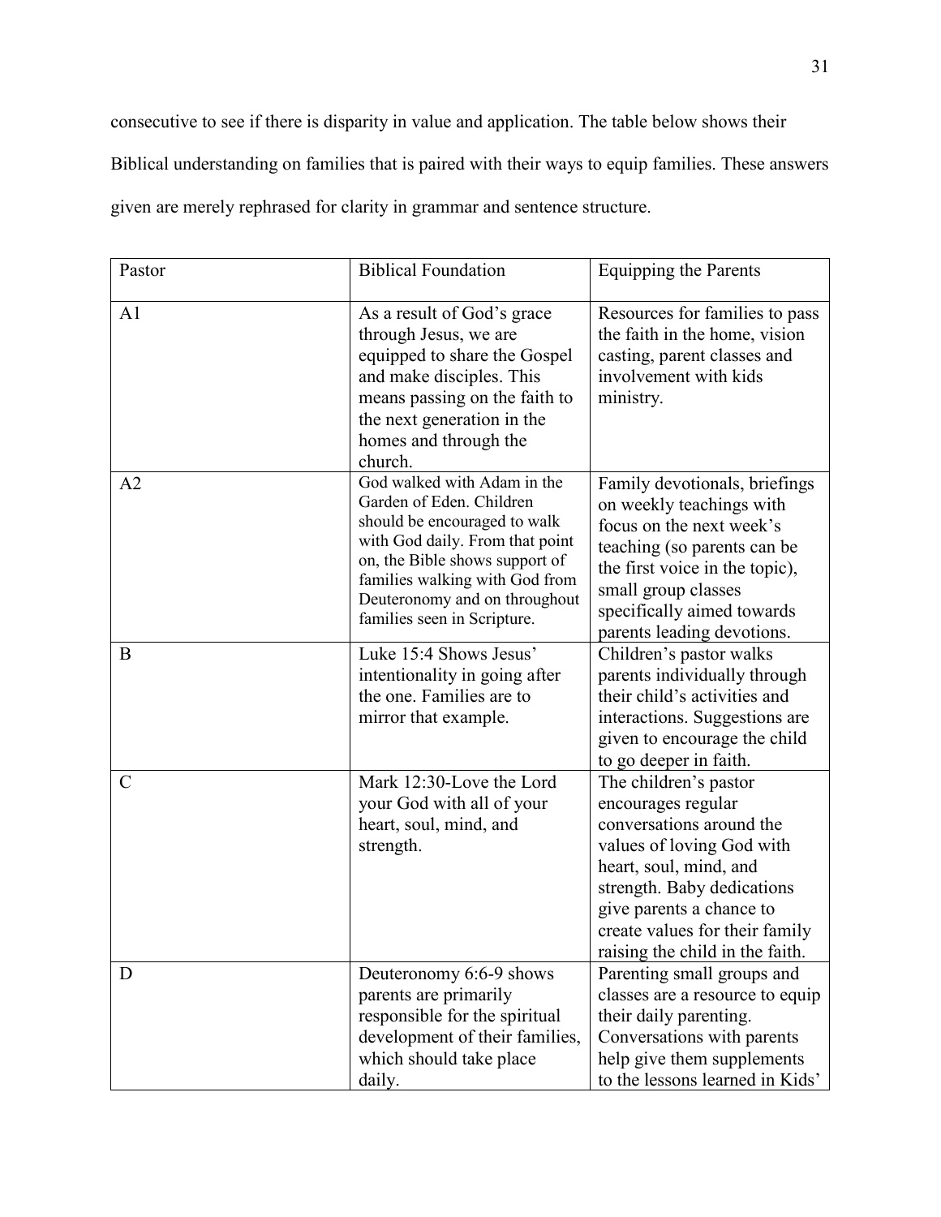consecutive to see if there is disparity in value and application. The table below shows their Biblical understanding on families that is paired with their ways to equip families. These answers given are merely rephrased for clarity in grammar and sentence structure.

| Pastor | Biblical Foundation | Equipping the Parents |
|---|---|---|
| A1 | As a result of God's grace through Jesus, we are equipped to share the Gospel and make disciples. This means passing on the faith to the next generation in the homes and through the church. | Resources for families to pass the faith in the home, vision casting, parent classes and involvement with kids ministry. |
| A2 | God walked with Adam in the Garden of Eden. Children should be encouraged to walk with God daily. From that point on, the Bible shows support of families walking with God from Deuteronomy and on throughout families seen in Scripture. | Family devotionals, briefings on weekly teachings with focus on the next week's teaching (so parents can be the first voice in the topic), small group classes specifically aimed towards parents leading devotions. |
| B | Luke 15:4 Shows Jesus' intentionality in going after the one. Families are to mirror that example. | Children's pastor walks parents individually through their child's activities and interactions. Suggestions are given to encourage the child to go deeper in faith. |
| C | Mark 12:30-Love the Lord your God with all of your heart, soul, mind, and strength. | The children's pastor encourages regular conversations around the values of loving God with heart, soul, mind, and strength. Baby dedications give parents a chance to create values for their family raising the child in the faith. |
| D | Deuteronomy 6:6-9 shows parents are primarily responsible for the spiritual development of their families, which should take place daily. | Parenting small groups and classes are a resource to equip their daily parenting. Conversations with parents help give them supplements to the lessons learned in Kids' |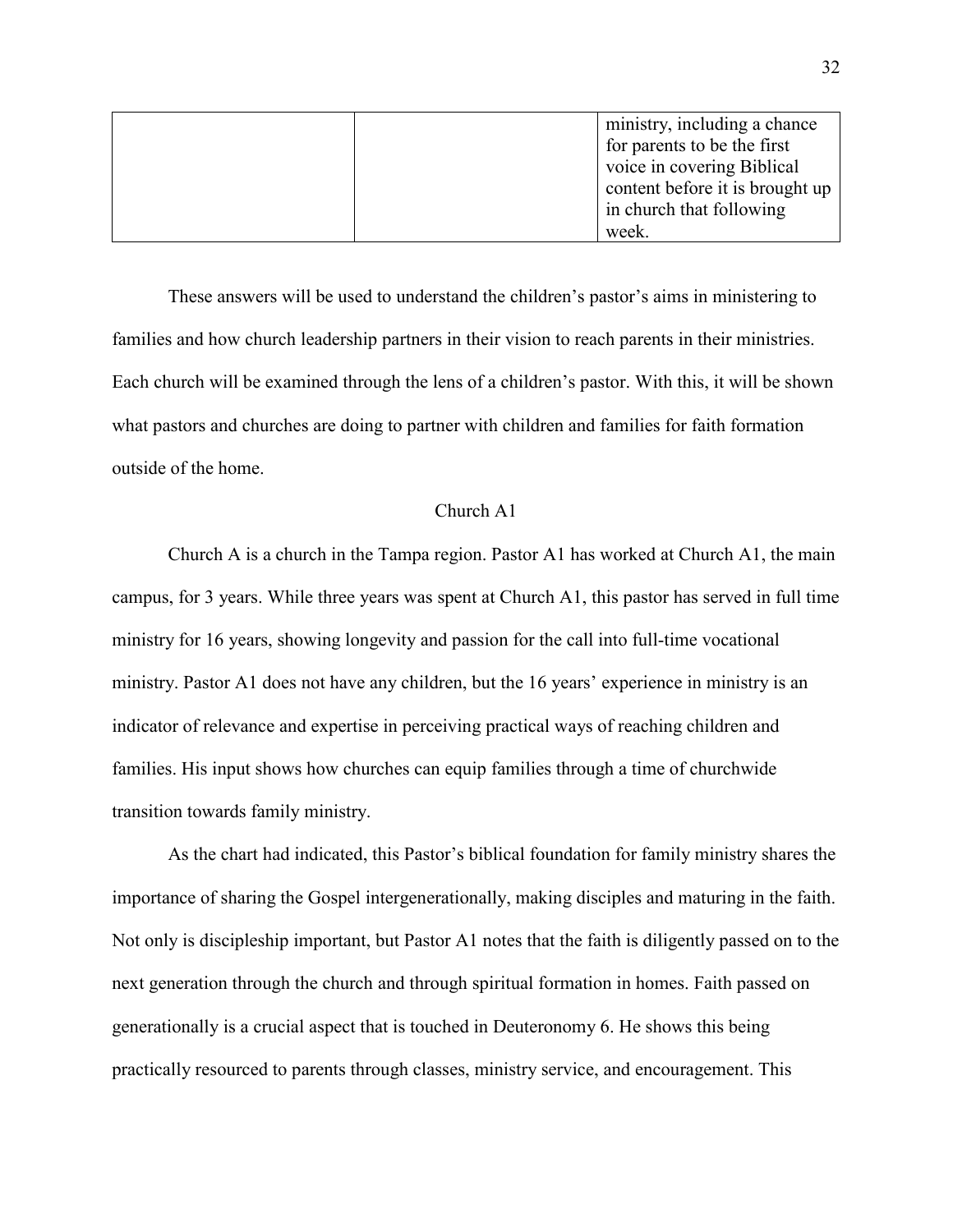| | | ministry, including a chance for parents to be the first voice in covering Biblical content before it is brought up in church that following week. |
|---|---|---|

These answers will be used to understand the children's pastor's aims in ministering to families and how church leadership partners in their vision to reach parents in their ministries. Each church will be examined through the lens of a children's pastor. With this, it will be shown what pastors and churches are doing to partner with children and families for faith formation outside of the home.

## Church A1

Church A is a church in the Tampa region. Pastor A1 has worked at Church A1, the main campus, for 3 years. While three years was spent at Church A1, this pastor has served in full time ministry for 16 years, showing longevity and passion for the call into full-time vocational ministry. Pastor A1 does not have any children, but the 16 years' experience in ministry is an indicator of relevance and expertise in perceiving practical ways of reaching children and families. His input shows how churches can equip families through a time of churchwide transition towards family ministry.

As the chart had indicated, this Pastor's biblical foundation for family ministry shares the importance of sharing the Gospel intergenerationally, making disciples and maturing in the faith. Not only is discipleship important, but Pastor A1 notes that the faith is diligently passed on to the next generation through the church and through spiritual formation in homes. Faith passed on generationally is a crucial aspect that is touched in Deuteronomy 6. He shows this being practically resourced to parents through classes, ministry service, and encouragement. This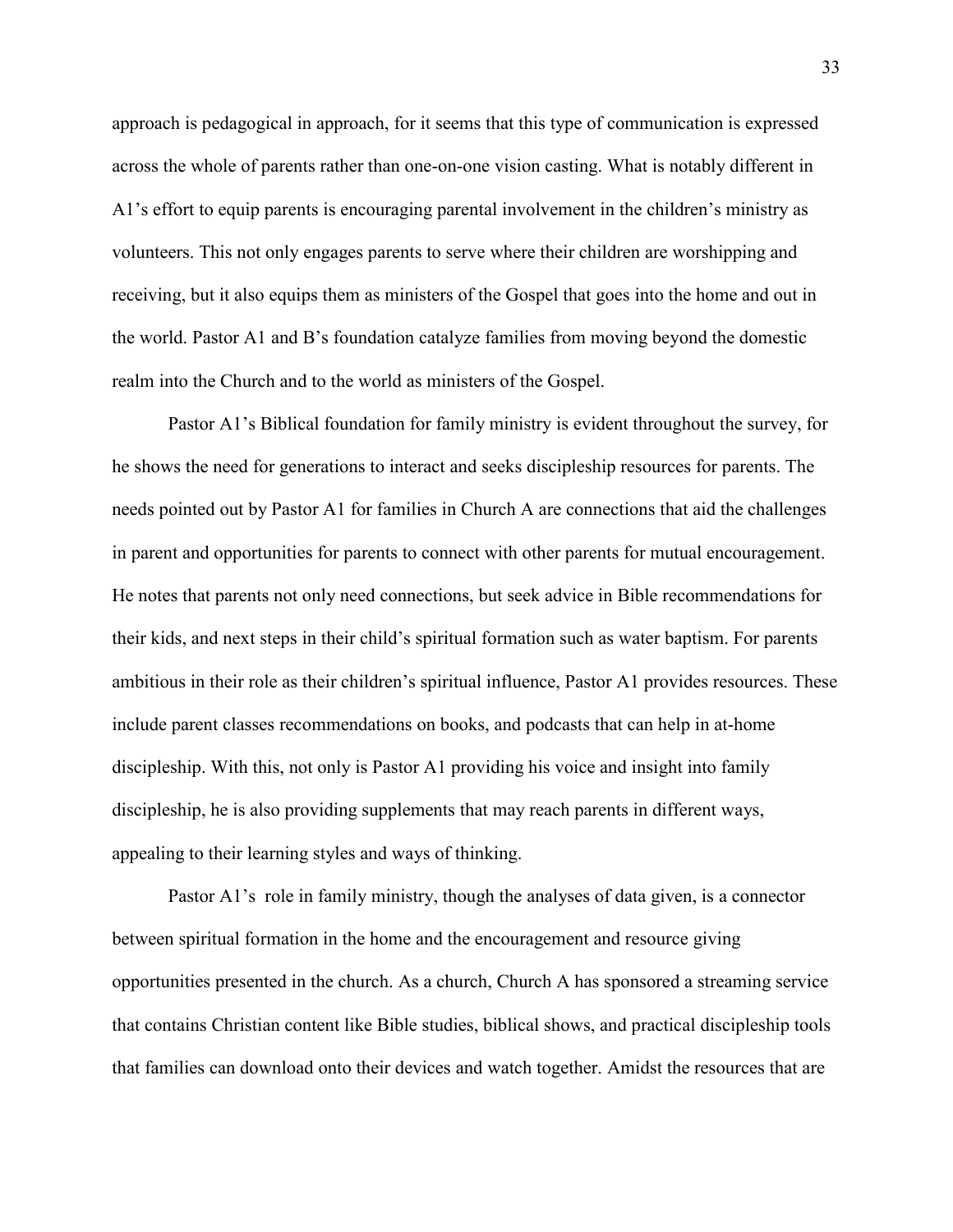approach is pedagogical in approach, for it seems that this type of communication is expressed across the whole of parents rather than one-on-one vision casting. What is notably different in A1's effort to equip parents is encouraging parental involvement in the children's ministry as volunteers. This not only engages parents to serve where their children are worshipping and receiving, but it also equips them as ministers of the Gospel that goes into the home and out in the world. Pastor A1 and B's foundation catalyze families from moving beyond the domestic realm into the Church and to the world as ministers of the Gospel.

Pastor A1's Biblical foundation for family ministry is evident throughout the survey, for he shows the need for generations to interact and seeks discipleship resources for parents. The needs pointed out by Pastor A1 for families in Church A are connections that aid the challenges in parent and opportunities for parents to connect with other parents for mutual encouragement. He notes that parents not only need connections, but seek advice in Bible recommendations for their kids, and next steps in their child's spiritual formation such as water baptism. For parents ambitious in their role as their children's spiritual influence, Pastor A1 provides resources. These include parent classes recommendations on books, and podcasts that can help in at-home discipleship. With this, not only is Pastor A1 providing his voice and insight into family discipleship, he is also providing supplements that may reach parents in different ways, appealing to their learning styles and ways of thinking.

Pastor A1's role in family ministry, though the analyses of data given, is a connector between spiritual formation in the home and the encouragement and resource giving opportunities presented in the church. As a church, Church A has sponsored a streaming service that contains Christian content like Bible studies, biblical shows, and practical discipleship tools that families can download onto their devices and watch together. Amidst the resources that are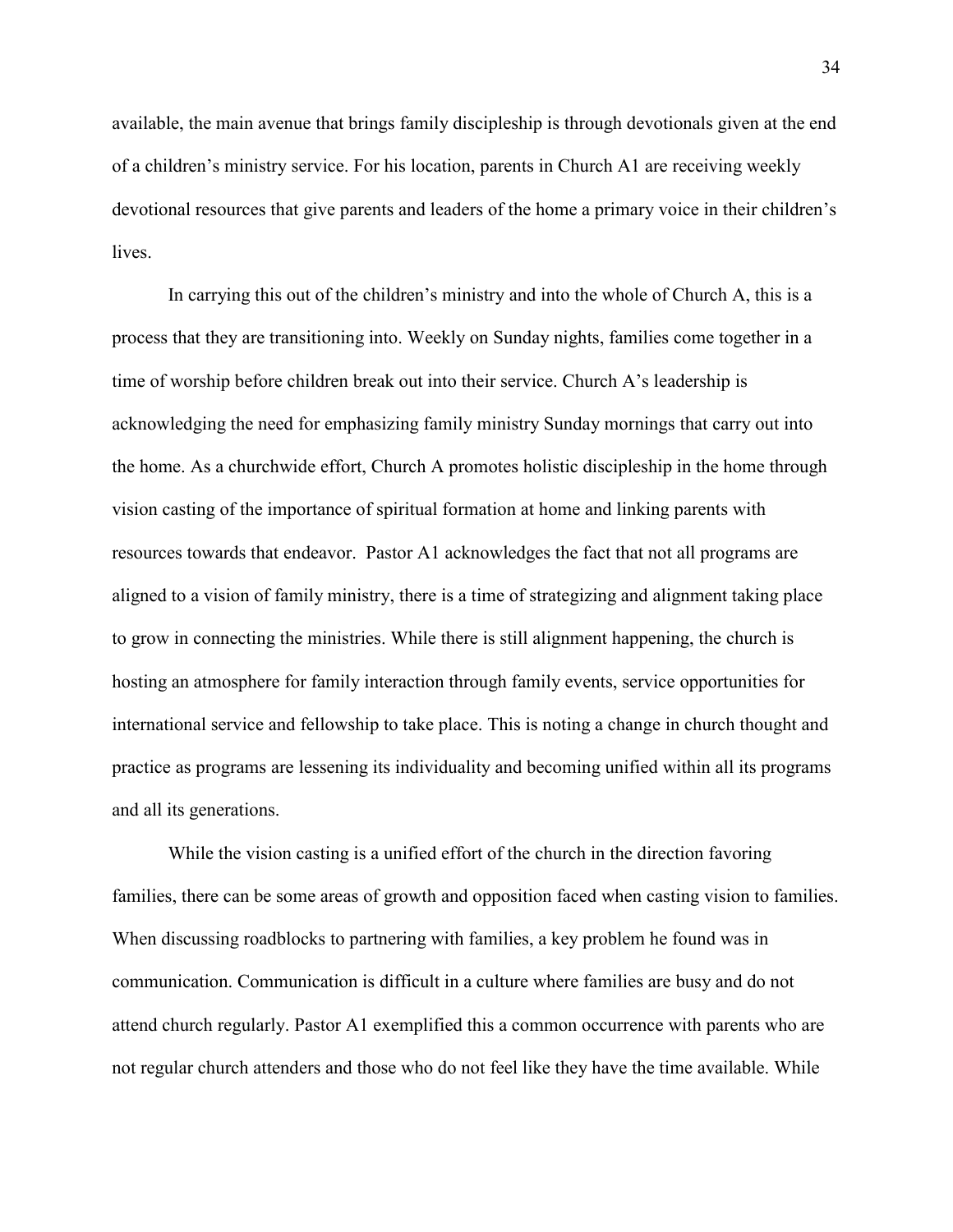available, the main avenue that brings family discipleship is through devotionals given at the end of a children's ministry service. For his location, parents in Church A1 are receiving weekly devotional resources that give parents and leaders of the home a primary voice in their children's lives.

In carrying this out of the children's ministry and into the whole of Church A, this is a process that they are transitioning into. Weekly on Sunday nights, families come together in a time of worship before children break out into their service. Church A's leadership is acknowledging the need for emphasizing family ministry Sunday mornings that carry out into the home. As a churchwide effort, Church A promotes holistic discipleship in the home through vision casting of the importance of spiritual formation at home and linking parents with resources towards that endeavor. Pastor A1 acknowledges the fact that not all programs are aligned to a vision of family ministry, there is a time of strategizing and alignment taking place to grow in connecting the ministries. While there is still alignment happening, the church is hosting an atmosphere for family interaction through family events, service opportunities for international service and fellowship to take place. This is noting a change in church thought and practice as programs are lessening its individuality and becoming unified within all its programs and all its generations.

While the vision casting is a unified effort of the church in the direction favoring families, there can be some areas of growth and opposition faced when casting vision to families. When discussing roadblocks to partnering with families, a key problem he found was in communication. Communication is difficult in a culture where families are busy and do not attend church regularly. Pastor A1 exemplified this a common occurrence with parents who are not regular church attenders and those who do not feel like they have the time available. While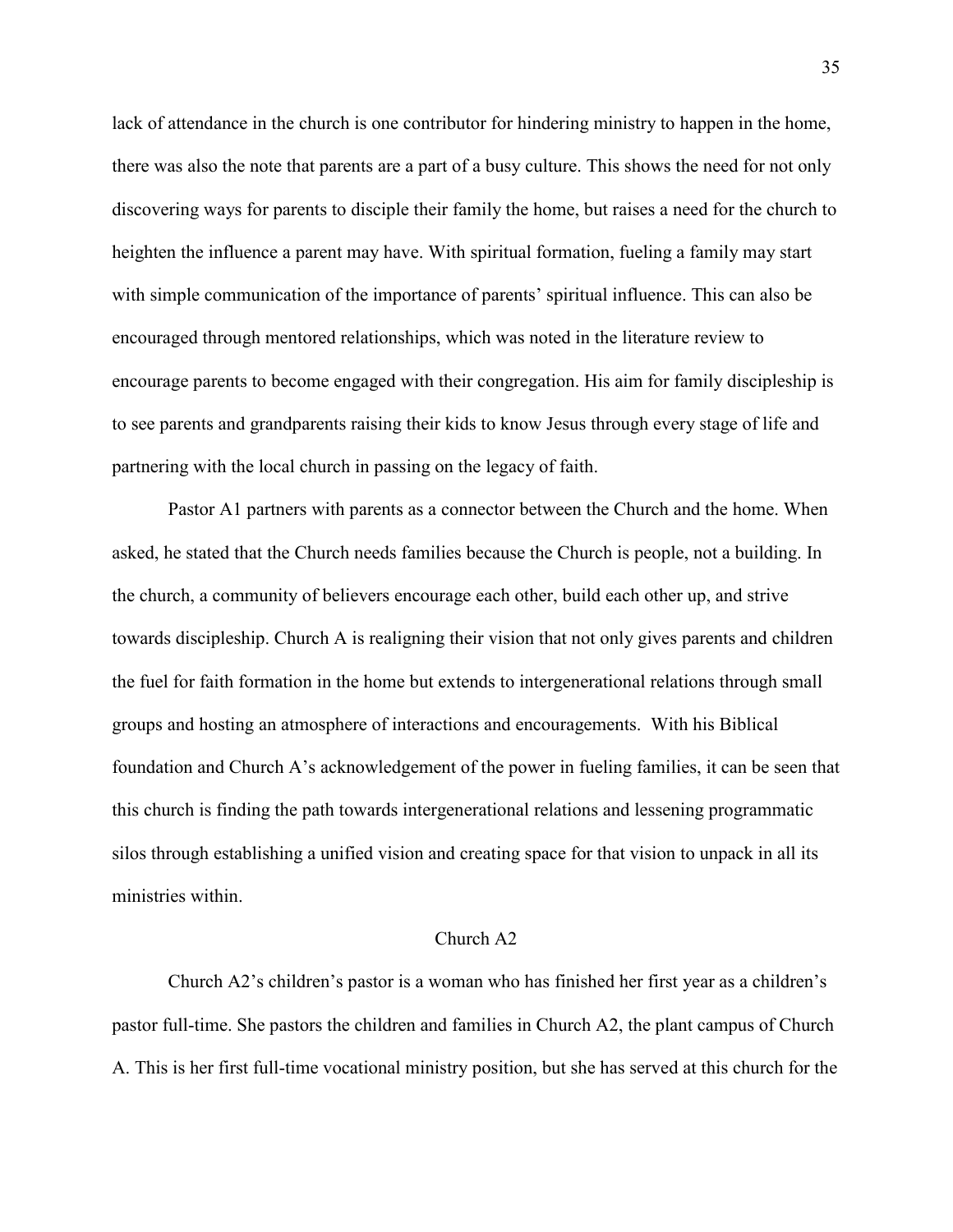lack of attendance in the church is one contributor for hindering ministry to happen in the home, there was also the note that parents are a part of a busy culture. This shows the need for not only discovering ways for parents to disciple their family the home, but raises a need for the church to heighten the influence a parent may have. With spiritual formation, fueling a family may start with simple communication of the importance of parents' spiritual influence. This can also be encouraged through mentored relationships, which was noted in the literature review to encourage parents to become engaged with their congregation. His aim for family discipleship is to see parents and grandparents raising their kids to know Jesus through every stage of life and partnering with the local church in passing on the legacy of faith.

Pastor A1 partners with parents as a connector between the Church and the home. When asked, he stated that the Church needs families because the Church is people, not a building. In the church, a community of believers encourage each other, build each other up, and strive towards discipleship. Church A is realigning their vision that not only gives parents and children the fuel for faith formation in the home but extends to intergenerational relations through small groups and hosting an atmosphere of interactions and encouragements. With his Biblical foundation and Church A's acknowledgement of the power in fueling families, it can be seen that this church is finding the path towards intergenerational relations and lessening programmatic silos through establishing a unified vision and creating space for that vision to unpack in all its ministries within.

## Church A2

Church A2's children's pastor is a woman who has finished her first year as a children's pastor full-time. She pastors the children and families in Church A2, the plant campus of Church A. This is her first full-time vocational ministry position, but she has served at this church for the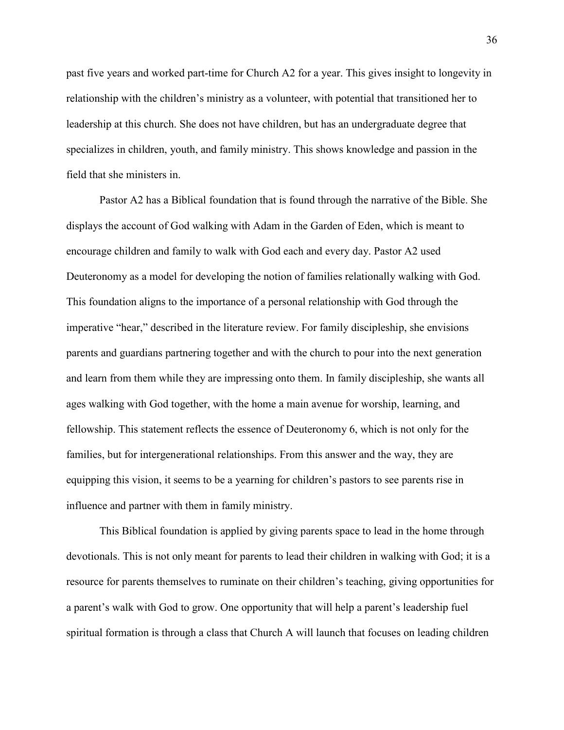past five years and worked part-time for Church A2 for a year. This gives insight to longevity in relationship with the children's ministry as a volunteer, with potential that transitioned her to leadership at this church. She does not have children, but has an undergraduate degree that specializes in children, youth, and family ministry. This shows knowledge and passion in the field that she ministers in.

Pastor A2 has a Biblical foundation that is found through the narrative of the Bible. She displays the account of God walking with Adam in the Garden of Eden, which is meant to encourage children and family to walk with God each and every day. Pastor A2 used Deuteronomy as a model for developing the notion of families relationally walking with God. This foundation aligns to the importance of a personal relationship with God through the imperative "hear," described in the literature review. For family discipleship, she envisions parents and guardians partnering together and with the church to pour into the next generation and learn from them while they are impressing onto them. In family discipleship, she wants all ages walking with God together, with the home a main avenue for worship, learning, and fellowship. This statement reflects the essence of Deuteronomy 6, which is not only for the families, but for intergenerational relationships. From this answer and the way, they are equipping this vision, it seems to be a yearning for children's pastors to see parents rise in influence and partner with them in family ministry.

This Biblical foundation is applied by giving parents space to lead in the home through devotionals. This is not only meant for parents to lead their children in walking with God; it is a resource for parents themselves to ruminate on their children's teaching, giving opportunities for a parent's walk with God to grow. One opportunity that will help a parent's leadership fuel spiritual formation is through a class that Church A will launch that focuses on leading children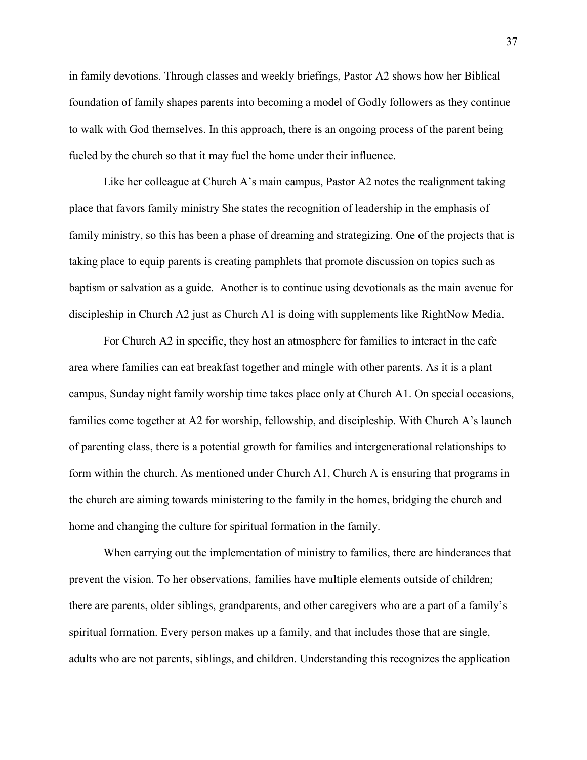in family devotions. Through classes and weekly briefings, Pastor A2 shows how her Biblical foundation of family shapes parents into becoming a model of Godly followers as they continue to walk with God themselves. In this approach, there is an ongoing process of the parent being fueled by the church so that it may fuel the home under their influence.

Like her colleague at Church A's main campus, Pastor A2 notes the realignment taking place that favors family ministry She states the recognition of leadership in the emphasis of family ministry, so this has been a phase of dreaming and strategizing. One of the projects that is taking place to equip parents is creating pamphlets that promote discussion on topics such as baptism or salvation as a guide.  Another is to continue using devotionals as the main avenue for discipleship in Church A2 just as Church A1 is doing with supplements like RightNow Media.

For Church A2 in specific, they host an atmosphere for families to interact in the cafe area where families can eat breakfast together and mingle with other parents. As it is a plant campus, Sunday night family worship time takes place only at Church A1. On special occasions, families come together at A2 for worship, fellowship, and discipleship. With Church A's launch of parenting class, there is a potential growth for families and intergenerational relationships to form within the church. As mentioned under Church A1, Church A is ensuring that programs in the church are aiming towards ministering to the family in the homes, bridging the church and home and changing the culture for spiritual formation in the family.

When carrying out the implementation of ministry to families, there are hinderances that prevent the vision. To her observations, families have multiple elements outside of children; there are parents, older siblings, grandparents, and other caregivers who are a part of a family's spiritual formation. Every person makes up a family, and that includes those that are single, adults who are not parents, siblings, and children. Understanding this recognizes the application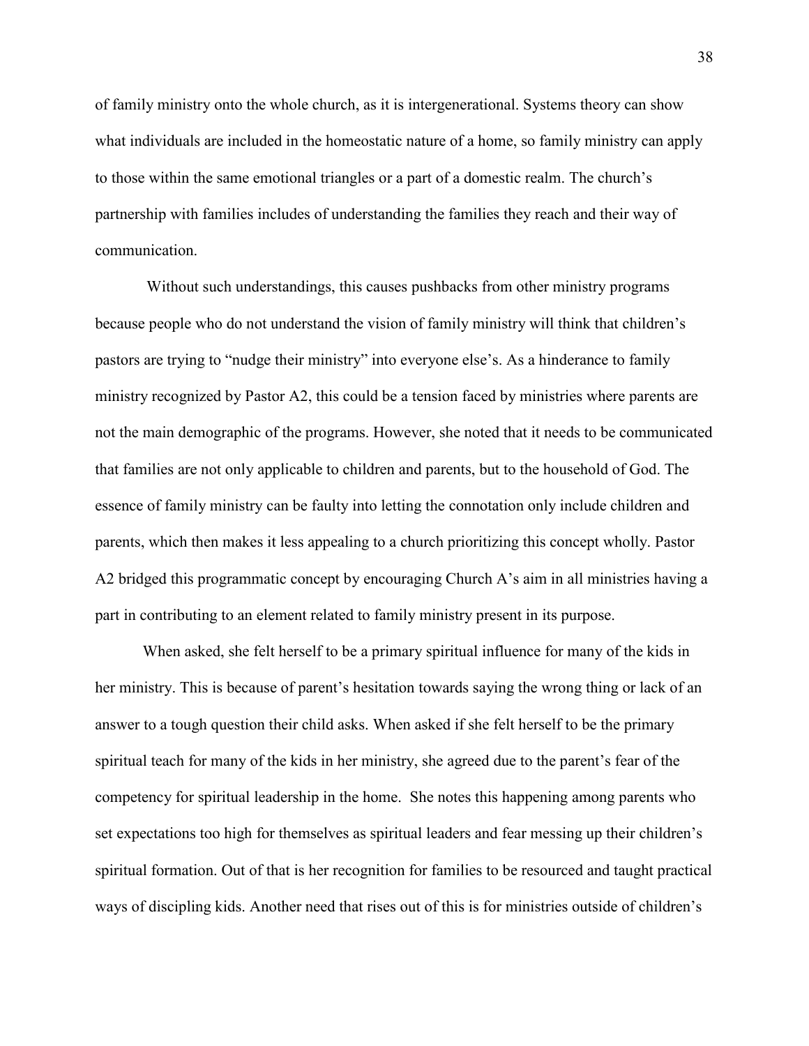of family ministry onto the whole church, as it is intergenerational. Systems theory can show what individuals are included in the homeostatic nature of a home, so family ministry can apply to those within the same emotional triangles or a part of a domestic realm. The church's partnership with families includes of understanding the families they reach and their way of communication.

Without such understandings, this causes pushbacks from other ministry programs because people who do not understand the vision of family ministry will think that children's pastors are trying to "nudge their ministry" into everyone else's. As a hinderance to family ministry recognized by Pastor A2, this could be a tension faced by ministries where parents are not the main demographic of the programs. However, she noted that it needs to be communicated that families are not only applicable to children and parents, but to the household of God. The essence of family ministry can be faulty into letting the connotation only include children and parents, which then makes it less appealing to a church prioritizing this concept wholly. Pastor A2 bridged this programmatic concept by encouraging Church A's aim in all ministries having a part in contributing to an element related to family ministry present in its purpose.

When asked, she felt herself to be a primary spiritual influence for many of the kids in her ministry. This is because of parent's hesitation towards saying the wrong thing or lack of an answer to a tough question their child asks. When asked if she felt herself to be the primary spiritual teach for many of the kids in her ministry, she agreed due to the parent's fear of the competency for spiritual leadership in the home. She notes this happening among parents who set expectations too high for themselves as spiritual leaders and fear messing up their children's spiritual formation. Out of that is her recognition for families to be resourced and taught practical ways of discipling kids. Another need that rises out of this is for ministries outside of children's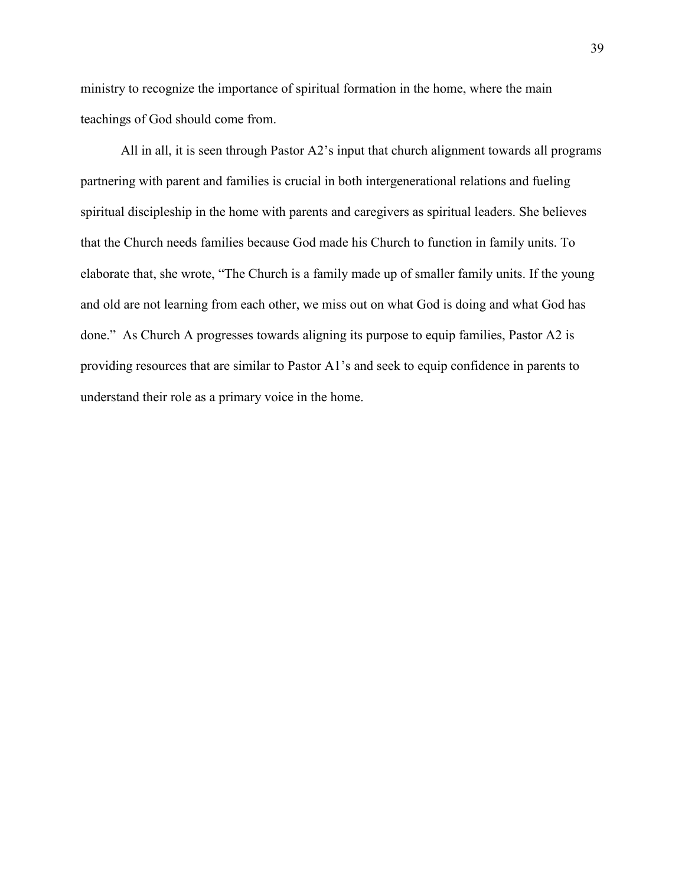ministry to recognize the importance of spiritual formation in the home, where the main teachings of God should come from.

All in all, it is seen through Pastor A2's input that church alignment towards all programs partnering with parent and families is crucial in both intergenerational relations and fueling spiritual discipleship in the home with parents and caregivers as spiritual leaders. She believes that the Church needs families because God made his Church to function in family units. To elaborate that, she wrote, "The Church is a family made up of smaller family units. If the young and old are not learning from each other, we miss out on what God is doing and what God has done." As Church A progresses towards aligning its purpose to equip families, Pastor A2 is providing resources that are similar to Pastor A1's and seek to equip confidence in parents to understand their role as a primary voice in the home.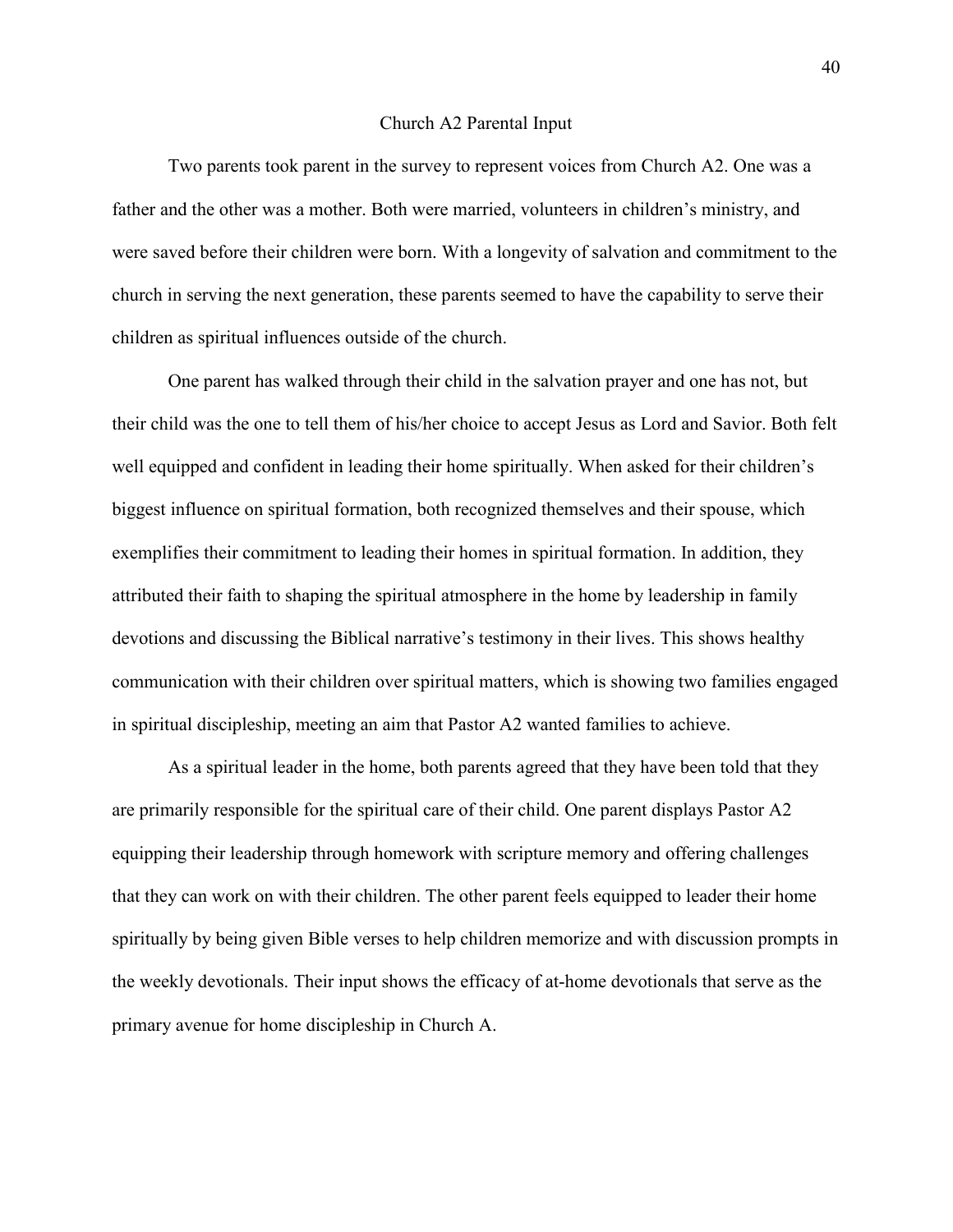## Church A2 Parental Input

Two parents took parent in the survey to represent voices from Church A2. One was a father and the other was a mother. Both were married, volunteers in children's ministry, and were saved before their children were born. With a longevity of salvation and commitment to the church in serving the next generation, these parents seemed to have the capability to serve their children as spiritual influences outside of the church.

One parent has walked through their child in the salvation prayer and one has not, but their child was the one to tell them of his/her choice to accept Jesus as Lord and Savior. Both felt well equipped and confident in leading their home spiritually. When asked for their children's biggest influence on spiritual formation, both recognized themselves and their spouse, which exemplifies their commitment to leading their homes in spiritual formation. In addition, they attributed their faith to shaping the spiritual atmosphere in the home by leadership in family devotions and discussing the Biblical narrative's testimony in their lives. This shows healthy communication with their children over spiritual matters, which is showing two families engaged in spiritual discipleship, meeting an aim that Pastor A2 wanted families to achieve.

As a spiritual leader in the home, both parents agreed that they have been told that they are primarily responsible for the spiritual care of their child. One parent displays Pastor A2 equipping their leadership through homework with scripture memory and offering challenges that they can work on with their children. The other parent feels equipped to leader their home spiritually by being given Bible verses to help children memorize and with discussion prompts in the weekly devotionals. Their input shows the efficacy of at-home devotionals that serve as the primary avenue for home discipleship in Church A.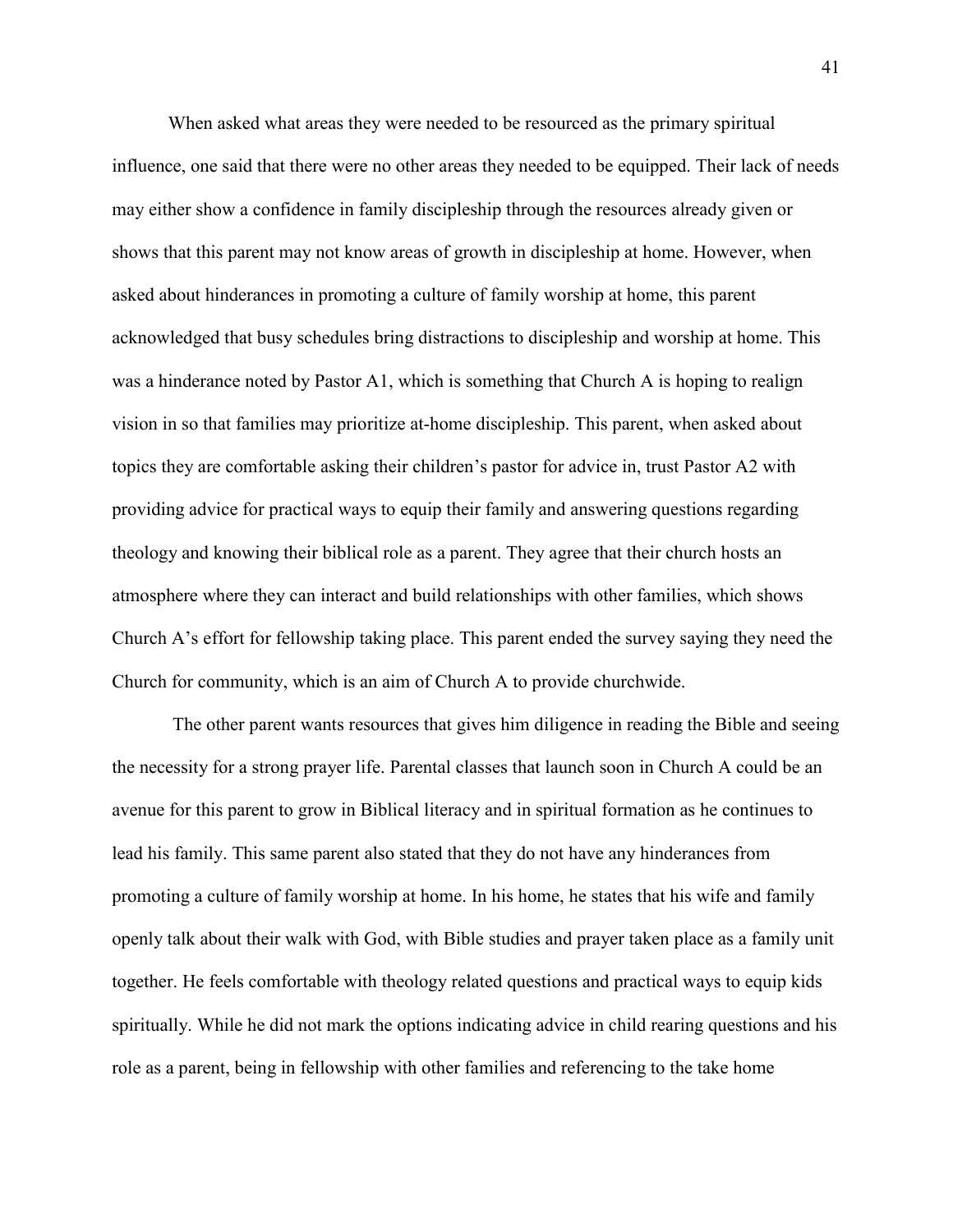When asked what areas they were needed to be resourced as the primary spiritual influence, one said that there were no other areas they needed to be equipped. Their lack of needs may either show a confidence in family discipleship through the resources already given or shows that this parent may not know areas of growth in discipleship at home. However, when asked about hinderances in promoting a culture of family worship at home, this parent acknowledged that busy schedules bring distractions to discipleship and worship at home. This was a hinderance noted by Pastor A1, which is something that Church A is hoping to realign vision in so that families may prioritize at-home discipleship. This parent, when asked about topics they are comfortable asking their children's pastor for advice in, trust Pastor A2 with providing advice for practical ways to equip their family and answering questions regarding theology and knowing their biblical role as a parent. They agree that their church hosts an atmosphere where they can interact and build relationships with other families, which shows Church A's effort for fellowship taking place. This parent ended the survey saying they need the Church for community, which is an aim of Church A to provide churchwide.

The other parent wants resources that gives him diligence in reading the Bible and seeing the necessity for a strong prayer life. Parental classes that launch soon in Church A could be an avenue for this parent to grow in Biblical literacy and in spiritual formation as he continues to lead his family. This same parent also stated that they do not have any hinderances from promoting a culture of family worship at home. In his home, he states that his wife and family openly talk about their walk with God, with Bible studies and prayer taken place as a family unit together. He feels comfortable with theology related questions and practical ways to equip kids spiritually. While he did not mark the options indicating advice in child rearing questions and his role as a parent, being in fellowship with other families and referencing to the take home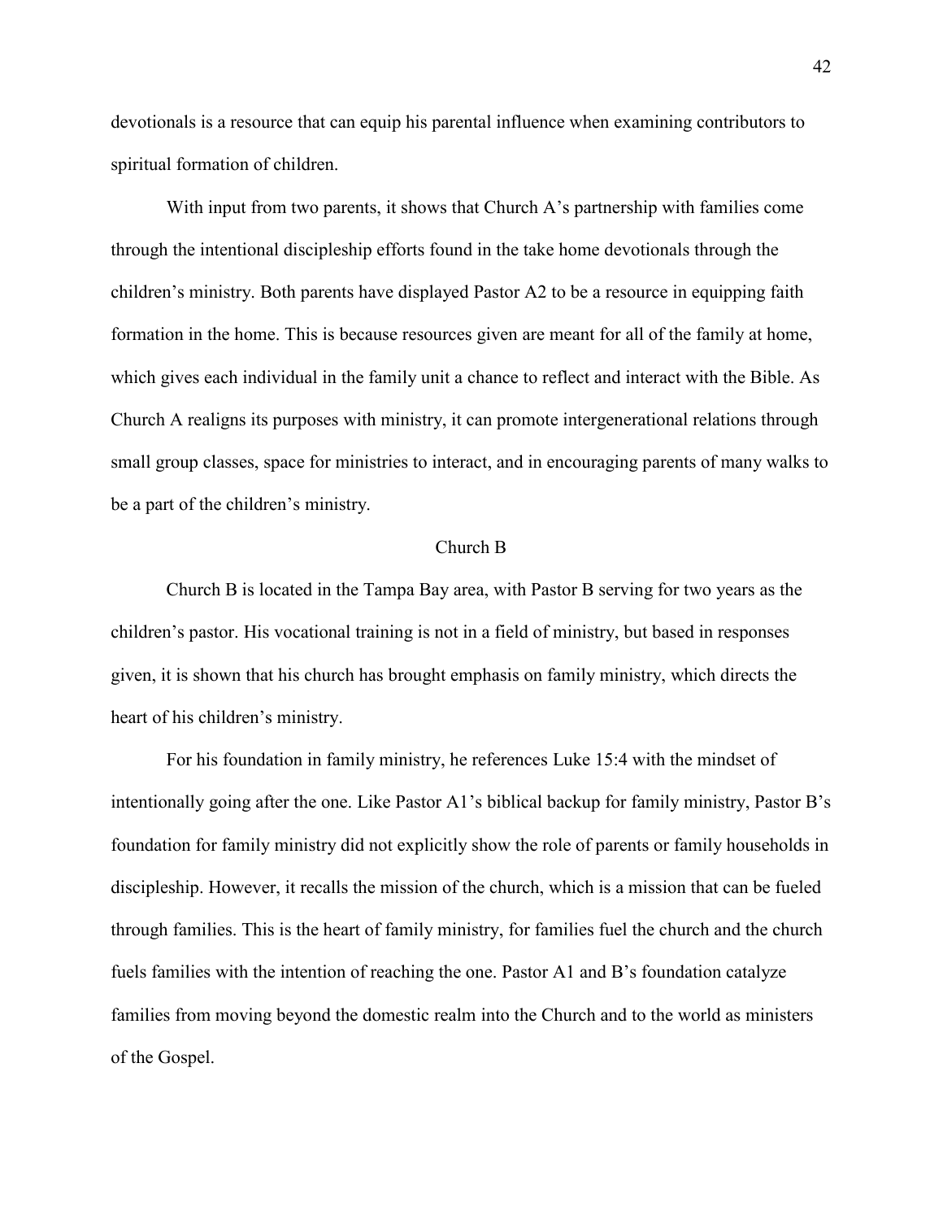devotionals is a resource that can equip his parental influence when examining contributors to spiritual formation of children.

With input from two parents, it shows that Church A's partnership with families come through the intentional discipleship efforts found in the take home devotionals through the children's ministry. Both parents have displayed Pastor A2 to be a resource in equipping faith formation in the home. This is because resources given are meant for all of the family at home, which gives each individual in the family unit a chance to reflect and interact with the Bible. As Church A realigns its purposes with ministry, it can promote intergenerational relations through small group classes, space for ministries to interact, and in encouraging parents of many walks to be a part of the children's ministry.

### Church B

Church B is located in the Tampa Bay area, with Pastor B serving for two years as the children's pastor. His vocational training is not in a field of ministry, but based in responses given, it is shown that his church has brought emphasis on family ministry, which directs the heart of his children's ministry.

For his foundation in family ministry, he references Luke 15:4 with the mindset of intentionally going after the one. Like Pastor A1's biblical backup for family ministry, Pastor B's foundation for family ministry did not explicitly show the role of parents or family households in discipleship. However, it recalls the mission of the church, which is a mission that can be fueled through families. This is the heart of family ministry, for families fuel the church and the church fuels families with the intention of reaching the one. Pastor A1 and B's foundation catalyze families from moving beyond the domestic realm into the Church and to the world as ministers of the Gospel.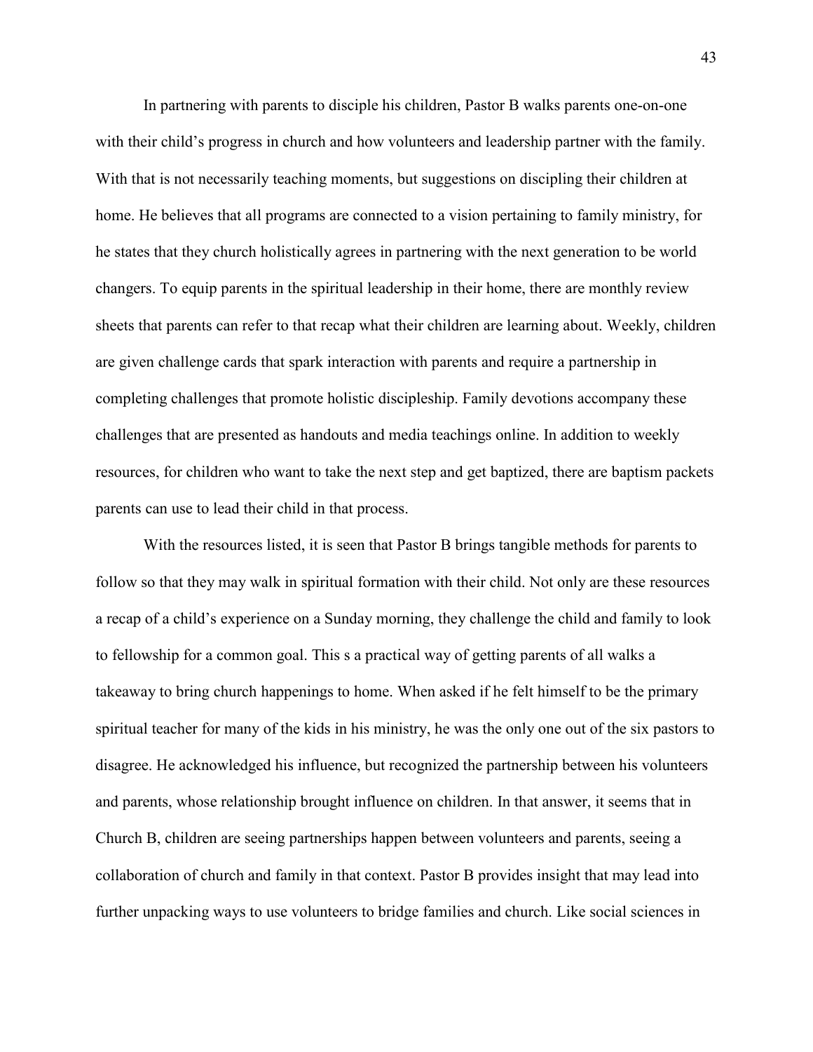In partnering with parents to disciple his children, Pastor B walks parents one-on-one with their child's progress in church and how volunteers and leadership partner with the family. With that is not necessarily teaching moments, but suggestions on discipling their children at home. He believes that all programs are connected to a vision pertaining to family ministry, for he states that they church holistically agrees in partnering with the next generation to be world changers. To equip parents in the spiritual leadership in their home, there are monthly review sheets that parents can refer to that recap what their children are learning about. Weekly, children are given challenge cards that spark interaction with parents and require a partnership in completing challenges that promote holistic discipleship. Family devotions accompany these challenges that are presented as handouts and media teachings online. In addition to weekly resources, for children who want to take the next step and get baptized, there are baptism packets parents can use to lead their child in that process.

With the resources listed, it is seen that Pastor B brings tangible methods for parents to follow so that they may walk in spiritual formation with their child. Not only are these resources a recap of a child's experience on a Sunday morning, they challenge the child and family to look to fellowship for a common goal. This s a practical way of getting parents of all walks a takeaway to bring church happenings to home. When asked if he felt himself to be the primary spiritual teacher for many of the kids in his ministry, he was the only one out of the six pastors to disagree. He acknowledged his influence, but recognized the partnership between his volunteers and parents, whose relationship brought influence on children. In that answer, it seems that in Church B, children are seeing partnerships happen between volunteers and parents, seeing a collaboration of church and family in that context. Pastor B provides insight that may lead into further unpacking ways to use volunteers to bridge families and church. Like social sciences in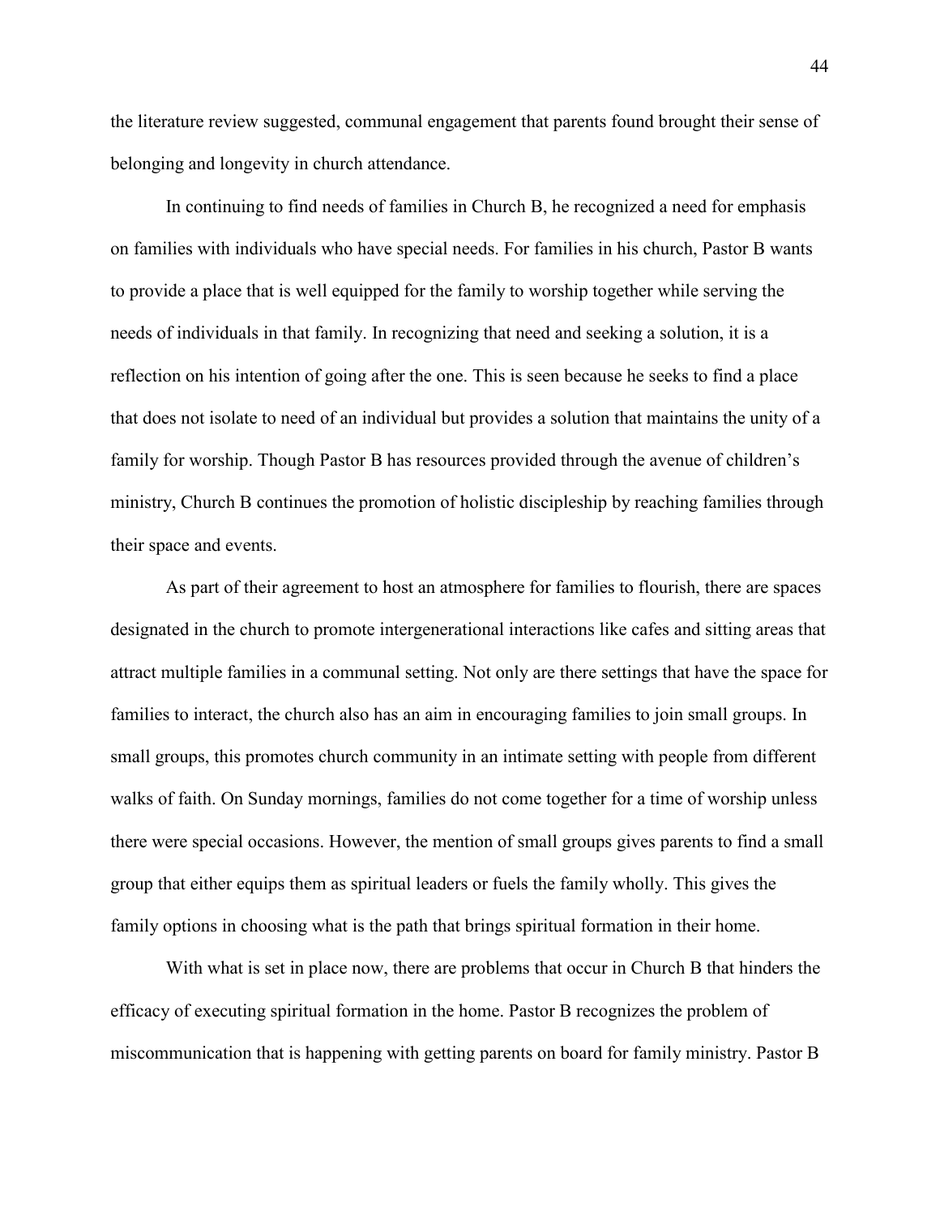the literature review suggested, communal engagement that parents found brought their sense of belonging and longevity in church attendance.

In continuing to find needs of families in Church B, he recognized a need for emphasis on families with individuals who have special needs. For families in his church, Pastor B wants to provide a place that is well equipped for the family to worship together while serving the needs of individuals in that family. In recognizing that need and seeking a solution, it is a reflection on his intention of going after the one. This is seen because he seeks to find a place that does not isolate to need of an individual but provides a solution that maintains the unity of a family for worship. Though Pastor B has resources provided through the avenue of children's ministry, Church B continues the promotion of holistic discipleship by reaching families through their space and events.

As part of their agreement to host an atmosphere for families to flourish, there are spaces designated in the church to promote intergenerational interactions like cafes and sitting areas that attract multiple families in a communal setting. Not only are there settings that have the space for families to interact, the church also has an aim in encouraging families to join small groups. In small groups, this promotes church community in an intimate setting with people from different walks of faith. On Sunday mornings, families do not come together for a time of worship unless there were special occasions. However, the mention of small groups gives parents to find a small group that either equips them as spiritual leaders or fuels the family wholly. This gives the family options in choosing what is the path that brings spiritual formation in their home.

With what is set in place now, there are problems that occur in Church B that hinders the efficacy of executing spiritual formation in the home. Pastor B recognizes the problem of miscommunication that is happening with getting parents on board for family ministry. Pastor B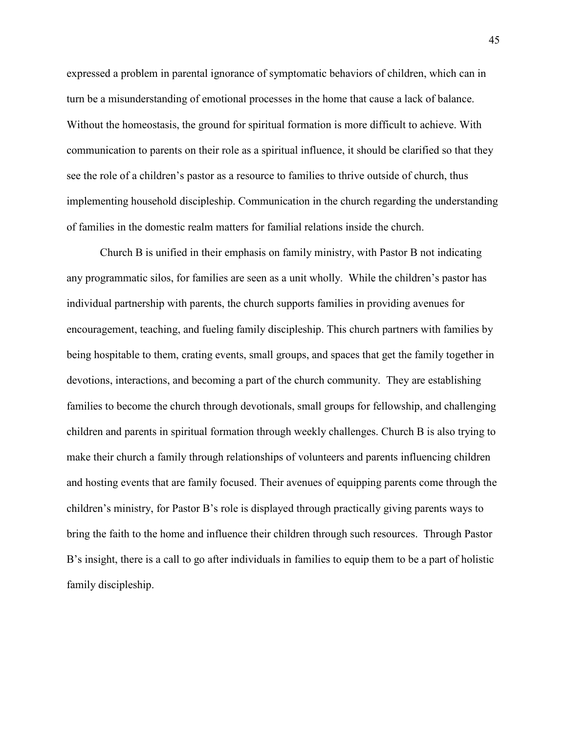expressed a problem in parental ignorance of symptomatic behaviors of children, which can in turn be a misunderstanding of emotional processes in the home that cause a lack of balance. Without the homeostasis, the ground for spiritual formation is more difficult to achieve. With communication to parents on their role as a spiritual influence, it should be clarified so that they see the role of a children's pastor as a resource to families to thrive outside of church, thus implementing household discipleship. Communication in the church regarding the understanding of families in the domestic realm matters for familial relations inside the church.

Church B is unified in their emphasis on family ministry, with Pastor B not indicating any programmatic silos, for families are seen as a unit wholly. While the children's pastor has individual partnership with parents, the church supports families in providing avenues for encouragement, teaching, and fueling family discipleship. This church partners with families by being hospitable to them, crating events, small groups, and spaces that get the family together in devotions, interactions, and becoming a part of the church community. They are establishing families to become the church through devotionals, small groups for fellowship, and challenging children and parents in spiritual formation through weekly challenges. Church B is also trying to make their church a family through relationships of volunteers and parents influencing children and hosting events that are family focused. Their avenues of equipping parents come through the children's ministry, for Pastor B's role is displayed through practically giving parents ways to bring the faith to the home and influence their children through such resources. Through Pastor B's insight, there is a call to go after individuals in families to equip them to be a part of holistic family discipleship.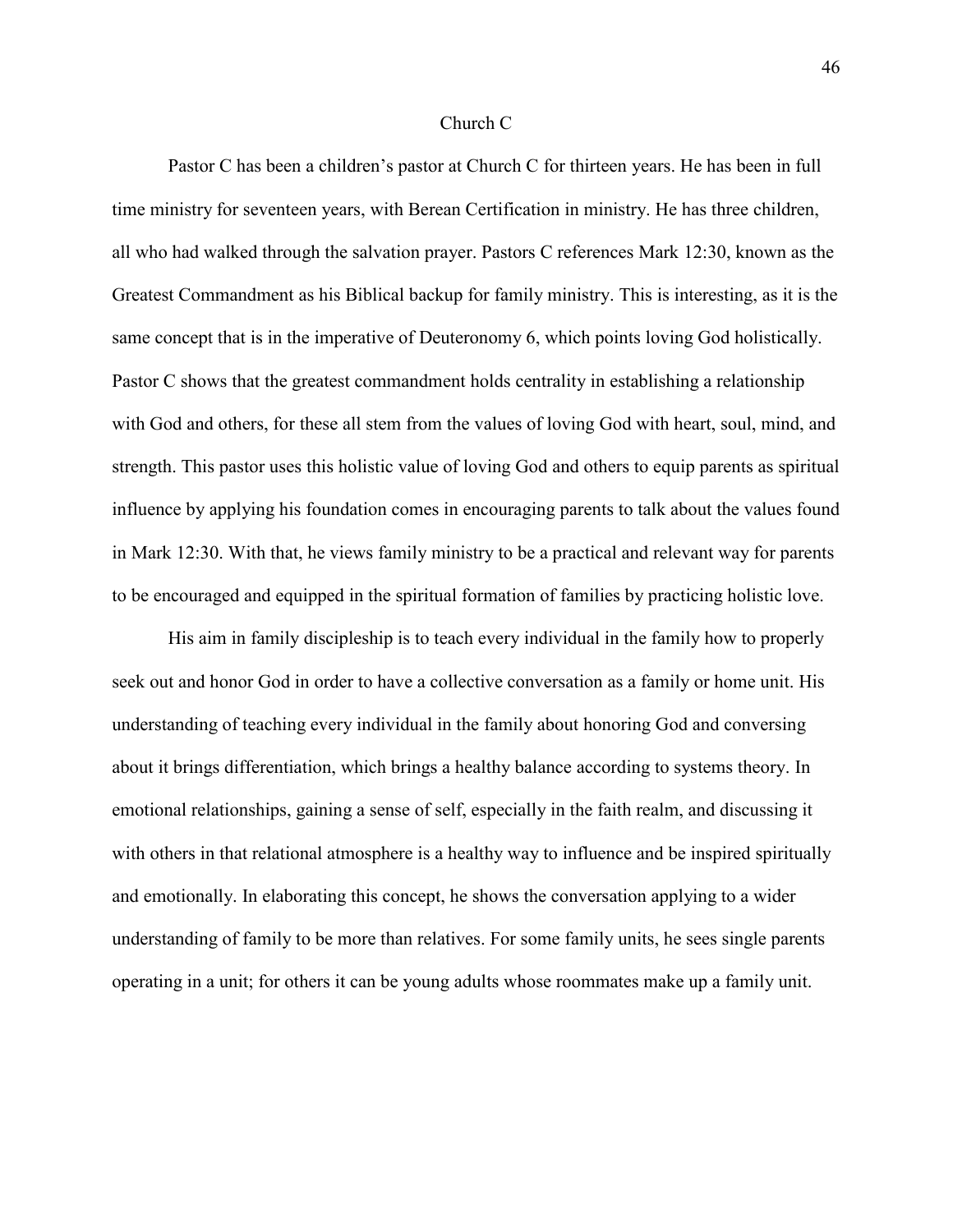## Church C

Pastor C has been a children's pastor at Church C for thirteen years. He has been in full time ministry for seventeen years, with Berean Certification in ministry. He has three children, all who had walked through the salvation prayer. Pastors C references Mark 12:30, known as the Greatest Commandment as his Biblical backup for family ministry. This is interesting, as it is the same concept that is in the imperative of Deuteronomy 6, which points loving God holistically. Pastor C shows that the greatest commandment holds centrality in establishing a relationship with God and others, for these all stem from the values of loving God with heart, soul, mind, and strength. This pastor uses this holistic value of loving God and others to equip parents as spiritual influence by applying his foundation comes in encouraging parents to talk about the values found in Mark 12:30. With that, he views family ministry to be a practical and relevant way for parents to be encouraged and equipped in the spiritual formation of families by practicing holistic love.

His aim in family discipleship is to teach every individual in the family how to properly seek out and honor God in order to have a collective conversation as a family or home unit. His understanding of teaching every individual in the family about honoring God and conversing about it brings differentiation, which brings a healthy balance according to systems theory. In emotional relationships, gaining a sense of self, especially in the faith realm, and discussing it with others in that relational atmosphere is a healthy way to influence and be inspired spiritually and emotionally. In elaborating this concept, he shows the conversation applying to a wider understanding of family to be more than relatives. For some family units, he sees single parents operating in a unit; for others it can be young adults whose roommates make up a family unit.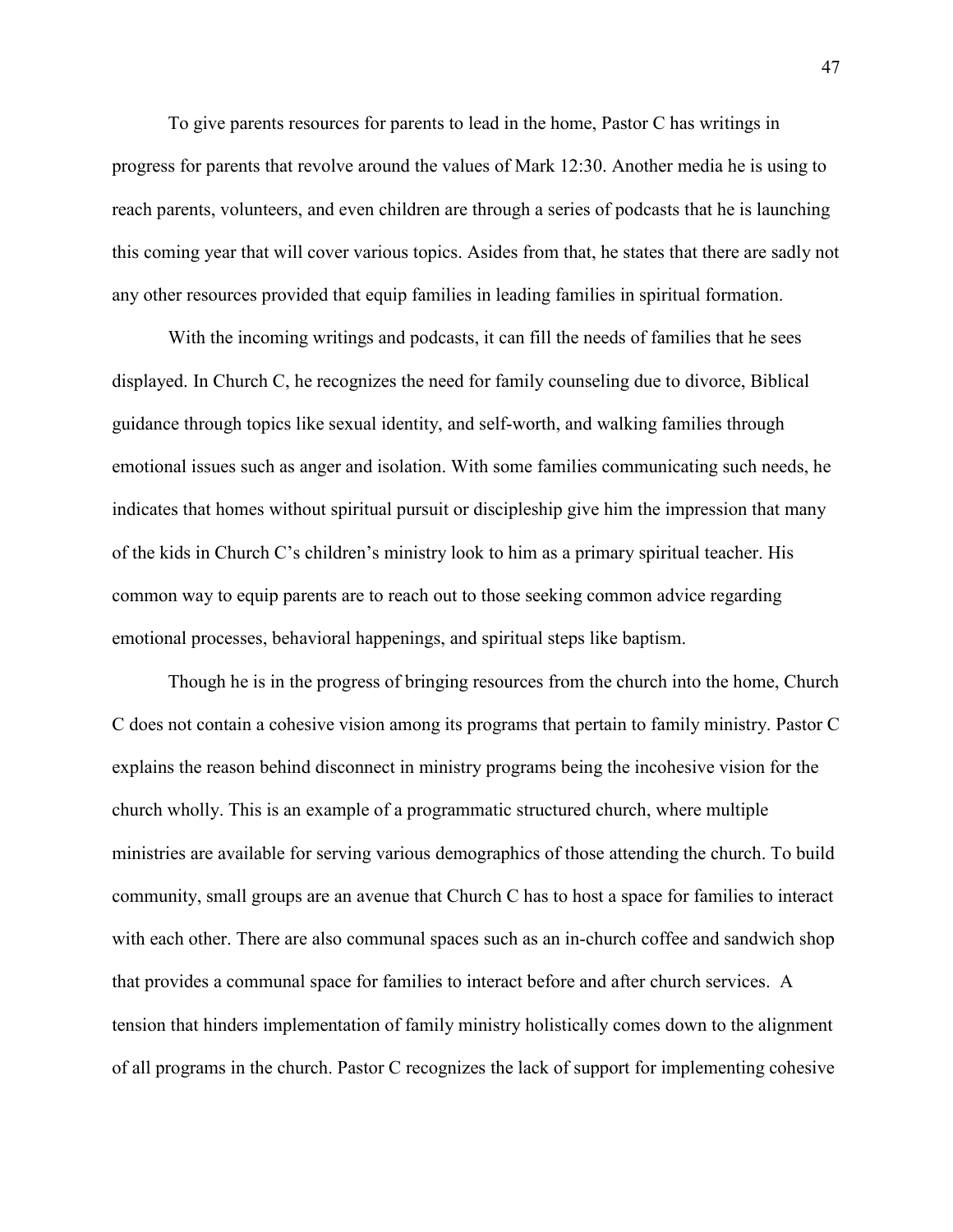To give parents resources for parents to lead in the home, Pastor C has writings in progress for parents that revolve around the values of Mark 12:30. Another media he is using to reach parents, volunteers, and even children are through a series of podcasts that he is launching this coming year that will cover various topics. Asides from that, he states that there are sadly not any other resources provided that equip families in leading families in spiritual formation.

With the incoming writings and podcasts, it can fill the needs of families that he sees displayed. In Church C, he recognizes the need for family counseling due to divorce, Biblical guidance through topics like sexual identity, and self-worth, and walking families through emotional issues such as anger and isolation. With some families communicating such needs, he indicates that homes without spiritual pursuit or discipleship give him the impression that many of the kids in Church C's children's ministry look to him as a primary spiritual teacher. His common way to equip parents are to reach out to those seeking common advice regarding emotional processes, behavioral happenings, and spiritual steps like baptism.

Though he is in the progress of bringing resources from the church into the home, Church C does not contain a cohesive vision among its programs that pertain to family ministry. Pastor C explains the reason behind disconnect in ministry programs being the incohesive vision for the church wholly. This is an example of a programmatic structured church, where multiple ministries are available for serving various demographics of those attending the church. To build community, small groups are an avenue that Church C has to host a space for families to interact with each other. There are also communal spaces such as an in-church coffee and sandwich shop that provides a communal space for families to interact before and after church services. A tension that hinders implementation of family ministry holistically comes down to the alignment of all programs in the church. Pastor C recognizes the lack of support for implementing cohesive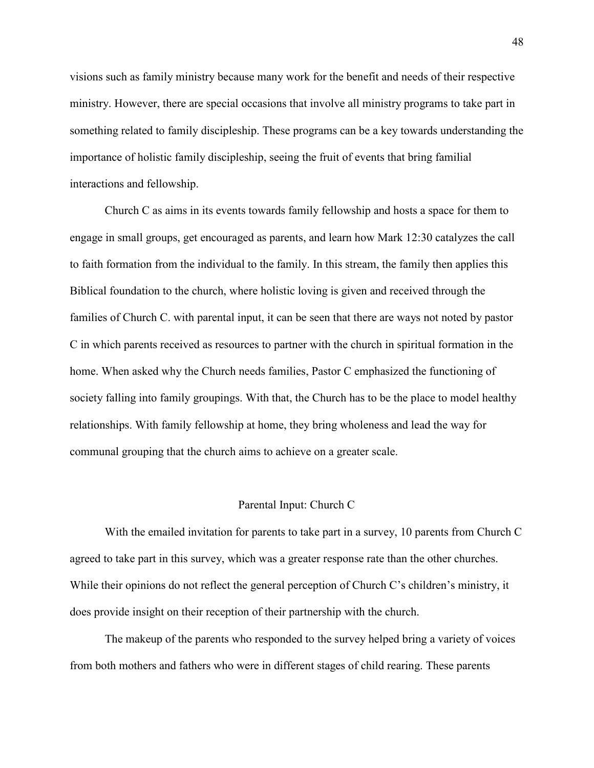visions such as family ministry because many work for the benefit and needs of their respective ministry. However, there are special occasions that involve all ministry programs to take part in something related to family discipleship. These programs can be a key towards understanding the importance of holistic family discipleship, seeing the fruit of events that bring familial interactions and fellowship.

Church C as aims in its events towards family fellowship and hosts a space for them to engage in small groups, get encouraged as parents, and learn how Mark 12:30 catalyzes the call to faith formation from the individual to the family. In this stream, the family then applies this Biblical foundation to the church, where holistic loving is given and received through the families of Church C. with parental input, it can be seen that there are ways not noted by pastor C in which parents received as resources to partner with the church in spiritual formation in the home. When asked why the Church needs families, Pastor C emphasized the functioning of society falling into family groupings. With that, the Church has to be the place to model healthy relationships. With family fellowship at home, they bring wholeness and lead the way for communal grouping that the church aims to achieve on a greater scale.

## Parental Input: Church C

With the emailed invitation for parents to take part in a survey, 10 parents from Church C agreed to take part in this survey, which was a greater response rate than the other churches. While their opinions do not reflect the general perception of Church C's children's ministry, it does provide insight on their reception of their partnership with the church.

The makeup of the parents who responded to the survey helped bring a variety of voices from both mothers and fathers who were in different stages of child rearing. These parents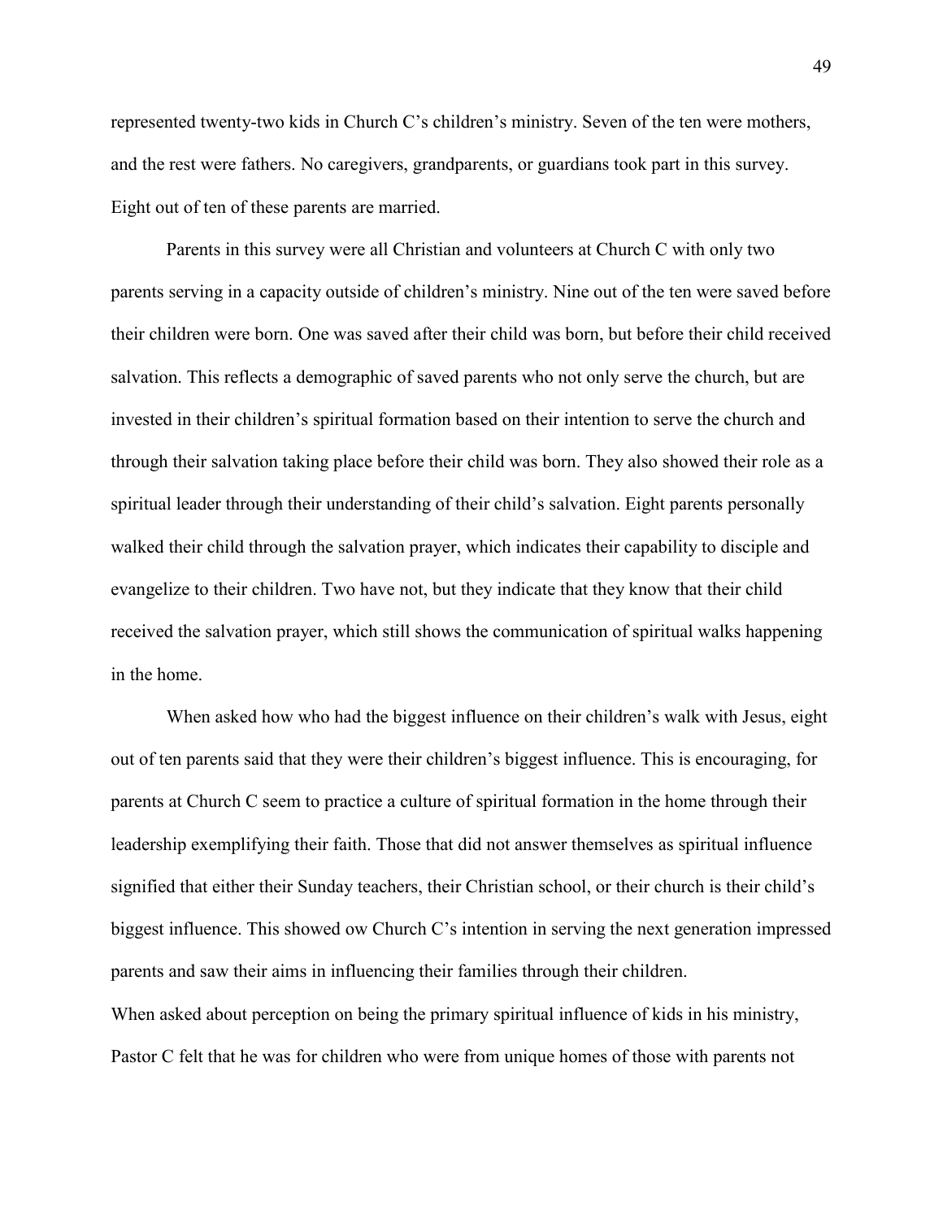represented twenty-two kids in Church C's children's ministry. Seven of the ten were mothers, and the rest were fathers. No caregivers, grandparents, or guardians took part in this survey. Eight out of ten of these parents are married.

Parents in this survey were all Christian and volunteers at Church C with only two parents serving in a capacity outside of children's ministry. Nine out of the ten were saved before their children were born. One was saved after their child was born, but before their child received salvation. This reflects a demographic of saved parents who not only serve the church, but are invested in their children's spiritual formation based on their intention to serve the church and through their salvation taking place before their child was born. They also showed their role as a spiritual leader through their understanding of their child's salvation. Eight parents personally walked their child through the salvation prayer, which indicates their capability to disciple and evangelize to their children. Two have not, but they indicate that they know that their child received the salvation prayer, which still shows the communication of spiritual walks happening in the home.

When asked how who had the biggest influence on their children's walk with Jesus, eight out of ten parents said that they were their children's biggest influence. This is encouraging, for parents at Church C seem to practice a culture of spiritual formation in the home through their leadership exemplifying their faith. Those that did not answer themselves as spiritual influence signified that either their Sunday teachers, their Christian school, or their church is their child's biggest influence. This showed ow Church C's intention in serving the next generation impressed parents and saw their aims in influencing their families through their children.

When asked about perception on being the primary spiritual influence of kids in his ministry, Pastor C felt that he was for children who were from unique homes of those with parents not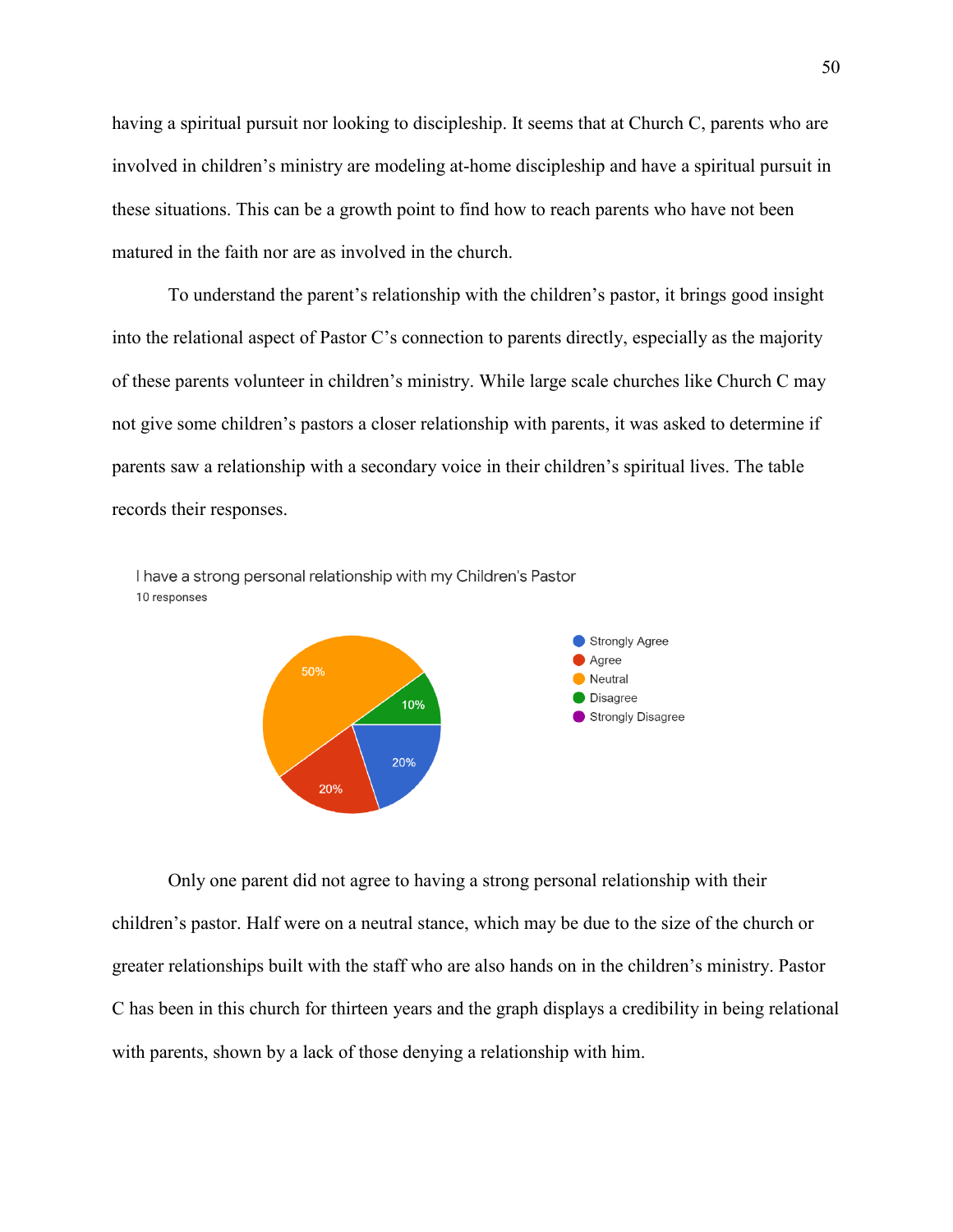having a spiritual pursuit nor looking to discipleship. It seems that at Church C, parents who are involved in children's ministry are modeling at-home discipleship and have a spiritual pursuit in these situations. This can be a growth point to find how to reach parents who have not been matured in the faith nor are as involved in the church.

To understand the parent's relationship with the children's pastor, it brings good insight into the relational aspect of Pastor C's connection to parents directly, especially as the majority of these parents volunteer in children's ministry. While large scale churches like Church C may not give some children's pastors a closer relationship with parents, it was asked to determine if parents saw a relationship with a secondary voice in their children's spiritual lives. The table records their responses.

I have a strong personal relationship with my Children's Pastor
10 responses

| Response | Percentage |
|---|---|
| Strongly Agree | 20% |
| Agree | 20% |
| Neutral | 50% |
| Disagree | 10% |
| Strongly Disagree | |

Only one parent did not agree to having a strong personal relationship with their children's pastor. Half were on a neutral stance, which may be due to the size of the church or greater relationships built with the staff who are also hands on in the children's ministry. Pastor C has been in this church for thirteen years and the graph displays a credibility in being relational with parents, shown by a lack of those denying a relationship with him.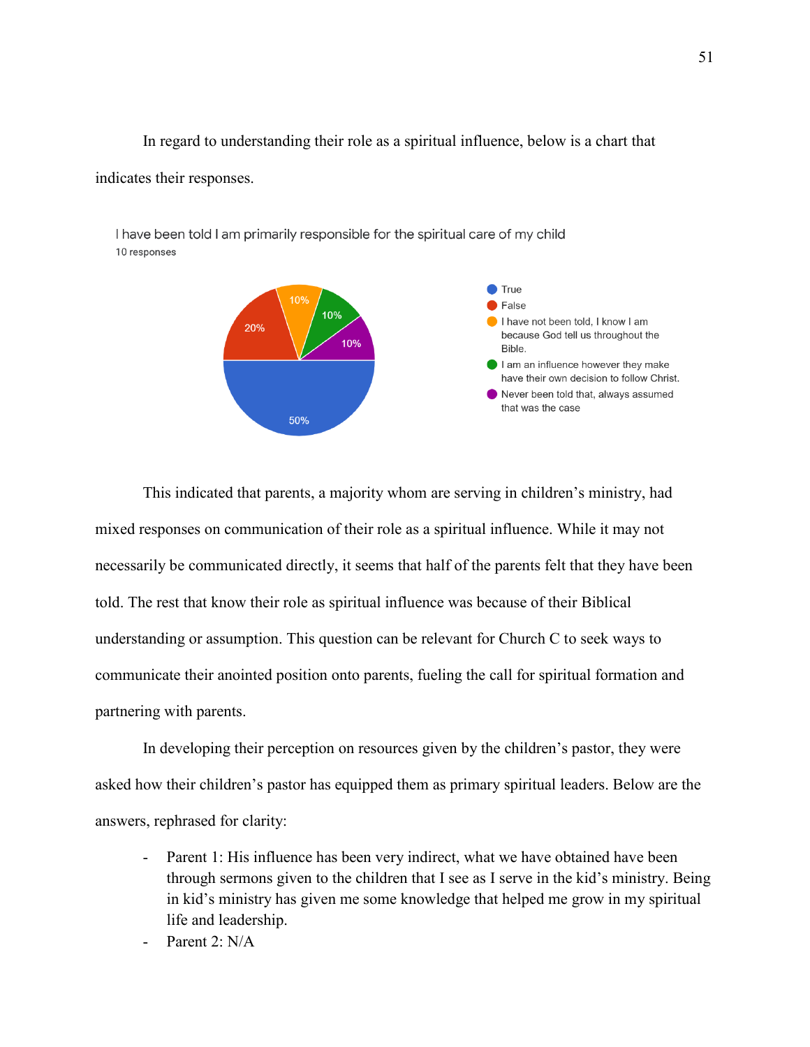In regard to understanding their role as a spiritual influence, below is a chart that indicates their responses.

I have been told I am primarily responsible for the spiritual care of my child

10 responses

| Response | Percentage |
| --- | --- |
| True | 50% |
| False | 20% |
| I have not been told, I know I am because God tell us throughout the Bible. | 10% |
| I am an influence however they make have their own decision to follow Christ. | 10% |
| Never been told that, always assumed that was the case | 10% |

This indicated that parents, a majority whom are serving in children's ministry, had mixed responses on communication of their role as a spiritual influence. While it may not necessarily be communicated directly, it seems that half of the parents felt that they have been told. The rest that know their role as spiritual influence was because of their Biblical understanding or assumption. This question can be relevant for Church C to seek ways to communicate their anointed position onto parents, fueling the call for spiritual formation and partnering with parents.

In developing their perception on resources given by the children's pastor, they were asked how their children's pastor has equipped them as primary spiritual leaders. Below are the answers, rephrased for clarity:

- Parent 1: His influence has been very indirect, what we have obtained have been through sermons given to the children that I see as I serve in the kid's ministry. Being in kid's ministry has given me some knowledge that helped me grow in my spiritual life and leadership.
- Parent 2: N/A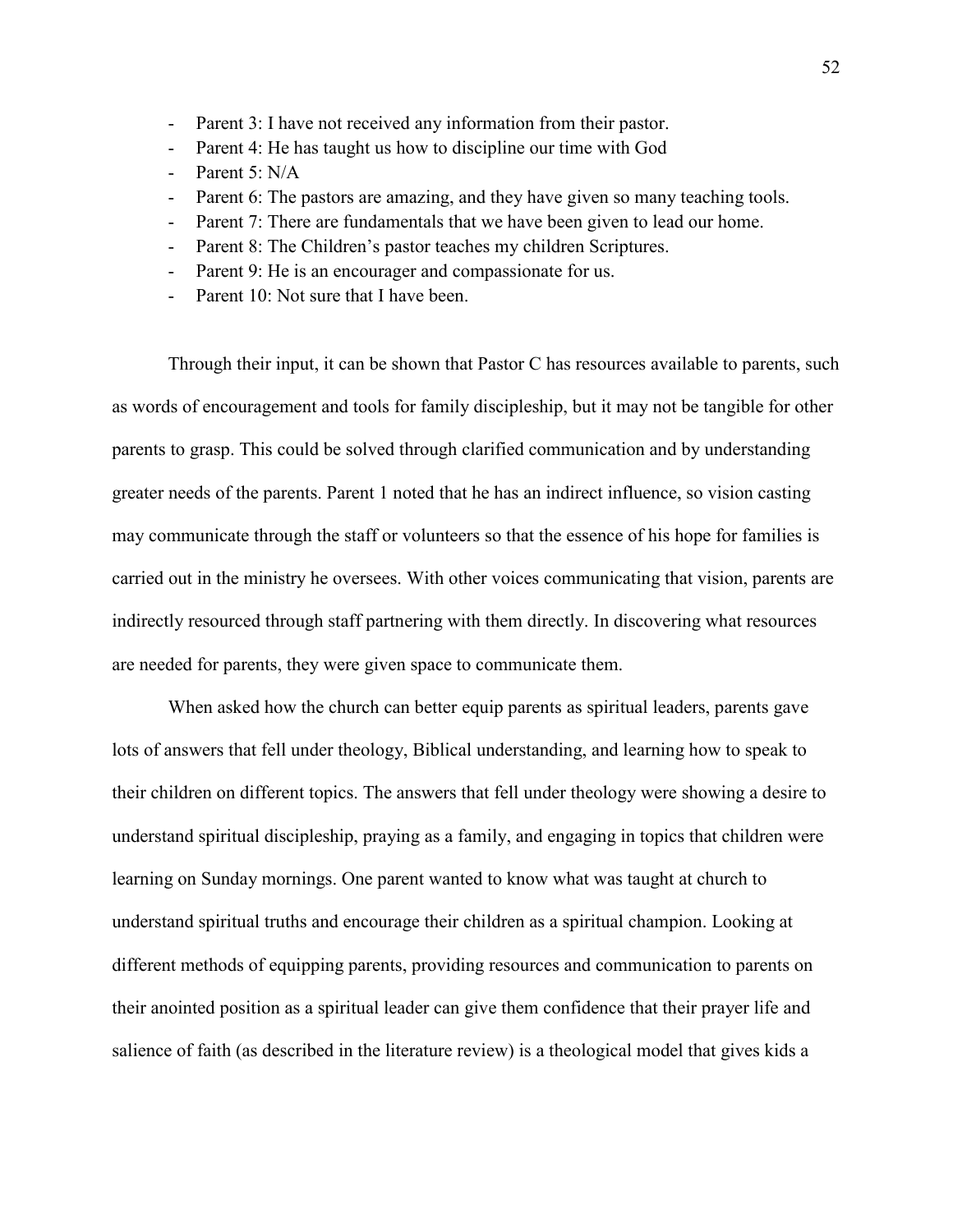- Parent 3: I have not received any information from their pastor.
- Parent 4: He has taught us how to discipline our time with God
- Parent 5: N/A
- Parent 6: The pastors are amazing, and they have given so many teaching tools.
- Parent 7: There are fundamentals that we have been given to lead our home.
- Parent 8: The Children's pastor teaches my children Scriptures.
- Parent 9: He is an encourager and compassionate for us.
- Parent 10: Not sure that I have been.

Through their input, it can be shown that Pastor C has resources available to parents, such as words of encouragement and tools for family discipleship, but it may not be tangible for other parents to grasp. This could be solved through clarified communication and by understanding greater needs of the parents. Parent 1 noted that he has an indirect influence, so vision casting may communicate through the staff or volunteers so that the essence of his hope for families is carried out in the ministry he oversees. With other voices communicating that vision, parents are indirectly resourced through staff partnering with them directly. In discovering what resources are needed for parents, they were given space to communicate them.

When asked how the church can better equip parents as spiritual leaders, parents gave lots of answers that fell under theology, Biblical understanding, and learning how to speak to their children on different topics. The answers that fell under theology were showing a desire to understand spiritual discipleship, praying as a family, and engaging in topics that children were learning on Sunday mornings. One parent wanted to know what was taught at church to understand spiritual truths and encourage their children as a spiritual champion. Looking at different methods of equipping parents, providing resources and communication to parents on their anointed position as a spiritual leader can give them confidence that their prayer life and salience of faith (as described in the literature review) is a theological model that gives kids a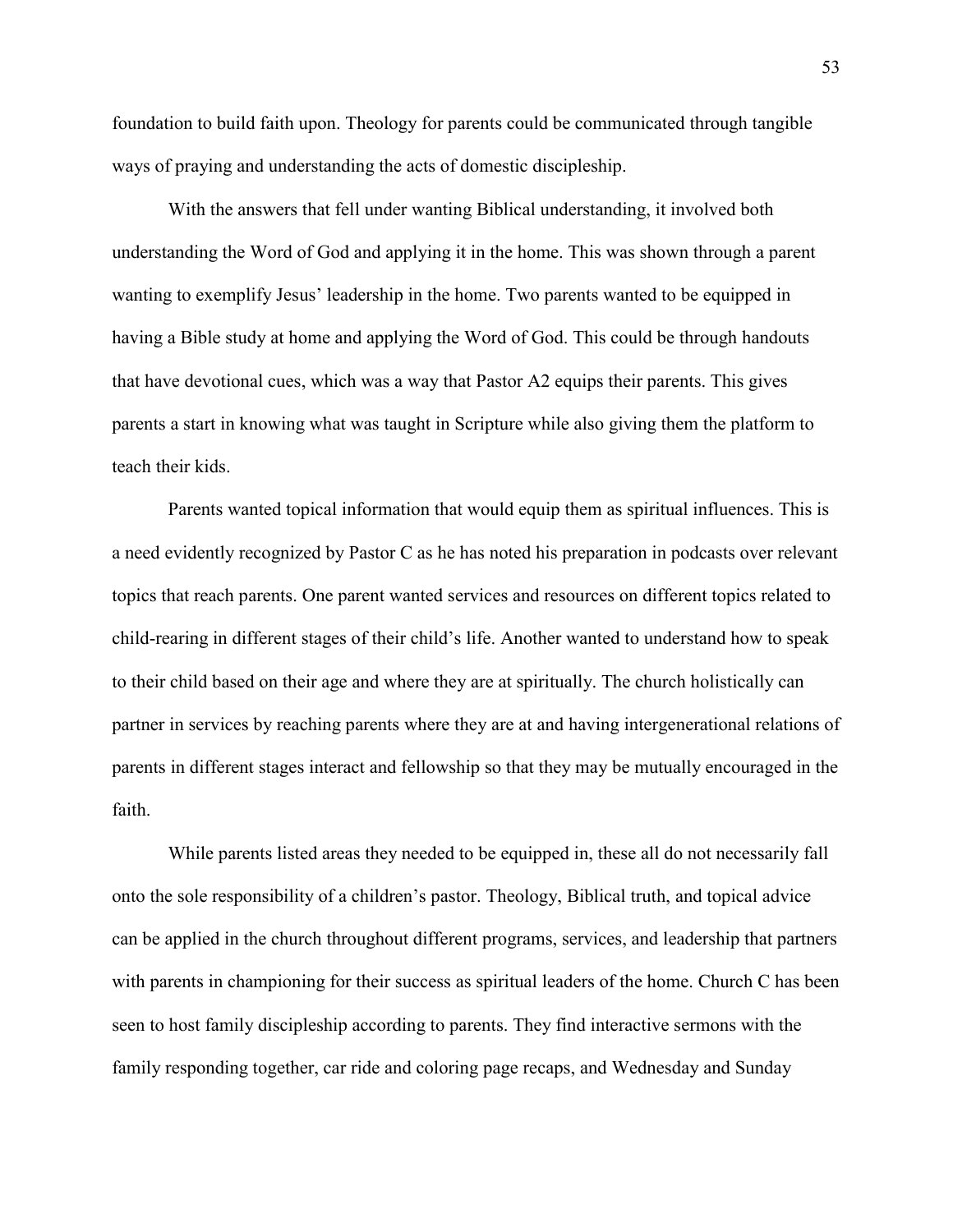foundation to build faith upon. Theology for parents could be communicated through tangible ways of praying and understanding the acts of domestic discipleship.

With the answers that fell under wanting Biblical understanding, it involved both understanding the Word of God and applying it in the home. This was shown through a parent wanting to exemplify Jesus' leadership in the home. Two parents wanted to be equipped in having a Bible study at home and applying the Word of God. This could be through handouts that have devotional cues, which was a way that Pastor A2 equips their parents. This gives parents a start in knowing what was taught in Scripture while also giving them the platform to teach their kids.

Parents wanted topical information that would equip them as spiritual influences. This is a need evidently recognized by Pastor C as he has noted his preparation in podcasts over relevant topics that reach parents. One parent wanted services and resources on different topics related to child-rearing in different stages of their child's life. Another wanted to understand how to speak to their child based on their age and where they are at spiritually. The church holistically can partner in services by reaching parents where they are at and having intergenerational relations of parents in different stages interact and fellowship so that they may be mutually encouraged in the faith.

While parents listed areas they needed to be equipped in, these all do not necessarily fall onto the sole responsibility of a children's pastor. Theology, Biblical truth, and topical advice can be applied in the church throughout different programs, services, and leadership that partners with parents in championing for their success as spiritual leaders of the home. Church C has been seen to host family discipleship according to parents. They find interactive sermons with the family responding together, car ride and coloring page recaps, and Wednesday and Sunday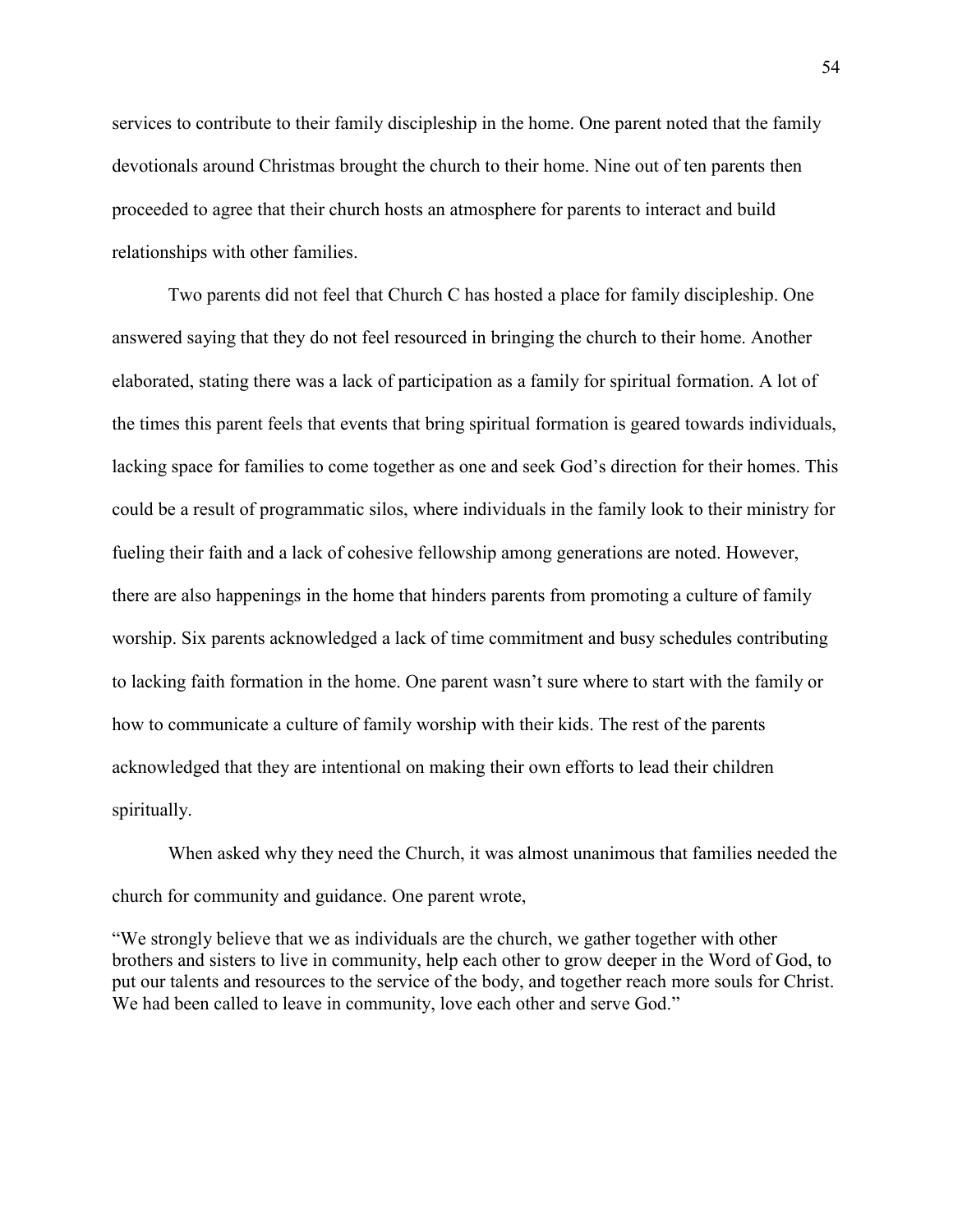services to contribute to their family discipleship in the home. One parent noted that the family devotionals around Christmas brought the church to their home. Nine out of ten parents then proceeded to agree that their church hosts an atmosphere for parents to interact and build relationships with other families.

Two parents did not feel that Church C has hosted a place for family discipleship. One answered saying that they do not feel resourced in bringing the church to their home. Another elaborated, stating there was a lack of participation as a family for spiritual formation. A lot of the times this parent feels that events that bring spiritual formation is geared towards individuals, lacking space for families to come together as one and seek God's direction for their homes. This could be a result of programmatic silos, where individuals in the family look to their ministry for fueling their faith and a lack of cohesive fellowship among generations are noted. However, there are also happenings in the home that hinders parents from promoting a culture of family worship. Six parents acknowledged a lack of time commitment and busy schedules contributing to lacking faith formation in the home. One parent wasn't sure where to start with the family or how to communicate a culture of family worship with their kids. The rest of the parents acknowledged that they are intentional on making their own efforts to lead their children spiritually.

When asked why they need the Church, it was almost unanimous that families needed the church for community and guidance. One parent wrote,

"We strongly believe that we as individuals are the church, we gather together with other brothers and sisters to live in community, help each other to grow deeper in the Word of God, to put our talents and resources to the service of the body, and together reach more souls for Christ. We had been called to leave in community, love each other and serve God."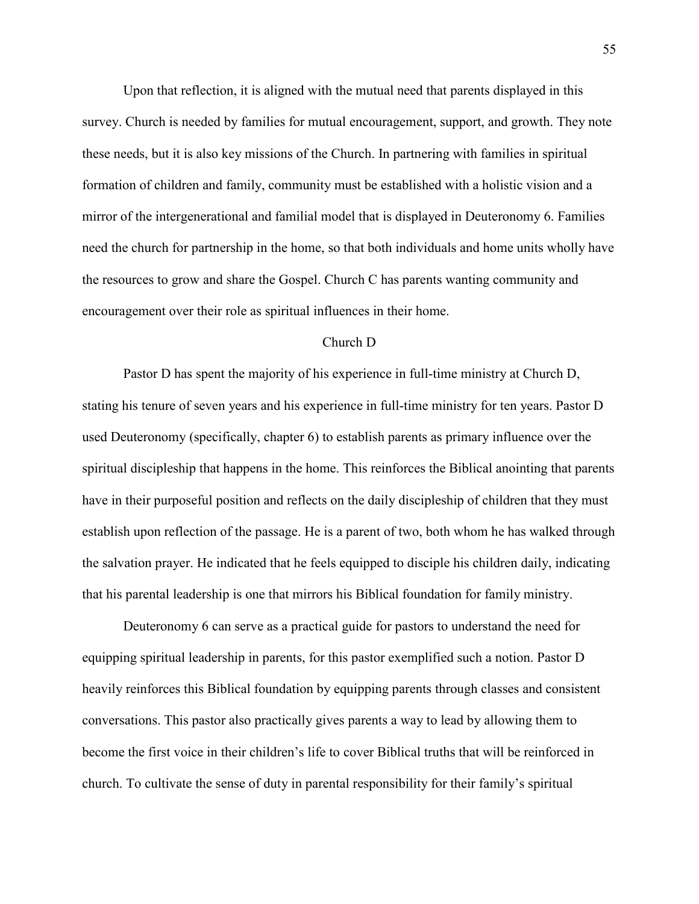Upon that reflection, it is aligned with the mutual need that parents displayed in this survey. Church is needed by families for mutual encouragement, support, and growth. They note these needs, but it is also key missions of the Church. In partnering with families in spiritual formation of children and family, community must be established with a holistic vision and a mirror of the intergenerational and familial model that is displayed in Deuteronomy 6. Families need the church for partnership in the home, so that both individuals and home units wholly have the resources to grow and share the Gospel. Church C has parents wanting community and encouragement over their role as spiritual influences in their home.

## Church D

Pastor D has spent the majority of his experience in full-time ministry at Church D, stating his tenure of seven years and his experience in full-time ministry for ten years. Pastor D used Deuteronomy (specifically, chapter 6) to establish parents as primary influence over the spiritual discipleship that happens in the home. This reinforces the Biblical anointing that parents have in their purposeful position and reflects on the daily discipleship of children that they must establish upon reflection of the passage. He is a parent of two, both whom he has walked through the salvation prayer. He indicated that he feels equipped to disciple his children daily, indicating that his parental leadership is one that mirrors his Biblical foundation for family ministry.

Deuteronomy 6 can serve as a practical guide for pastors to understand the need for equipping spiritual leadership in parents, for this pastor exemplified such a notion. Pastor D heavily reinforces this Biblical foundation by equipping parents through classes and consistent conversations. This pastor also practically gives parents a way to lead by allowing them to become the first voice in their children's life to cover Biblical truths that will be reinforced in church. To cultivate the sense of duty in parental responsibility for their family's spiritual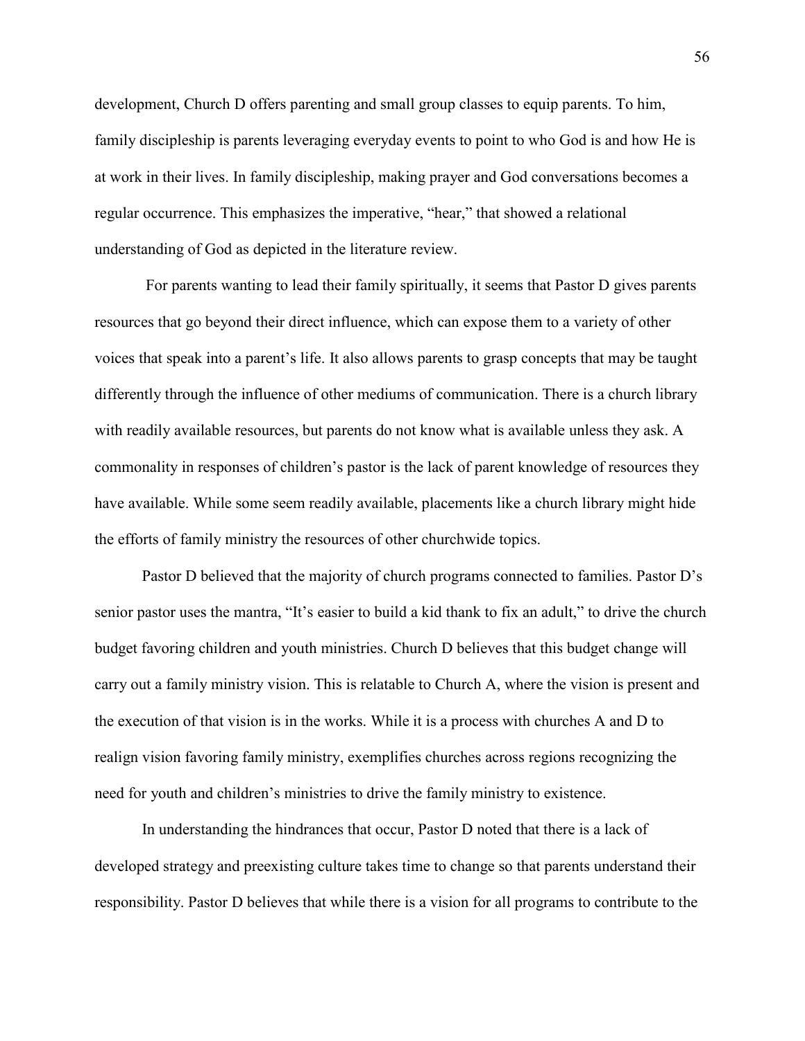development, Church D offers parenting and small group classes to equip parents. To him, family discipleship is parents leveraging everyday events to point to who God is and how He is at work in their lives. In family discipleship, making prayer and God conversations becomes a regular occurrence. This emphasizes the imperative, "hear," that showed a relational understanding of God as depicted in the literature review.

For parents wanting to lead their family spiritually, it seems that Pastor D gives parents resources that go beyond their direct influence, which can expose them to a variety of other voices that speak into a parent's life. It also allows parents to grasp concepts that may be taught differently through the influence of other mediums of communication. There is a church library with readily available resources, but parents do not know what is available unless they ask. A commonality in responses of children's pastor is the lack of parent knowledge of resources they have available. While some seem readily available, placements like a church library might hide the efforts of family ministry the resources of other churchwide topics.

Pastor D believed that the majority of church programs connected to families. Pastor D's senior pastor uses the mantra, "It's easier to build a kid thank to fix an adult," to drive the church budget favoring children and youth ministries. Church D believes that this budget change will carry out a family ministry vision. This is relatable to Church A, where the vision is present and the execution of that vision is in the works. While it is a process with churches A and D to realign vision favoring family ministry, exemplifies churches across regions recognizing the need for youth and children's ministries to drive the family ministry to existence.

In understanding the hindrances that occur, Pastor D noted that there is a lack of developed strategy and preexisting culture takes time to change so that parents understand their responsibility. Pastor D believes that while there is a vision for all programs to contribute to the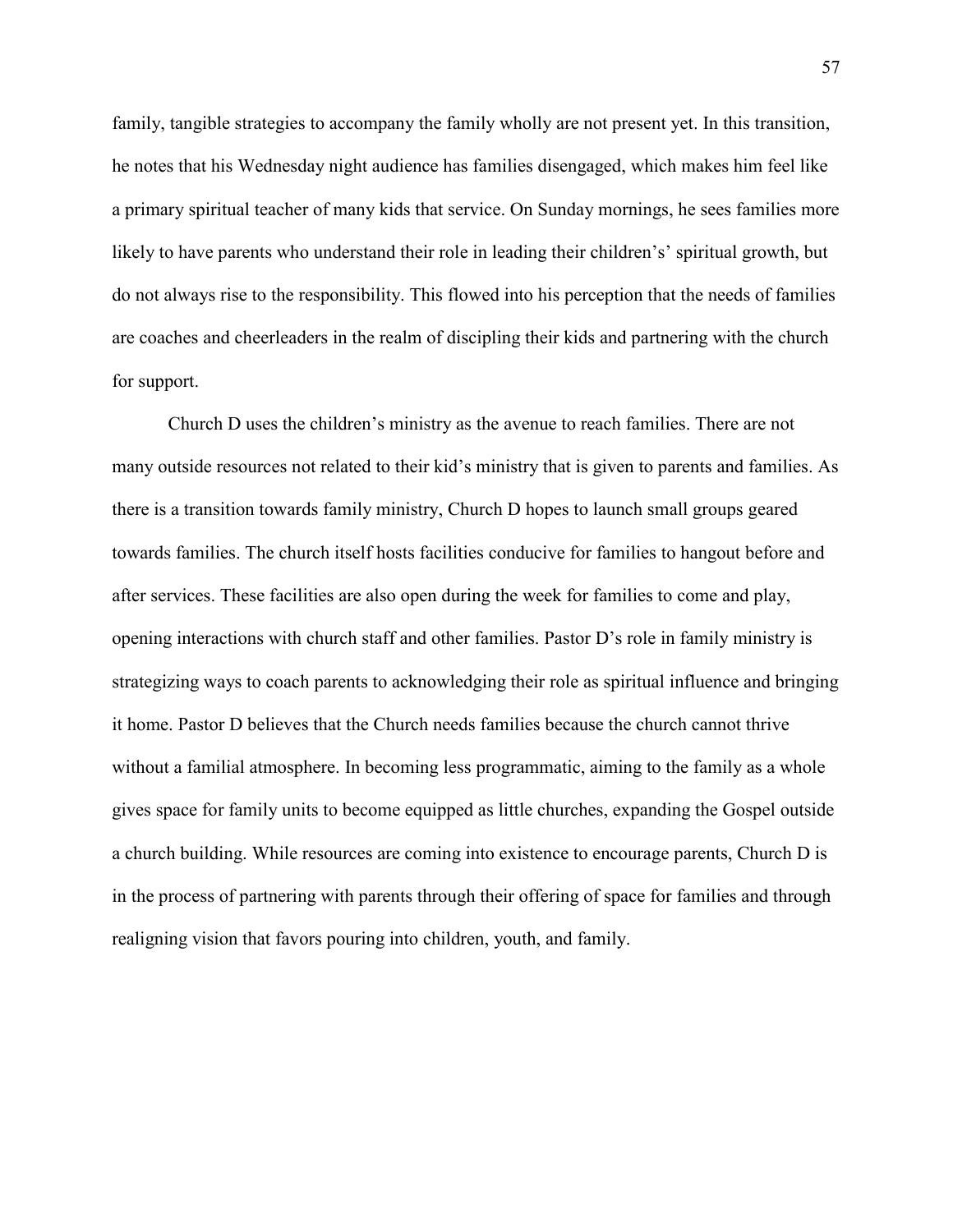family, tangible strategies to accompany the family wholly are not present yet. In this transition, he notes that his Wednesday night audience has families disengaged, which makes him feel like a primary spiritual teacher of many kids that service. On Sunday mornings, he sees families more likely to have parents who understand their role in leading their children's' spiritual growth, but do not always rise to the responsibility. This flowed into his perception that the needs of families are coaches and cheerleaders in the realm of discipling their kids and partnering with the church for support.

Church D uses the children's ministry as the avenue to reach families. There are not many outside resources not related to their kid's ministry that is given to parents and families. As there is a transition towards family ministry, Church D hopes to launch small groups geared towards families. The church itself hosts facilities conducive for families to hangout before and after services. These facilities are also open during the week for families to come and play, opening interactions with church staff and other families. Pastor D's role in family ministry is strategizing ways to coach parents to acknowledging their role as spiritual influence and bringing it home. Pastor D believes that the Church needs families because the church cannot thrive without a familial atmosphere. In becoming less programmatic, aiming to the family as a whole gives space for family units to become equipped as little churches, expanding the Gospel outside a church building. While resources are coming into existence to encourage parents, Church D is in the process of partnering with parents through their offering of space for families and through realigning vision that favors pouring into children, youth, and family.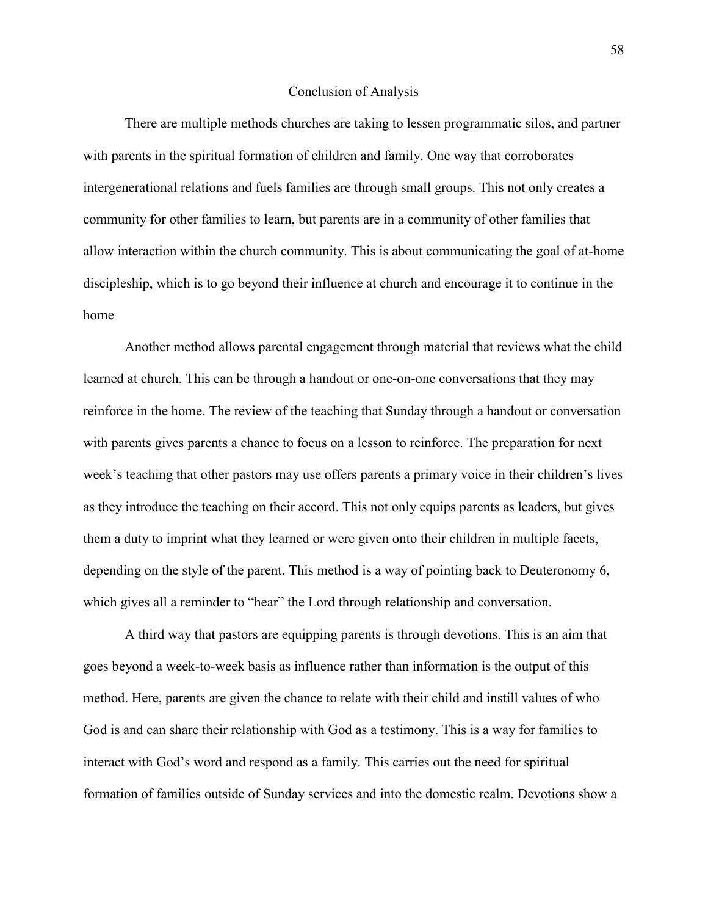## Conclusion of Analysis

There are multiple methods churches are taking to lessen programmatic silos, and partner with parents in the spiritual formation of children and family. One way that corroborates intergenerational relations and fuels families are through small groups. This not only creates a community for other families to learn, but parents are in a community of other families that allow interaction within the church community. This is about communicating the goal of at-home discipleship, which is to go beyond their influence at church and encourage it to continue in the home

Another method allows parental engagement through material that reviews what the child learned at church. This can be through a handout or one-on-one conversations that they may reinforce in the home. The review of the teaching that Sunday through a handout or conversation with parents gives parents a chance to focus on a lesson to reinforce. The preparation for next week's teaching that other pastors may use offers parents a primary voice in their children's lives as they introduce the teaching on their accord. This not only equips parents as leaders, but gives them a duty to imprint what they learned or were given onto their children in multiple facets, depending on the style of the parent. This method is a way of pointing back to Deuteronomy 6, which gives all a reminder to "hear" the Lord through relationship and conversation.

A third way that pastors are equipping parents is through devotions. This is an aim that goes beyond a week-to-week basis as influence rather than information is the output of this method. Here, parents are given the chance to relate with their child and instill values of who God is and can share their relationship with God as a testimony. This is a way for families to interact with God's word and respond as a family. This carries out the need for spiritual formation of families outside of Sunday services and into the domestic realm. Devotions show a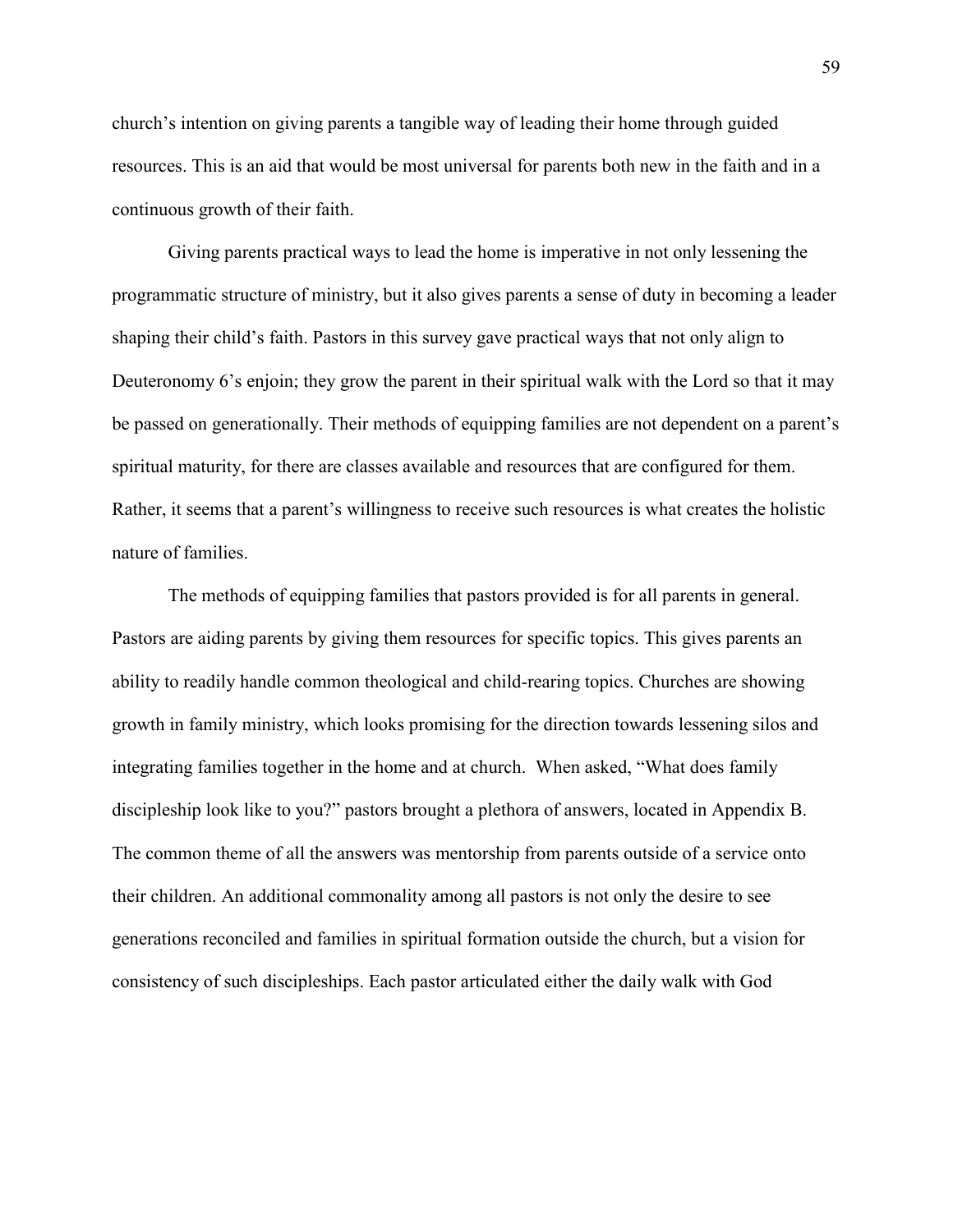church's intention on giving parents a tangible way of leading their home through guided resources. This is an aid that would be most universal for parents both new in the faith and in a continuous growth of their faith.

Giving parents practical ways to lead the home is imperative in not only lessening the programmatic structure of ministry, but it also gives parents a sense of duty in becoming a leader shaping their child's faith. Pastors in this survey gave practical ways that not only align to Deuteronomy 6's enjoin; they grow the parent in their spiritual walk with the Lord so that it may be passed on generationally. Their methods of equipping families are not dependent on a parent's spiritual maturity, for there are classes available and resources that are configured for them. Rather, it seems that a parent's willingness to receive such resources is what creates the holistic nature of families.

The methods of equipping families that pastors provided is for all parents in general. Pastors are aiding parents by giving them resources for specific topics. This gives parents an ability to readily handle common theological and child-rearing topics. Churches are showing growth in family ministry, which looks promising for the direction towards lessening silos and integrating families together in the home and at church. When asked, "What does family discipleship look like to you?" pastors brought a plethora of answers, located in Appendix B. The common theme of all the answers was mentorship from parents outside of a service onto their children. An additional commonality among all pastors is not only the desire to see generations reconciled and families in spiritual formation outside the church, but a vision for consistency of such discipleships. Each pastor articulated either the daily walk with God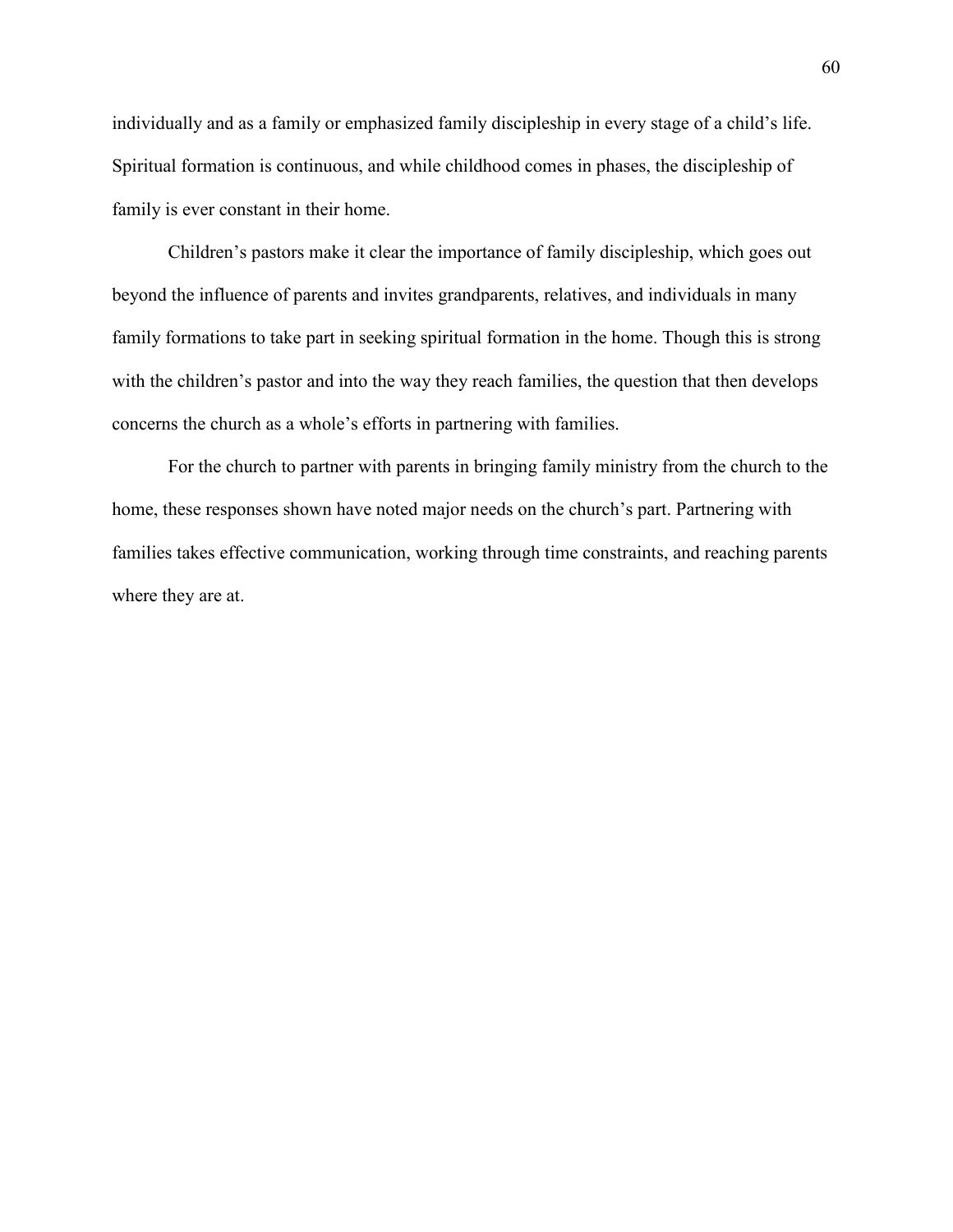individually and as a family or emphasized family discipleship in every stage of a child's life. Spiritual formation is continuous, and while childhood comes in phases, the discipleship of family is ever constant in their home.

Children's pastors make it clear the importance of family discipleship, which goes out beyond the influence of parents and invites grandparents, relatives, and individuals in many family formations to take part in seeking spiritual formation in the home. Though this is strong with the children's pastor and into the way they reach families, the question that then develops concerns the church as a whole's efforts in partnering with families.

For the church to partner with parents in bringing family ministry from the church to the home, these responses shown have noted major needs on the church's part. Partnering with families takes effective communication, working through time constraints, and reaching parents where they are at.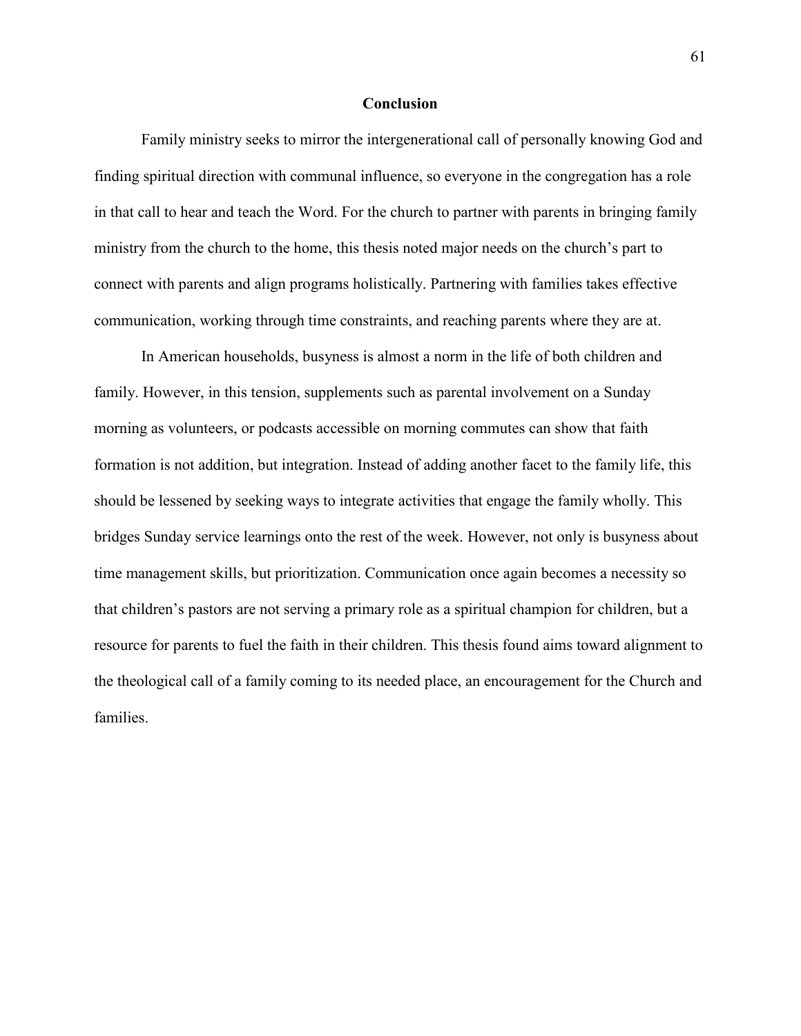## Conclusion

Family ministry seeks to mirror the intergenerational call of personally knowing God and finding spiritual direction with communal influence, so everyone in the congregation has a role in that call to hear and teach the Word. For the church to partner with parents in bringing family ministry from the church to the home, this thesis noted major needs on the church's part to connect with parents and align programs holistically. Partnering with families takes effective communication, working through time constraints, and reaching parents where they are at.

In American households, busyness is almost a norm in the life of both children and family. However, in this tension, supplements such as parental involvement on a Sunday morning as volunteers, or podcasts accessible on morning commutes can show that faith formation is not addition, but integration. Instead of adding another facet to the family life, this should be lessened by seeking ways to integrate activities that engage the family wholly. This bridges Sunday service learnings onto the rest of the week. However, not only is busyness about time management skills, but prioritization. Communication once again becomes a necessity so that children's pastors are not serving a primary role as a spiritual champion for children, but a resource for parents to fuel the faith in their children. This thesis found aims toward alignment to the theological call of a family coming to its needed place, an encouragement for the Church and families.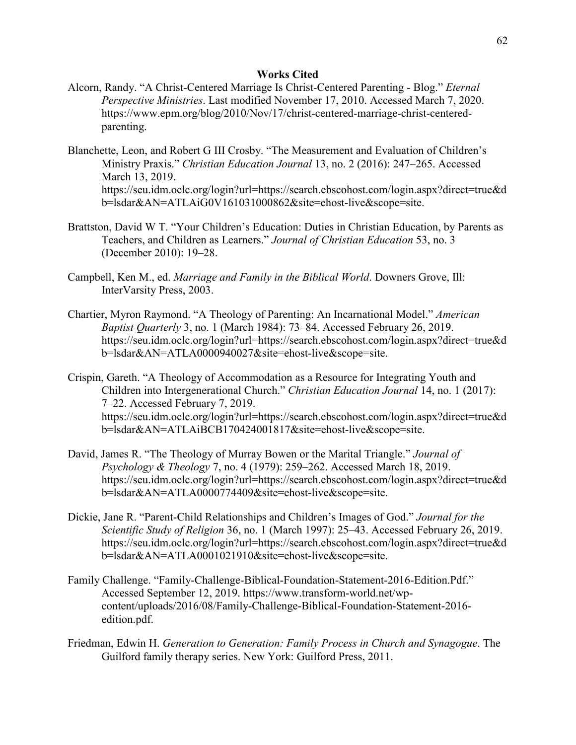**Works Cited**

Alcorn, Randy. "A Christ-Centered Marriage Is Christ-Centered Parenting - Blog." *Eternal Perspective Ministries*. Last modified November 17, 2010. Accessed March 7, 2020. https://www.epm.org/blog/2010/Nov/17/christ-centered-marriage-christ-centered-parenting.

Blanchette, Leon, and Robert G III Crosby. "The Measurement and Evaluation of Children's Ministry Praxis." *Christian Education Journal* 13, no. 2 (2016): 247–265. Accessed March 13, 2019. https://seu.idm.oclc.org/login?url=https://search.ebscohost.com/login.aspx?direct=true&db=lsdar&AN=ATLAiG0V161031000862&site=ehost-live&scope=site.

Brattston, David W T. "Your Children's Education: Duties in Christian Education, by Parents as Teachers, and Children as Learners." *Journal of Christian Education* 53, no. 3 (December 2010): 19–28.

Campbell, Ken M., ed. *Marriage and Family in the Biblical World*. Downers Grove, Ill: InterVarsity Press, 2003.

Chartier, Myron Raymond. "A Theology of Parenting: An Incarnational Model." *American Baptist Quarterly* 3, no. 1 (March 1984): 73–84. Accessed February 26, 2019. https://seu.idm.oclc.org/login?url=https://search.ebscohost.com/login.aspx?direct=true&db=lsdar&AN=ATLA0000940027&site=ehost-live&scope=site.

Crispin, Gareth. "A Theology of Accommodation as a Resource for Integrating Youth and Children into Intergenerational Church." *Christian Education Journal* 14, no. 1 (2017): 7–22. Accessed February 7, 2019. https://seu.idm.oclc.org/login?url=https://search.ebscohost.com/login.aspx?direct=true&db=lsdar&AN=ATLAiBCB170424001817&site=ehost-live&scope=site.

David, James R. "The Theology of Murray Bowen or the Marital Triangle." *Journal of Psychology & Theology* 7, no. 4 (1979): 259–262. Accessed March 18, 2019. https://seu.idm.oclc.org/login?url=https://search.ebscohost.com/login.aspx?direct=true&db=lsdar&AN=ATLA0000774409&site=ehost-live&scope=site.

Dickie, Jane R. "Parent-Child Relationships and Children's Images of God." *Journal for the Scientific Study of Religion* 36, no. 1 (March 1997): 25–43. Accessed February 26, 2019. https://seu.idm.oclc.org/login?url=https://search.ebscohost.com/login.aspx?direct=true&db=lsdar&AN=ATLA0001021910&site=ehost-live&scope=site.

Family Challenge. "Family-Challenge-Biblical-Foundation-Statement-2016-Edition.Pdf." Accessed September 12, 2019. https://www.transform-world.net/wp-content/uploads/2016/08/Family-Challenge-Biblical-Foundation-Statement-2016-edition.pdf.

Friedman, Edwin H. *Generation to Generation: Family Process in Church and Synagogue*. The Guilford family therapy series. New York: Guilford Press, 2011.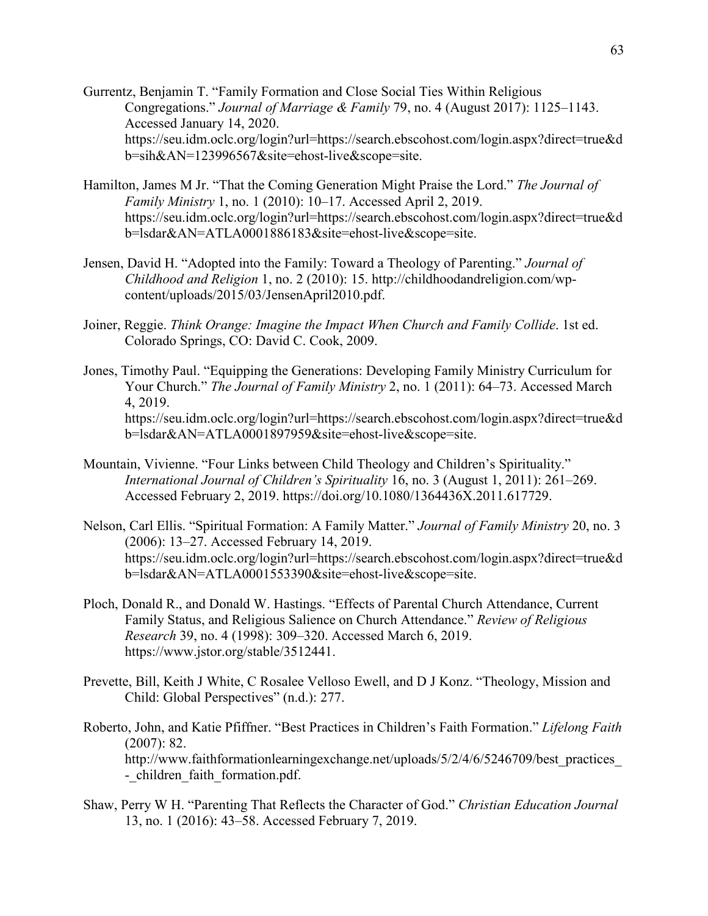Gurrentz, Benjamin T. "Family Formation and Close Social Ties Within Religious Congregations." *Journal of Marriage & Family* 79, no. 4 (August 2017): 1125–1143. Accessed January 14, 2020. https://seu.idm.oclc.org/login?url=https://search.ebscohost.com/login.aspx?direct=true&db=sih&AN=123996567&site=ehost-live&scope=site.

Hamilton, James M Jr. "That the Coming Generation Might Praise the Lord." *The Journal of Family Ministry* 1, no. 1 (2010): 10–17. Accessed April 2, 2019. https://seu.idm.oclc.org/login?url=https://search.ebscohost.com/login.aspx?direct=true&db=lsdar&AN=ATLA0001886183&site=ehost-live&scope=site.

Jensen, David H. "Adopted into the Family: Toward a Theology of Parenting." *Journal of Childhood and Religion* 1, no. 2 (2010): 15. http://childhoodandreligion.com/wp-content/uploads/2015/03/JensenApril2010.pdf.

Joiner, Reggie. *Think Orange: Imagine the Impact When Church and Family Collide*. 1st ed. Colorado Springs, CO: David C. Cook, 2009.

Jones, Timothy Paul. "Equipping the Generations: Developing Family Ministry Curriculum for Your Church." *The Journal of Family Ministry* 2, no. 1 (2011): 64–73. Accessed March 4, 2019. https://seu.idm.oclc.org/login?url=https://search.ebscohost.com/login.aspx?direct=true&db=lsdar&AN=ATLA0001897959&site=ehost-live&scope=site.

Mountain, Vivienne. "Four Links between Child Theology and Children's Spirituality." *International Journal of Children's Spirituality* 16, no. 3 (August 1, 2011): 261–269. Accessed February 2, 2019. https://doi.org/10.1080/1364436X.2011.617729.

Nelson, Carl Ellis. "Spiritual Formation: A Family Matter." *Journal of Family Ministry* 20, no. 3 (2006): 13–27. Accessed February 14, 2019. https://seu.idm.oclc.org/login?url=https://search.ebscohost.com/login.aspx?direct=true&db=lsdar&AN=ATLA0001553390&site=ehost-live&scope=site.

Ploch, Donald R., and Donald W. Hastings. "Effects of Parental Church Attendance, Current Family Status, and Religious Salience on Church Attendance." *Review of Religious Research* 39, no. 4 (1998): 309–320. Accessed March 6, 2019. https://www.jstor.org/stable/3512441.

Prevette, Bill, Keith J White, C Rosalee Velloso Ewell, and D J Konz. "Theology, Mission and Child: Global Perspectives" (n.d.): 277.

Roberto, John, and Katie Pfiffner. "Best Practices in Children's Faith Formation." *Lifelong Faith* (2007): 82. http://www.faithformationlearningexchange.net/uploads/5/2/4/6/5246709/best_practices_-_children_faith_formation.pdf.

Shaw, Perry W H. "Parenting That Reflects the Character of God." *Christian Education Journal* 13, no. 1 (2016): 43–58. Accessed February 7, 2019.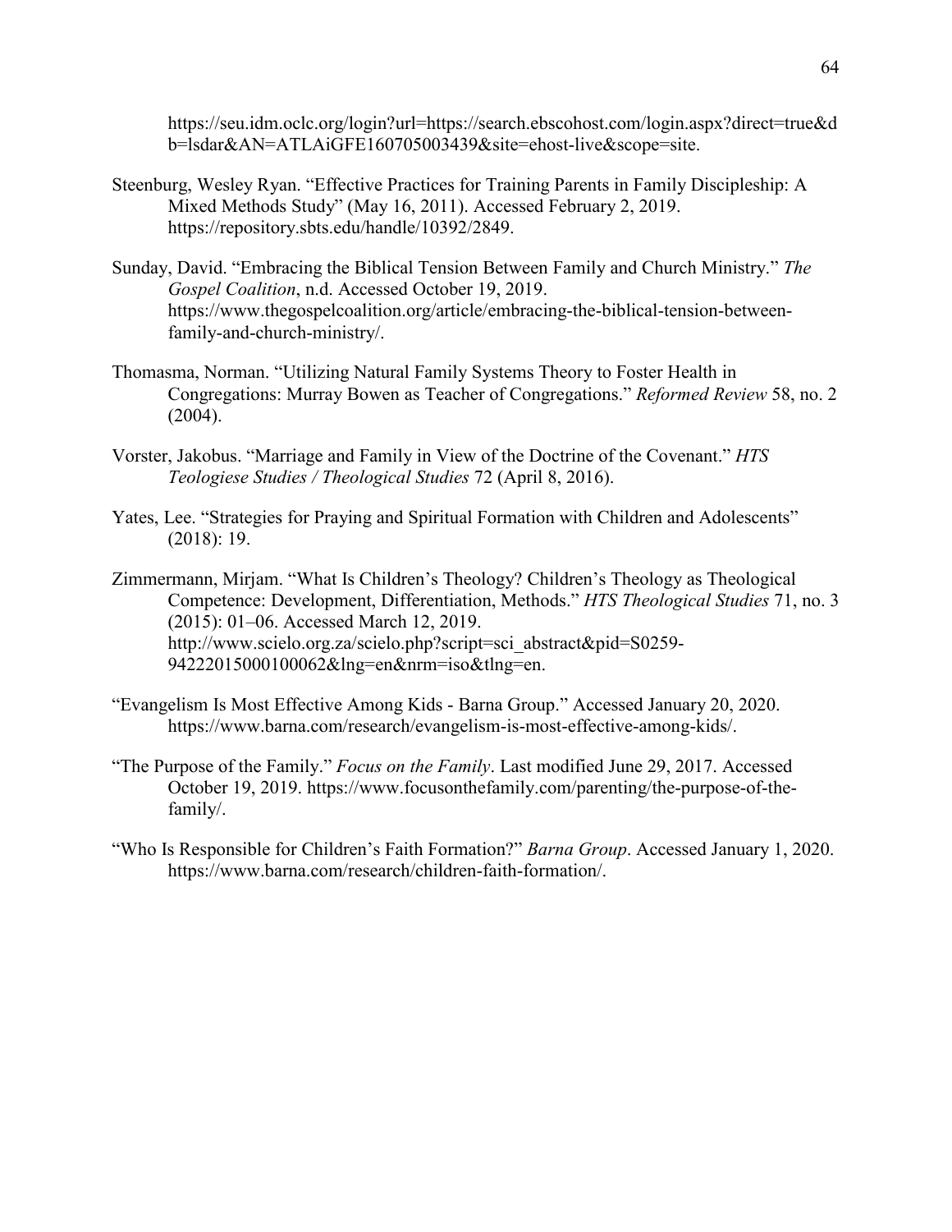https://seu.idm.oclc.org/login?url=https://search.ebscohost.com/login.aspx?direct=true&db=lsdar&AN=ATLAiGFE160705003439&site=ehost-live&scope=site.

Steenburg, Wesley Ryan. "Effective Practices for Training Parents in Family Discipleship: A Mixed Methods Study" (May 16, 2011). Accessed February 2, 2019. https://repository.sbts.edu/handle/10392/2849.

Sunday, David. "Embracing the Biblical Tension Between Family and Church Ministry." *The Gospel Coalition*, n.d. Accessed October 19, 2019. https://www.thegospelcoalition.org/article/embracing-the-biblical-tension-between-family-and-church-ministry/.

Thomasma, Norman. "Utilizing Natural Family Systems Theory to Foster Health in Congregations: Murray Bowen as Teacher of Congregations." *Reformed Review* 58, no. 2 (2004).

Vorster, Jakobus. "Marriage and Family in View of the Doctrine of the Covenant." *HTS Teologiese Studies / Theological Studies* 72 (April 8, 2016).

Yates, Lee. "Strategies for Praying and Spiritual Formation with Children and Adolescents" (2018): 19.

Zimmermann, Mirjam. "What Is Children's Theology? Children's Theology as Theological Competence: Development, Differentiation, Methods." *HTS Theological Studies* 71, no. 3 (2015): 01–06. Accessed March 12, 2019. http://www.scielo.org.za/scielo.php?script=sci_abstract&pid=S0259-94222015000100062&lng=en&nrm=iso&tlng=en.

"Evangelism Is Most Effective Among Kids - Barna Group." Accessed January 20, 2020. https://www.barna.com/research/evangelism-is-most-effective-among-kids/.

"The Purpose of the Family." *Focus on the Family*. Last modified June 29, 2017. Accessed October 19, 2019. https://www.focusonthefamily.com/parenting/the-purpose-of-the-family/.

"Who Is Responsible for Children's Faith Formation?" *Barna Group*. Accessed January 1, 2020. https://www.barna.com/research/children-faith-formation/.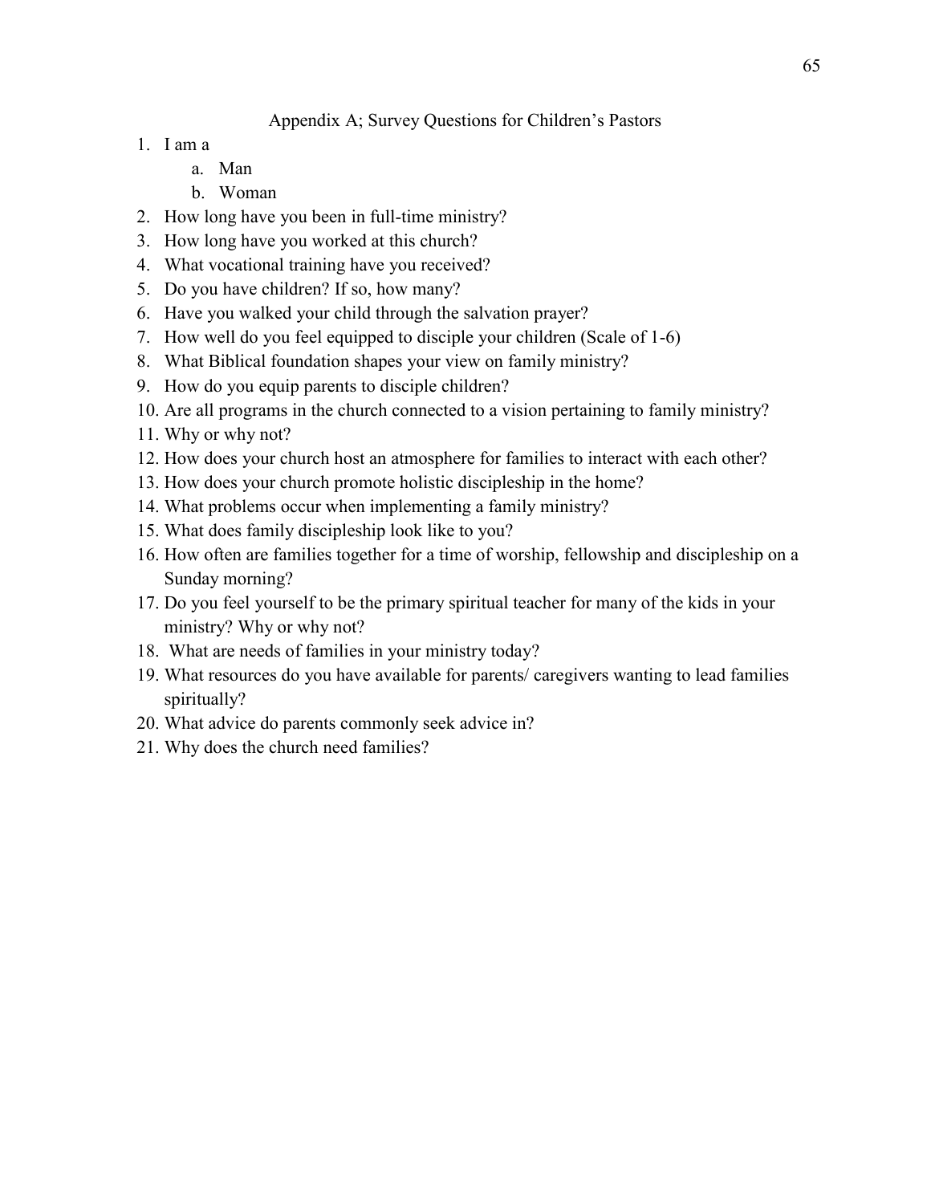## Appendix A; Survey Questions for Children's Pastors

1. I am a
    a. Man
    b. Woman
2. How long have you been in full-time ministry?
3. How long have you worked at this church?
4. What vocational training have you received?
5. Do you have children? If so, how many?
6. Have you walked your child through the salvation prayer?
7. How well do you feel equipped to disciple your children (Scale of 1-6)
8. What Biblical foundation shapes your view on family ministry?
9. How do you equip parents to disciple children?
10. Are all programs in the church connected to a vision pertaining to family ministry?
11. Why or why not?
12. How does your church host an atmosphere for families to interact with each other?
13. How does your church promote holistic discipleship in the home?
14. What problems occur when implementing a family ministry?
15. What does family discipleship look like to you?
16. How often are families together for a time of worship, fellowship and discipleship on a Sunday morning?
17. Do you feel yourself to be the primary spiritual teacher for many of the kids in your ministry? Why or why not?
18. What are needs of families in your ministry today?
19. What resources do you have available for parents/ caregivers wanting to lead families spiritually?
20. What advice do parents commonly seek advice in?
21. Why does the church need families?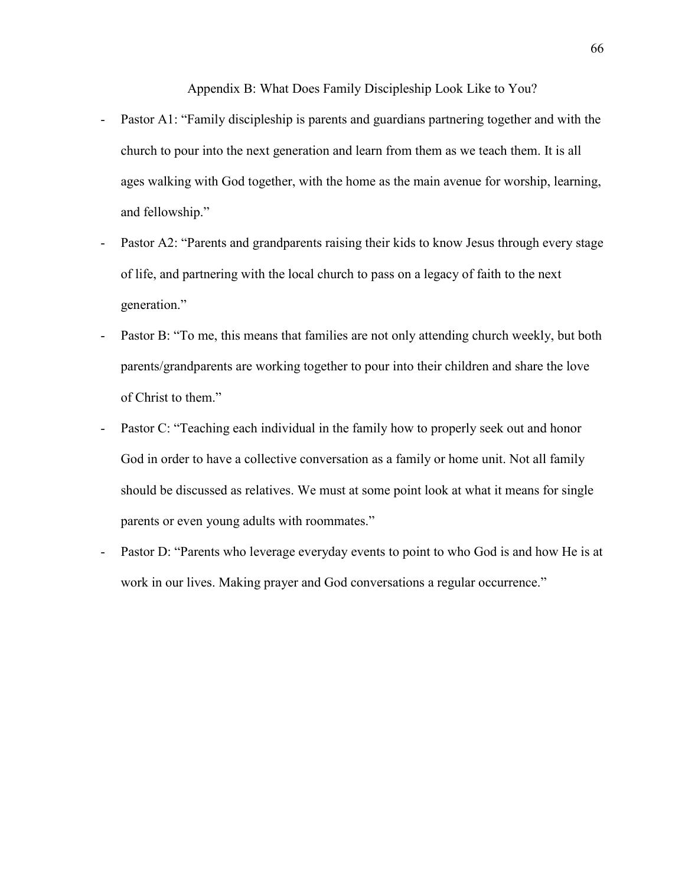# Appendix B: What Does Family Discipleship Look Like to You?

- Pastor A1: "Family discipleship is parents and guardians partnering together and with the church to pour into the next generation and learn from them as we teach them. It is all ages walking with God together, with the home as the main avenue for worship, learning, and fellowship."
- Pastor A2: "Parents and grandparents raising their kids to know Jesus through every stage of life, and partnering with the local church to pass on a legacy of faith to the next generation."
- Pastor B: "To me, this means that families are not only attending church weekly, but both parents/grandparents are working together to pour into their children and share the love of Christ to them."
- Pastor C: "Teaching each individual in the family how to properly seek out and honor God in order to have a collective conversation as a family or home unit. Not all family should be discussed as relatives. We must at some point look at what it means for single parents or even young adults with roommates."
- Pastor D: "Parents who leverage everyday events to point to who God is and how He is at work in our lives. Making prayer and God conversations a regular occurrence."